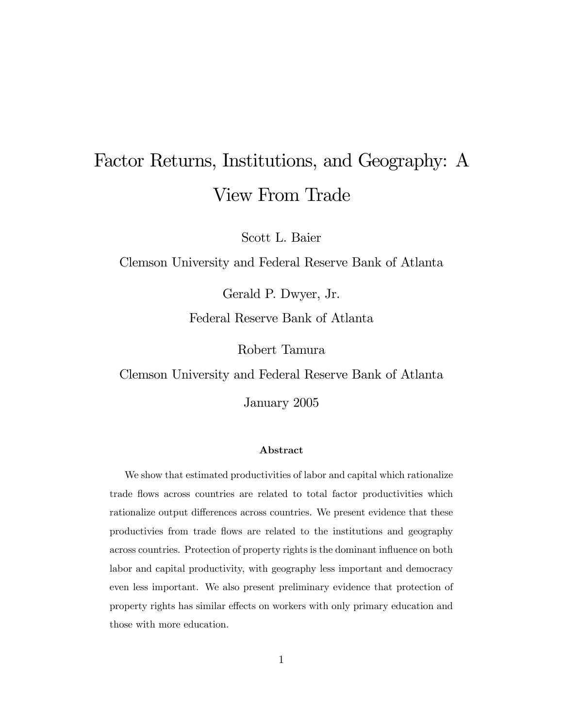# Factor Returns, Institutions, and Geography: A View From Trade

Scott L. Baier

Clemson University and Federal Reserve Bank of Atlanta

Gerald P. Dwyer, Jr.

Federal Reserve Bank of Atlanta

Robert Tamura

Clemson University and Federal Reserve Bank of Atlanta

January 2005

### Abstract

We show that estimated productivities of labor and capital which rationalize trade flows across countries are related to total factor productivities which rationalize output differences across countries. We present evidence that these productivies from trade flows are related to the institutions and geography across countries. Protection of property rights is the dominant influence on both labor and capital productivity, with geography less important and democracy even less important. We also present preliminary evidence that protection of property rights has similar effects on workers with only primary education and those with more education.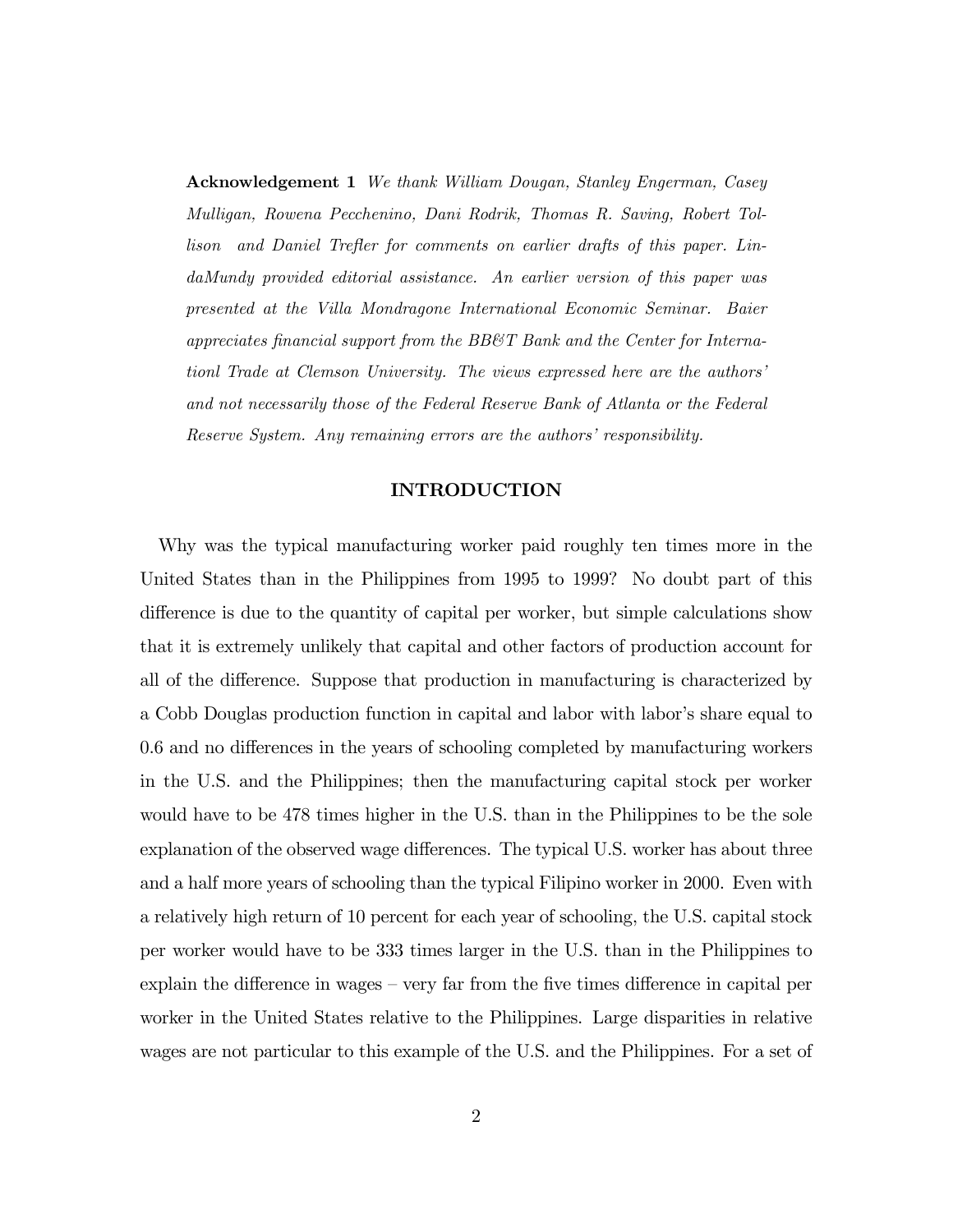**Acknowledgement 1** *We thank William Dougan, Stanley Engerman, Casey Mulligan, Rowena Pecchenino, Dani Rodrik, Thomas R. Saving, Robert Tollison and Daniel Trefler for comments on earlier drafts of this paper. LindaMundy provided editorial assistance. An earlier version of this paper was presented at the Villa Mondragone International Economic Seminar. Baier appreciates financial support from the BB&T Bank and the Center for Internationl Trade at Clemson University. The views expressed here are the authors' and not necessarily those of the Federal Reserve Bank of Atlanta or the Federal Reserve System. Any remaining errors are the authors' responsibility.*

## INTRODUCTION

Why was the typical manufacturing worker paid roughly ten times more in the United States than in the Philippines from 1995 to 1999? No doubt part of this difference is due to the quantity of capital per worker, but simple calculations show that it is extremely unlikely that capital and other factors of production account for all of the difference. Suppose that production in manufacturing is characterized by a Cobb Douglas production function in capital and labor with labor's share equal to 0.6 and no differences in the years of schooling completed by manufacturing workers in the U.S. and the Philippines; then the manufacturing capital stock per worker would have to be 478 times higher in the U.S. than in the Philippines to be the sole explanation of the observed wage differences. The typical U.S. worker has about three and a half more years of schooling than the typical Filipino worker in 2000. Even with a relatively high return of 10 percent for each year of schooling, the U.S. capital stock per worker would have to be 333 times larger in the U.S. than in the Philippines to explain the difference in wages – very far from the five times difference in capital per worker in the United States relative to the Philippines. Large disparities in relative wages are not particular to this example of the U.S. and the Philippines. For a set of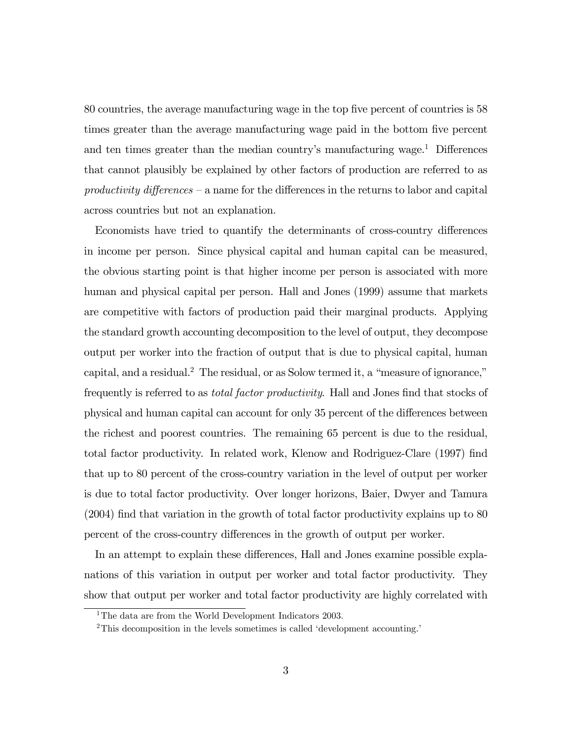80 countries, the average manufacturing wage in the top five percent of countries is 58 times greater than the average manufacturing wage paid in the bottom five percent and ten times greater than the median country's manufacturing wage.[1] Differences that cannot plausibly be explained by other factors of production are referred to as *productivity differences* – a name for the differences in the returns to labor and capital across countries but not an explanation.

Economists have tried to quantify the determinants of cross-country differences in income per person. Since physical capital and human capital can be measured, the obvious starting point is that higher income per person is associated with more human and physical capital per person. Hall and Jones (1999) assume that markets are competitive with factors of production paid their marginal products. Applying the standard growth accounting decomposition to the level of output, they decompose output per worker into the fraction of output that is due to physical capital, human capital, and a residual.[2] The residual, or as Solow termed it, a "measure of ignorance," frequently is referred to as *total factor productivity*. Hall and Jones find that stocks of physical and human capital can account for only 35 percent of the differences between the richest and poorest countries. The remaining 65 percent is due to the residual, total factor productivity. In related work, Klenow and Rodriguez-Clare (1997) find that up to 80 percent of the cross-country variation in the level of output per worker is due to total factor productivity. Over longer horizons, Baier, Dwyer and Tamura (2004) find that variation in the growth of total factor productivity explains up to 80 percent of the cross-country differences in the growth of output per worker.

In an attempt to explain these differences, Hall and Jones examine possible explanations of this variation in output per worker and total factor productivity. They show that output per worker and total factor productivity are highly correlated with

[1] The data are from the World Development Indicators 2003.

[2] This decomposition in the levels sometimes is called 'development accounting.'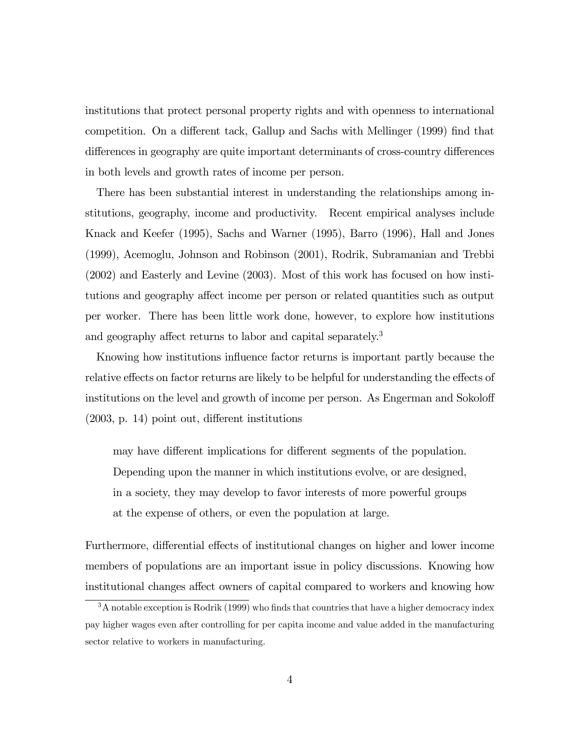institutions that protect personal property rights and with openness to international competition. On a different tack, Gallup and Sachs with Mellinger (1999) find that differences in geography are quite important determinants of cross-country differences in both levels and growth rates of income per person.

There has been substantial interest in understanding the relationships among institutions, geography, income and productivity. Recent empirical analyses include Knack and Keefer (1995), Sachs and Warner (1995), Barro (1996), Hall and Jones (1999), Acemoglu, Johnson and Robinson (2001), Rodrik, Subramanian and Trebbi (2002) and Easterly and Levine (2003). Most of this work has focused on how institutions and geography affect income per person or related quantities such as output per worker. There has been little work done, however, to explore how institutions and geography affect returns to labor and capital separately.[3]

Knowing how institutions influence factor returns is important partly because the relative effects on factor returns are likely to be helpful for understanding the effects of institutions on the level and growth of income per person. As Engerman and Sokoloff (2003, p. 14) point out, different institutions

> may have different implications for different segments of the population. Depending upon the manner in which institutions evolve, or are designed, in a society, they may develop to favor interests of more powerful groups at the expense of others, or even the population at large.

Furthermore, differential effects of institutional changes on higher and lower income members of populations are an important issue in policy discussions. Knowing how institutional changes affect owners of capital compared to workers and knowing how

[3] A notable exception is Rodrik (1999) who finds that countries that have a higher democracy index pay higher wages even after controlling for per capita income and value added in the manufacturing sector relative to workers in manufacturing.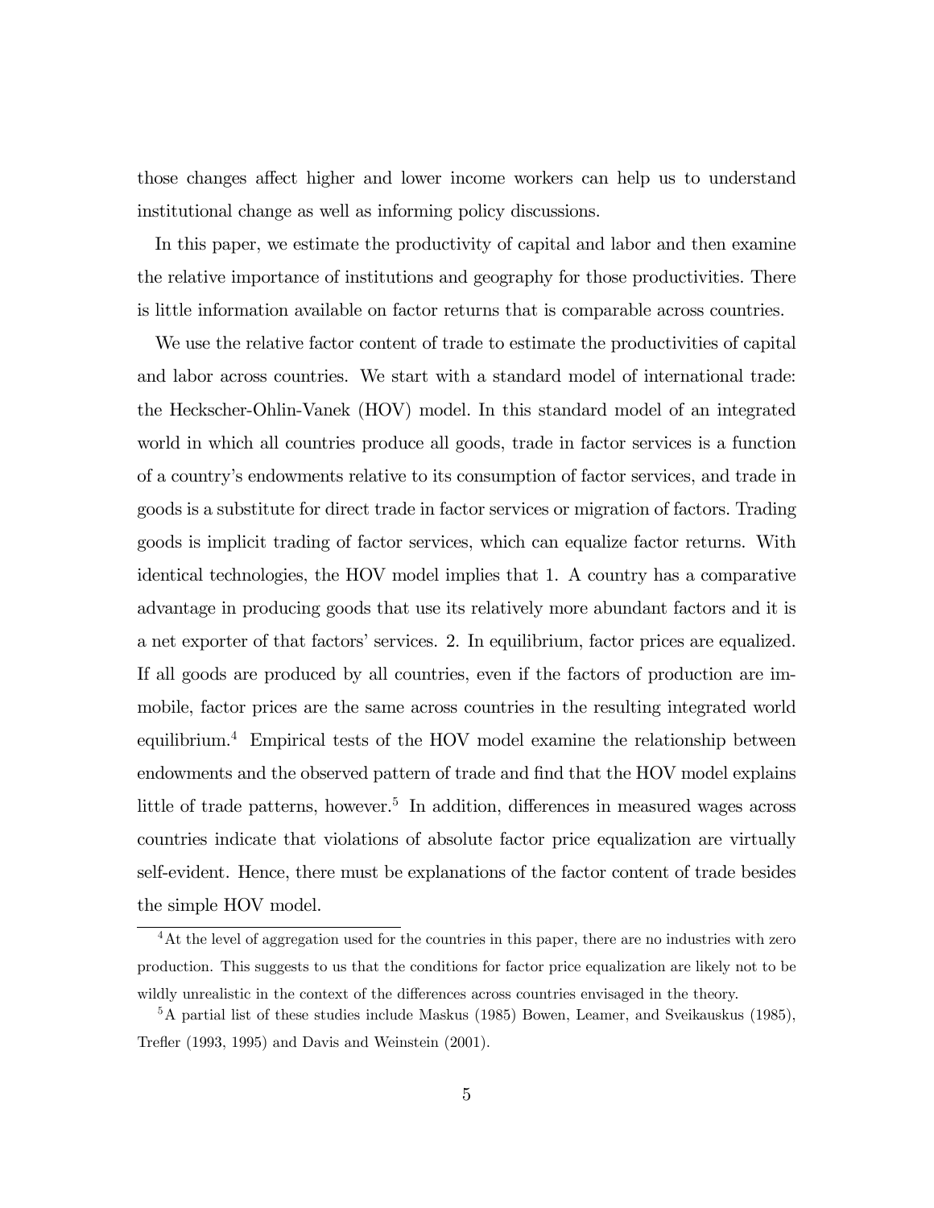those changes affect higher and lower income workers can help us to understand institutional change as well as informing policy discussions.

In this paper, we estimate the productivity of capital and labor and then examine the relative importance of institutions and geography for those productivities. There is little information available on factor returns that is comparable across countries.

We use the relative factor content of trade to estimate the productivities of capital and labor across countries. We start with a standard model of international trade: the Heckscher-Ohlin-Vanek (HOV) model. In this standard model of an integrated world in which all countries produce all goods, trade in factor services is a function of a country's endowments relative to its consumption of factor services, and trade in goods is a substitute for direct trade in factor services or migration of factors. Trading goods is implicit trading of factor services, which can equalize factor returns. With identical technologies, the HOV model implies that 1. A country has a comparative advantage in producing goods that use its relatively more abundant factors and it is a net exporter of that factors' services. 2. In equilibrium, factor prices are equalized. If all goods are produced by all countries, even if the factors of production are immobile, factor prices are the same across countries in the resulting integrated world equilibrium.[4] Empirical tests of the HOV model examine the relationship between endowments and the observed pattern of trade and find that the HOV model explains little of trade patterns, however.[5] In addition, differences in measured wages across countries indicate that violations of absolute factor price equalization are virtually self-evident. Hence, there must be explanations of the factor content of trade besides the simple HOV model.

[4] At the level of aggregation used for the countries in this paper, there are no industries with zero production. This suggests to us that the conditions for factor price equalization are likely not to be wildly unrealistic in the context of the differences across countries envisaged in the theory.

[5] A partial list of these studies include Maskus (1985) Bowen, Leamer, and Sveikauskus (1985), Trefler (1993, 1995) and Davis and Weinstein (2001).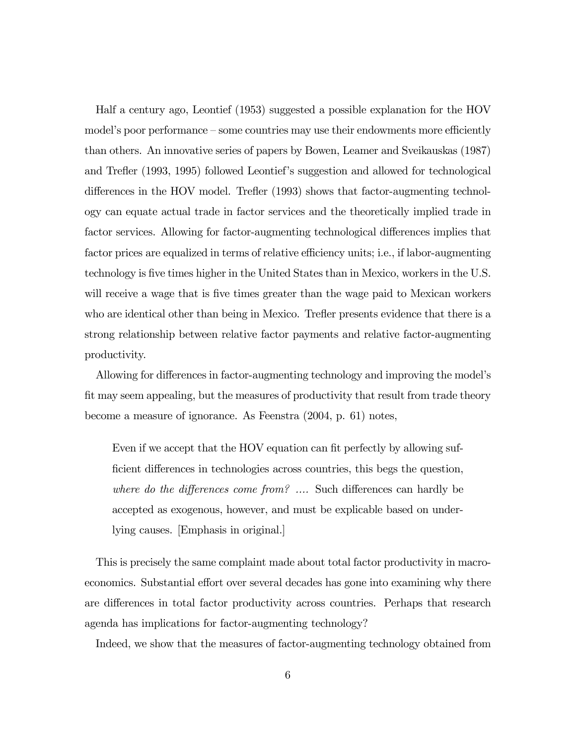Half a century ago, Leontief (1953) suggested a possible explanation for the HOV model's poor performance – some countries may use their endowments more efficiently than others. An innovative series of papers by Bowen, Leamer and Sveikauskas (1987) and Trefler (1993, 1995) followed Leontief's suggestion and allowed for technological differences in the HOV model. Trefler (1993) shows that factor-augmenting technology can equate actual trade in factor services and the theoretically implied trade in factor services. Allowing for factor-augmenting technological differences implies that factor prices are equalized in terms of relative efficiency units; i.e., if labor-augmenting technology is five times higher in the United States than in Mexico, workers in the U.S. will receive a wage that is five times greater than the wage paid to Mexican workers who are identical other than being in Mexico. Trefler presents evidence that there is a strong relationship between relative factor payments and relative factor-augmenting productivity.

Allowing for differences in factor-augmenting technology and improving the model's fit may seem appealing, but the measures of productivity that result from trade theory become a measure of ignorance. As Feenstra (2004, p. 61) notes,

> Even if we accept that the HOV equation can fit perfectly by allowing sufficient differences in technologies across countries, this begs the question, *where do the differences come from? ....* Such differences can hardly be accepted as exogenous, however, and must be explicable based on underlying causes. [Emphasis in original.]

This is precisely the same complaint made about total factor productivity in macroeconomics. Substantial effort over several decades has gone into examining why there are differences in total factor productivity across countries. Perhaps that research agenda has implications for factor-augmenting technology?

Indeed, we show that the measures of factor-augmenting technology obtained from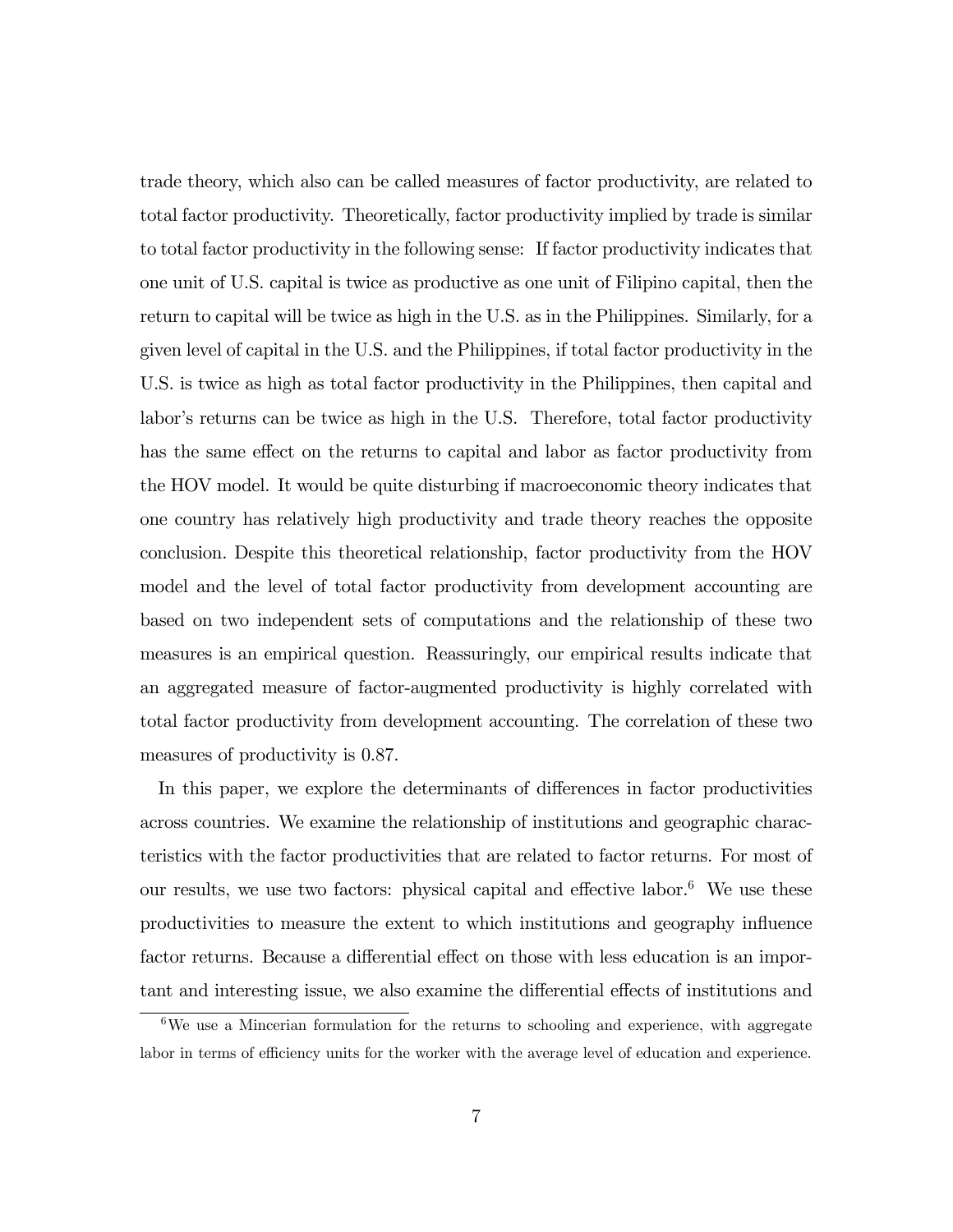trade theory, which also can be called measures of factor productivity, are related to total factor productivity. Theoretically, factor productivity implied by trade is similar to total factor productivity in the following sense: If factor productivity indicates that one unit of U.S. capital is twice as productive as one unit of Filipino capital, then the return to capital will be twice as high in the U.S. as in the Philippines. Similarly, for a given level of capital in the U.S. and the Philippines, if total factor productivity in the U.S. is twice as high as total factor productivity in the Philippines, then capital and labor's returns can be twice as high in the U.S. Therefore, total factor productivity has the same effect on the returns to capital and labor as factor productivity from the HOV model. It would be quite disturbing if macroeconomic theory indicates that one country has relatively high productivity and trade theory reaches the opposite conclusion. Despite this theoretical relationship, factor productivity from the HOV model and the level of total factor productivity from development accounting are based on two independent sets of computations and the relationship of these two measures is an empirical question. Reassuringly, our empirical results indicate that an aggregated measure of factor-augmented productivity is highly correlated with total factor productivity from development accounting. The correlation of these two measures of productivity is 0.87.

In this paper, we explore the determinants of differences in factor productivities across countries. We examine the relationship of institutions and geographic characteristics with the factor productivities that are related to factor returns. For most of our results, we use two factors: physical capital and effective labor.[6] We use these productivities to measure the extent to which institutions and geography influence factor returns. Because a differential effect on those with less education is an important and interesting issue, we also examine the differential effects of institutions and

[6] We use a Mincerian formulation for the returns to schooling and experience, with aggregate labor in terms of efficiency units for the worker with the average level of education and experience.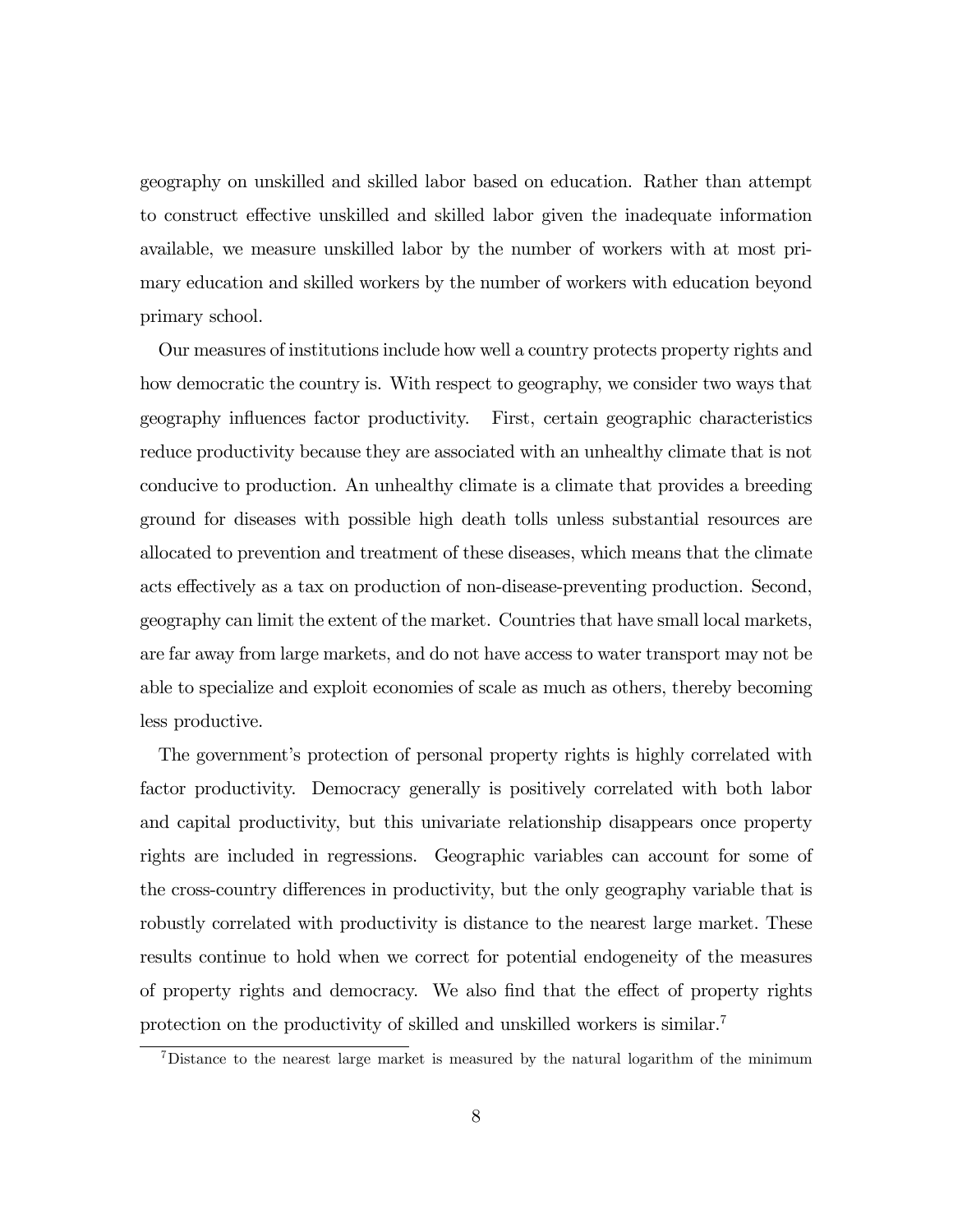geography on unskilled and skilled labor based on education. Rather than attempt to construct effective unskilled and skilled labor given the inadequate information available, we measure unskilled labor by the number of workers with at most primary education and skilled workers by the number of workers with education beyond primary school.

Our measures of institutions include how well a country protects property rights and how democratic the country is. With respect to geography, we consider two ways that geography influences factor productivity. First, certain geographic characteristics reduce productivity because they are associated with an unhealthy climate that is not conducive to production. An unhealthy climate is a climate that provides a breeding ground for diseases with possible high death tolls unless substantial resources are allocated to prevention and treatment of these diseases, which means that the climate acts effectively as a tax on production of non-disease-preventing production. Second, geography can limit the extent of the market. Countries that have small local markets, are far away from large markets, and do not have access to water transport may not be able to specialize and exploit economies of scale as much as others, thereby becoming less productive.

The government's protection of personal property rights is highly correlated with factor productivity. Democracy generally is positively correlated with both labor and capital productivity, but this univariate relationship disappears once property rights are included in regressions. Geographic variables can account for some of the cross-country differences in productivity, but the only geography variable that is robustly correlated with productivity is distance to the nearest large market. These results continue to hold when we correct for potential endogeneity of the measures of property rights and democracy. We also find that the effect of property rights protection on the productivity of skilled and unskilled workers is similar.[7]

[7]Distance to the nearest large market is measured by the natural logarithm of the minimum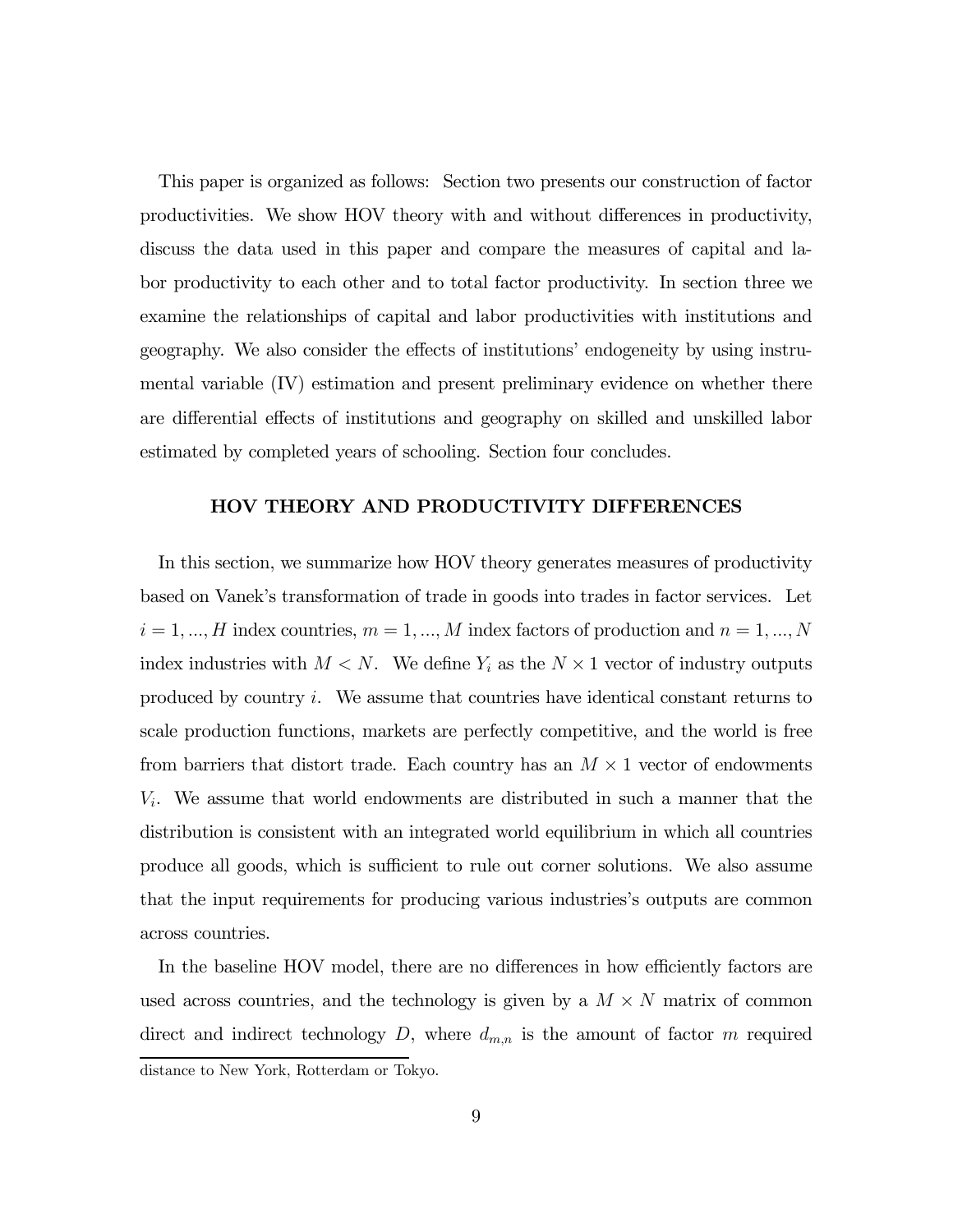This paper is organized as follows: Section two presents our construction of factor productivities. We show HOV theory with and without differences in productivity, discuss the data used in this paper and compare the measures of capital and labor productivity to each other and to total factor productivity. In section three we examine the relationships of capital and labor productivities with institutions and geography. We also consider the effects of institutions' endogeneity by using instrumental variable (IV) estimation and present preliminary evidence on whether there are differential effects of institutions and geography on skilled and unskilled labor estimated by completed years of schooling. Section four concludes.

## HOV THEORY AND PRODUCTIVITY DIFFERENCES

In this section, we summarize how HOV theory generates measures of productivity based on Vanek's transformation of trade in goods into trades in factor services. Let $i = 1, ..., H$ index countries, $m = 1, ..., M$ index factors of production and $n = 1, ..., N$ index industries with $M < N$. We define $Y_i$ as the $N \times 1$ vector of industry outputs produced by country $i$. We assume that countries have identical constant returns to scale production functions, markets are perfectly competitive, and the world is free from barriers that distort trade. Each country has an $M \times 1$ vector of endowments $V_i$. We assume that world endowments are distributed in such a manner that the distribution is consistent with an integrated world equilibrium in which all countries produce all goods, which is sufficient to rule out corner solutions. We also assume that the input requirements for producing various industries's outputs are common across countries.

In the baseline HOV model, there are no differences in how efficiently factors are used across countries, and the technology is given by a $M \times N$ matrix of common direct and indirect technology $D$, where $d_{m,n}$ is the amount of factor $m$ required

distance to New York, Rotterdam or Tokyo.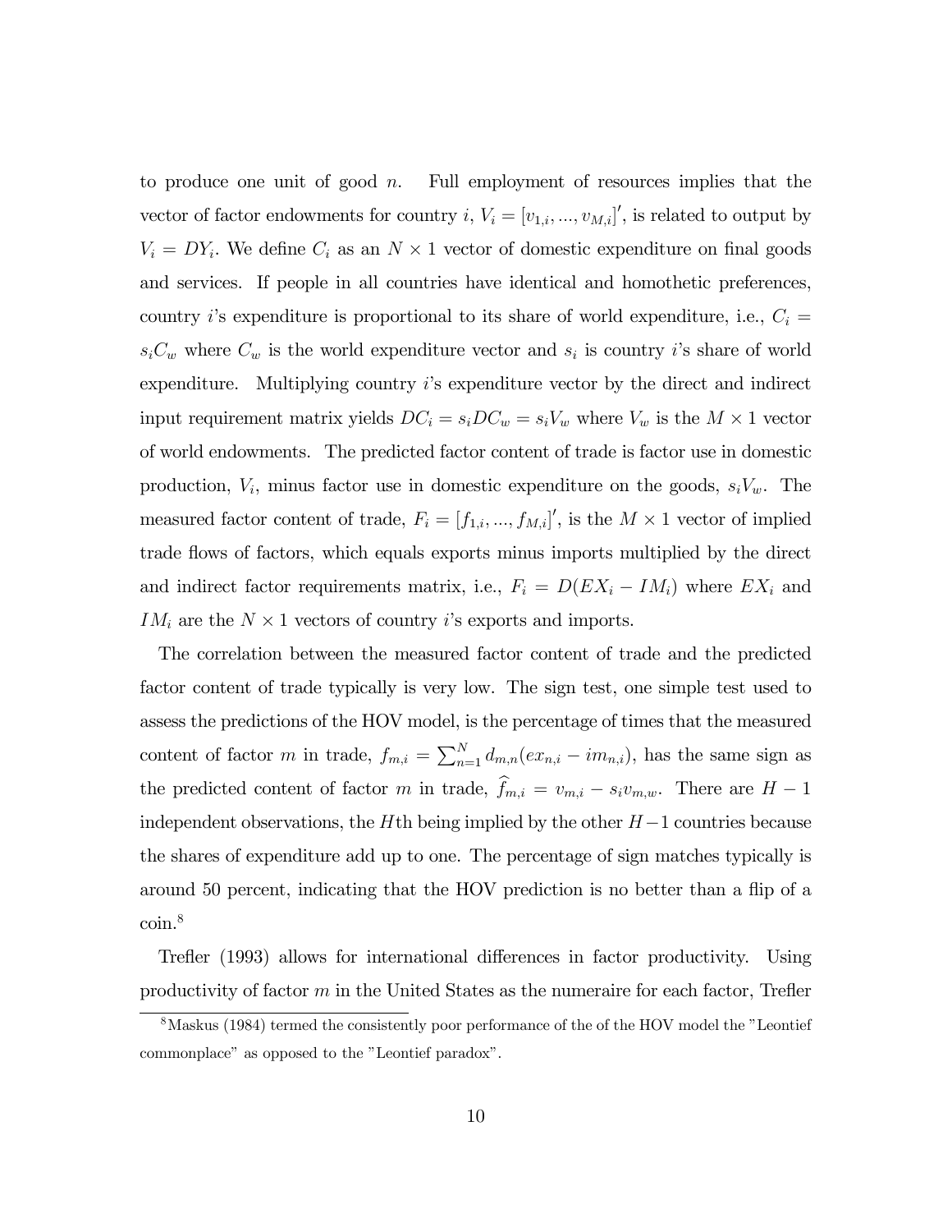to produce one unit of good $n$. Full employment of resources implies that the vector of factor endowments for country $i$, $V_i = [v_{1,i}, ..., v_{M,i}]'$, is related to output by $V_i = DY_i$. We define $C_i$ as an $N \times 1$ vector of domestic expenditure on final goods and services. If people in all countries have identical and homothetic preferences, country $i$'s expenditure is proportional to its share of world expenditure, i.e., $C_i = s_i C_w$ where $C_w$ is the world expenditure vector and $s_i$ is country $i$'s share of world expenditure. Multiplying country $i$'s expenditure vector by the direct and indirect input requirement matrix yields $DC_i = s_i DC_w = s_i V_w$ where $V_w$ is the $M \times 1$ vector of world endowments. The predicted factor content of trade is factor use in domestic production, $V_i$, minus factor use in domestic expenditure on the goods, $s_i V_w$. The measured factor content of trade, $F_i = [f_{1,i}, ..., f_{M,i}]'$, is the $M \times 1$ vector of implied trade flows of factors, which equals exports minus imports multiplied by the direct and indirect factor requirements matrix, i.e., $F_i = D(EX_i - IM_i)$ where $EX_i$ and $IM_i$ are the $N \times 1$ vectors of country $i$'s exports and imports.

The correlation between the measured factor content of trade and the predicted factor content of trade typically is very low. The sign test, one simple test used to assess the predictions of the HOV model, is the percentage of times that the measured content of factor $m$ in trade, $f_{m,i} = \sum_{n=1}^{N} d_{m,n}(ex_{n,i} - im_{n,i})$, has the same sign as the predicted content of factor $m$ in trade, $\widehat{f}_{m,i} = v_{m,i} - s_i v_{m,w}$. There are $H - 1$ independent observations, the $H$th being implied by the other $H-1$ countries because the shares of expenditure add up to one. The percentage of sign matches typically is around 50 percent, indicating that the HOV prediction is no better than a flip of a coin.[8]

Trefler (1993) allows for international differences in factor productivity. Using productivity of factor $m$ in the United States as the numeraire for each factor, Trefler

[8] Maskus (1984) termed the consistently poor performance of the of the HOV model the "Leontief commonplace" as opposed to the "Leontief paradox".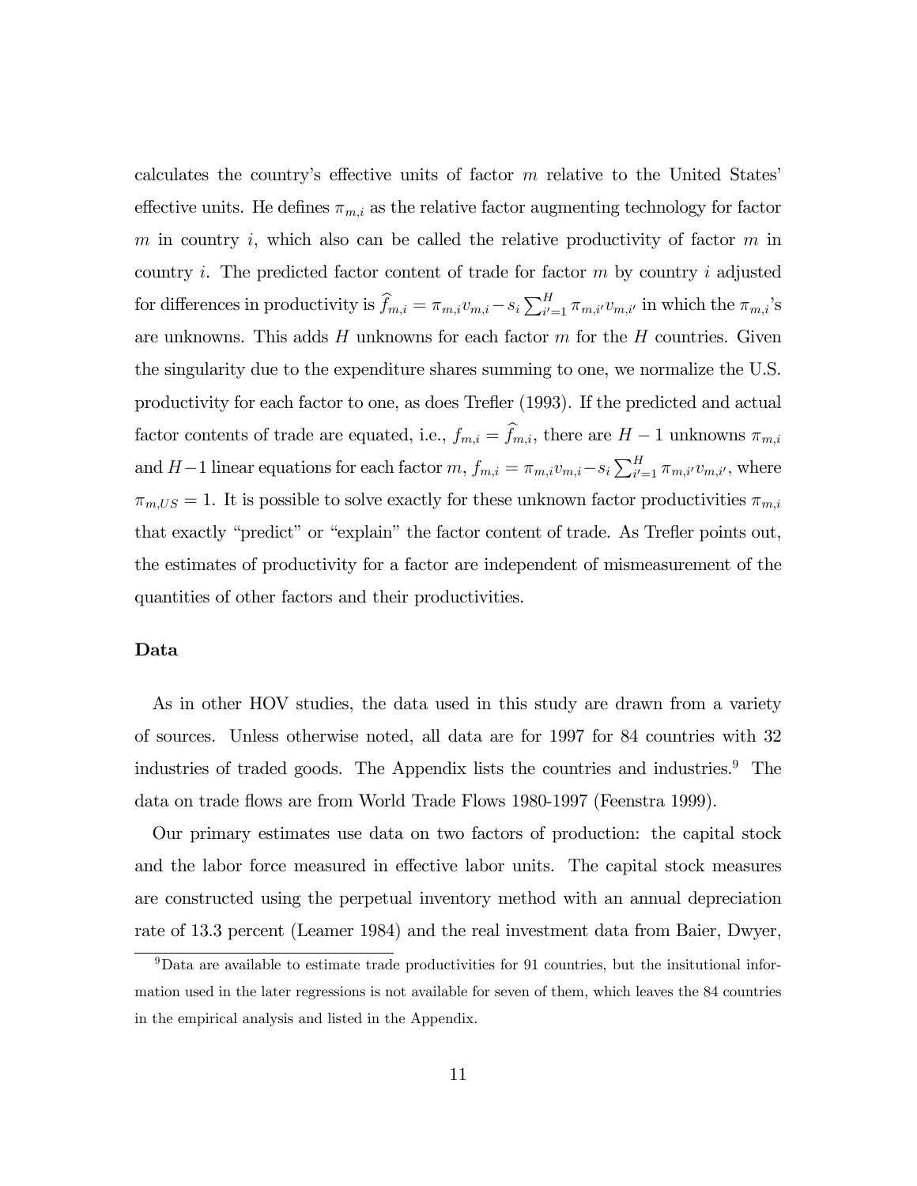calculates the country's effective units of factor $m$ relative to the United States' effective units. He defines $\pi_{m,i}$ as the relative factor augmenting technology for factor $m$ in country $i$, which also can be called the relative productivity of factor $m$ in country $i$. The predicted factor content of trade for factor $m$ by country $i$ adjusted for differences in productivity is $\widehat{f}_{m,i} = \pi_{m,i}v_{m,i} - s_i \sum_{i'=1}^{H} \pi_{m,i'}v_{m,i'}$ in which the $\pi_{m,i}$'s are unknowns. This adds $H$ unknowns for each factor $m$ for the $H$ countries. Given the singularity due to the expenditure shares summing to one, we normalize the U.S. productivity for each factor to one, as does Trefler (1993). If the predicted and actual factor contents of trade are equated, i.e., $f_{m,i} = \widehat{f}_{m,i}$, there are $H-1$ unknowns $\pi_{m,i}$ and $H-1$ linear equations for each factor $m$, $f_{m,i} = \pi_{m,i}v_{m,i} - s_i \sum_{i'=1}^{H} \pi_{m,i'}v_{m,i'}$, where $\pi_{m,US} = 1$. It is possible to solve exactly for these unknown factor productivities $\pi_{m,i}$ that exactly "predict" or "explain" the factor content of trade. As Trefler points out, the estimates of productivity for a factor are independent of mismeasurement of the quantities of other factors and their productivities.

### Data

As in other HOV studies, the data used in this study are drawn from a variety of sources. Unless otherwise noted, all data are for 1997 for 84 countries with 32 industries of traded goods. The Appendix lists the countries and industries.[9] The data on trade flows are from World Trade Flows 1980-1997 (Feenstra 1999).

Our primary estimates use data on two factors of production: the capital stock and the labor force measured in effective labor units. The capital stock measures are constructed using the perpetual inventory method with an annual depreciation rate of 13.3 percent (Leamer 1984) and the real investment data from Baier, Dwyer,

[9] Data are available to estimate trade productivities for 91 countries, but the insitutional information used in the later regressions is not available for seven of them, which leaves the 84 countries in the empirical analysis and listed in the Appendix.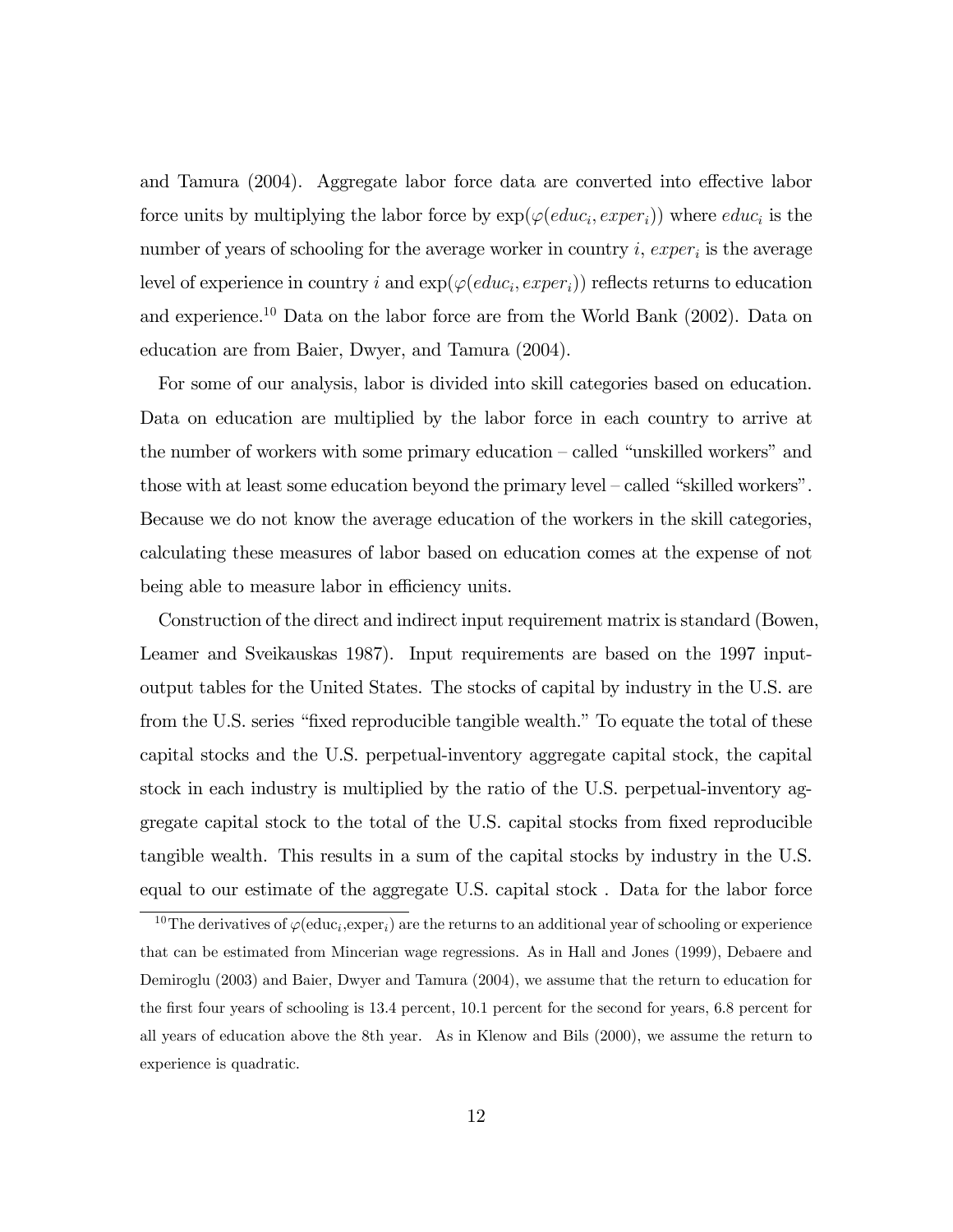and Tamura (2004). Aggregate labor force data are converted into effective labor force units by multiplying the labor force by $\exp(\varphi(educ_i, exper_i))$ where $educ_i$ is the number of years of schooling for the average worker in country $i$, $exper_i$ is the average level of experience in country $i$ and $\exp(\varphi(educ_i, exper_i))$ reflects returns to education and experience.[10] Data on the labor force are from the World Bank (2002). Data on education are from Baier, Dwyer, and Tamura (2004).

For some of our analysis, labor is divided into skill categories based on education. Data on education are multiplied by the labor force in each country to arrive at the number of workers with some primary education – called "unskilled workers" and those with at least some education beyond the primary level – called "skilled workers". Because we do not know the average education of the workers in the skill categories, calculating these measures of labor based on education comes at the expense of not being able to measure labor in efficiency units.

Construction of the direct and indirect input requirement matrix is standard (Bowen, Leamer and Sveikauskas 1987). Input requirements are based on the 1997 input-output tables for the United States. The stocks of capital by industry in the U.S. are from the U.S. series "fixed reproducible tangible wealth." To equate the total of these capital stocks and the U.S. perpetual-inventory aggregate capital stock, the capital stock in each industry is multiplied by the ratio of the U.S. perpetual-inventory aggregate capital stock to the total of the U.S. capital stocks from fixed reproducible tangible wealth. This results in a sum of the capital stocks by industry in the U.S. equal to our estimate of the aggregate U.S. capital stock . Data for the labor force

[10] The derivatives of $\varphi(\text{educ}_i, \text{exper}_i)$ are the returns to an additional year of schooling or experience that can be estimated from Mincerian wage regressions. As in Hall and Jones (1999), Debaere and Demiroglu (2003) and Baier, Dwyer and Tamura (2004), we assume that the return to education for the first four years of schooling is 13.4 percent, 10.1 percent for the second for years, 6.8 percent for all years of education above the 8th year. As in Klenow and Bils (2000), we assume the return to experience is quadratic.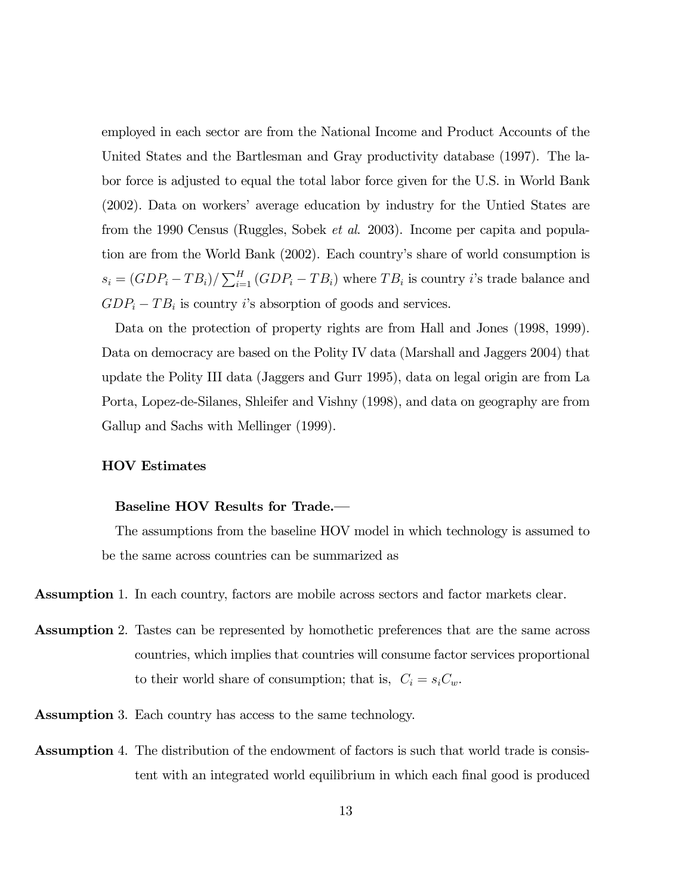employed in each sector are from the National Income and Product Accounts of the United States and the Bartlesman and Gray productivity database (1997). The labor force is adjusted to equal the total labor force given for the U.S. in World Bank (2002). Data on workers' average education by industry for the Untied States are from the 1990 Census (Ruggles, Sobek *et al*. 2003). Income per capita and population are from the World Bank (2002). Each country's share of world consumption is $s_i = (GDP_i - TB_i)/\sum_{i=1}^{H}(GDP_i - TB_i)$ where $TB_i$ is country $i$'s trade balance and $GDP_i - TB_i$ is country $i$'s absorption of goods and services.

Data on the protection of property rights are from Hall and Jones (1998, 1999). Data on democracy are based on the Polity IV data (Marshall and Jaggers 2004) that update the Polity III data (Jaggers and Gurr 1995), data on legal origin are from La Porta, Lopez-de-Silanes, Shleifer and Vishny (1998), and data on geography are from Gallup and Sachs with Mellinger (1999).

### HOV Estimates

#### Baseline HOV Results for Trade.—

The assumptions from the baseline HOV model in which technology is assumed to be the same across countries can be summarized as

**Assumption** 1. In each country, factors are mobile across sectors and factor markets clear.

**Assumption** 2. Tastes can be represented by homothetic preferences that are the same across countries, which implies that countries will consume factor services proportional to their world share of consumption; that is, $C_i = s_i C_w$.

**Assumption** 3. Each country has access to the same technology.

**Assumption** 4. The distribution of the endowment of factors is such that world trade is consistent with an integrated world equilibrium in which each final good is produced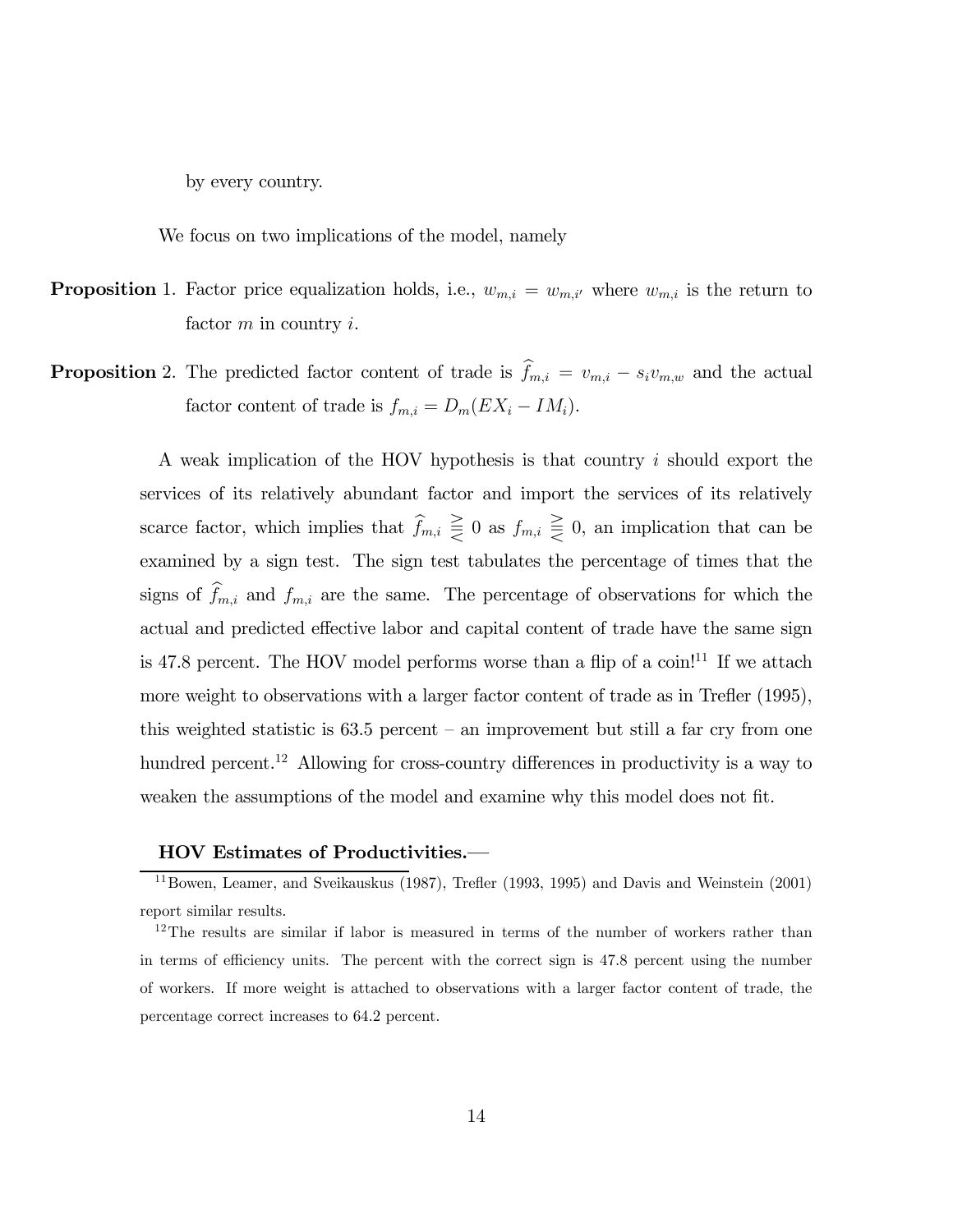by every country.

We focus on two implications of the model, namely

**Proposition** 1. Factor price equalization holds, i.e., $w_{m,i} = w_{m,i'}$ where $w_{m,i}$ is the return to factor $m$ in country $i$.

**Proposition** 2. The predicted factor content of trade is $\widehat{f}_{m,i} = v_{m,i} - s_i v_{m,w}$ and the actual factor content of trade is $f_{m,i} = D_m(EX_i - IM_i)$.

A weak implication of the HOV hypothesis is that country $i$ should export the services of its relatively abundant factor and import the services of its relatively scarce factor, which implies that $\widehat{f}_{m,i} \gtreqless 0$ as $f_{m,i} \gtreqless 0$, an implication that can be examined by a sign test. The sign test tabulates the percentage of times that the signs of $\widehat{f}_{m,i}$ and $f_{m,i}$ are the same. The percentage of observations for which the actual and predicted effective labor and capital content of trade have the same sign is 47.8 percent. The HOV model performs worse than a flip of a coin![11] If we attach more weight to observations with a larger factor content of trade as in Trefler (1995), this weighted statistic is 63.5 percent – an improvement but still a far cry from one hundred percent.[12] Allowing for cross-country differences in productivity is a way to weaken the assumptions of the model and examine why this model does not fit.

**HOV Estimates of Productivities.—**

[11] Bowen, Leamer, and Sveikauskus (1987), Trefler (1993, 1995) and Davis and Weinstein (2001) report similar results.

[12] The results are similar if labor is measured in terms of the number of workers rather than in terms of efficiency units. The percent with the correct sign is 47.8 percent using the number of workers. If more weight is attached to observations with a larger factor content of trade, the percentage correct increases to 64.2 percent.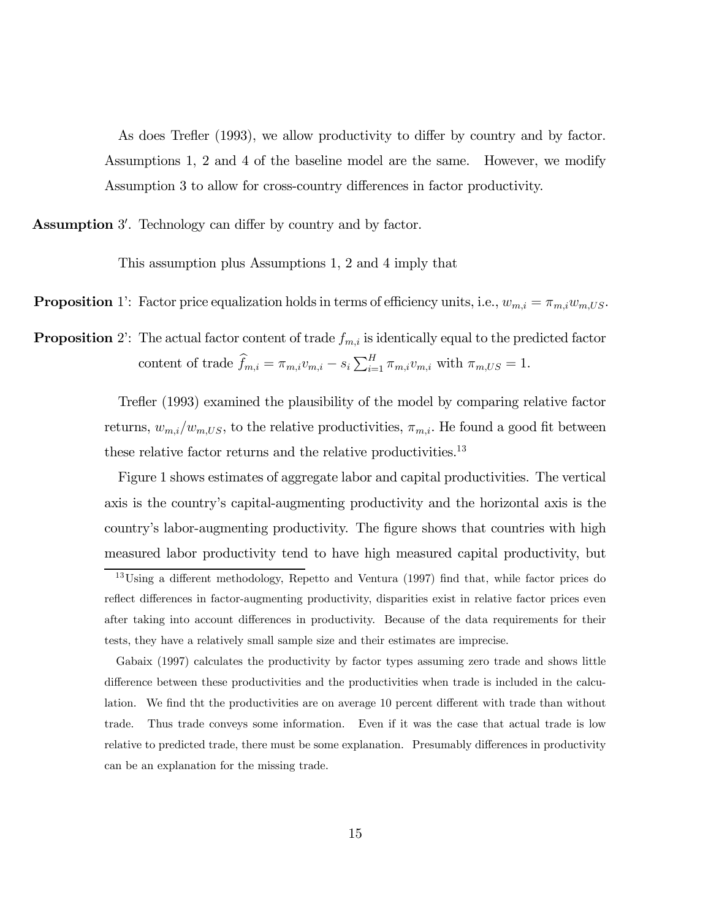As does Trefler (1993), we allow productivity to differ by country and by factor. Assumptions 1, 2 and 4 of the baseline model are the same. However, we modify Assumption 3 to allow for cross-country differences in factor productivity.

**Assumption** 3′. Technology can differ by country and by factor.

This assumption plus Assumptions 1, 2 and 4 imply that

**Proposition** 1': Factor price equalization holds in terms of efficiency units, i.e., $w_{m,i} = \pi_{m,i} w_{m,US}$.

**Proposition** 2': The actual factor content of trade $f_{m,i}$ is identically equal to the predicted factor content of trade $\widehat{f}_{m,i} = \pi_{m,i} v_{m,i} - s_i \sum_{i=1}^{H} \pi_{m,i} v_{m,i}$ with $\pi_{m,US} = 1$.

Trefler (1993) examined the plausibility of the model by comparing relative factor returns, $w_{m,i}/w_{m,US}$, to the relative productivities, $\pi_{m,i}$. He found a good fit between these relative factor returns and the relative productivities.[13]

Figure 1 shows estimates of aggregate labor and capital productivities. The vertical axis is the country's capital-augmenting productivity and the horizontal axis is the country's labor-augmenting productivity. The figure shows that countries with high measured labor productivity tend to have high measured capital productivity, but

---

[13] Using a different methodology, Repetto and Ventura (1997) find that, while factor prices do reflect differences in factor-augmenting productivity, disparities exist in relative factor prices even after taking into account differences in productivity. Because of the data requirements for their tests, they have a relatively small sample size and their estimates are imprecise.

Gabaix (1997) calculates the productivity by factor types assuming zero trade and shows little difference between these productivities and the productivities when trade is included in the calculation. We find tht the productivities are on average 10 percent different with trade than without trade. Thus trade conveys some information. Even if it was the case that actual trade is low relative to predicted trade, there must be some explanation. Presumably differences in productivity can be an explanation for the missing trade.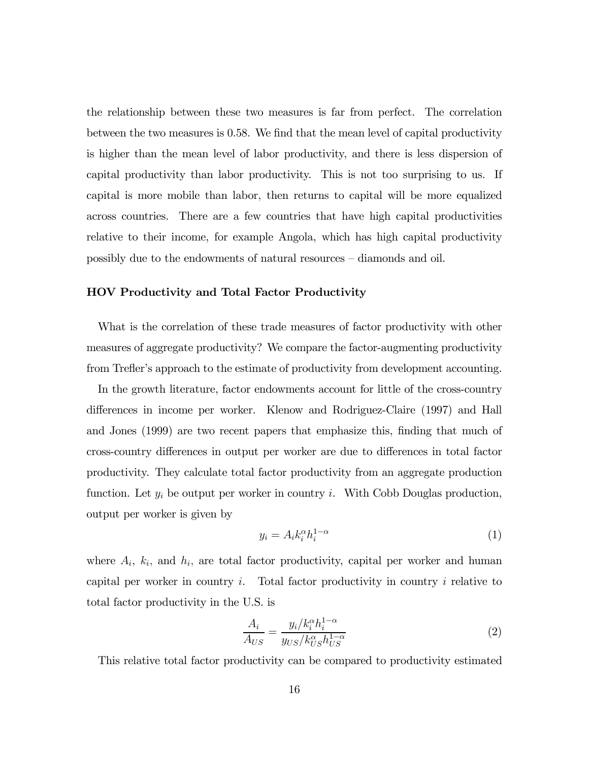the relationship between these two measures is far from perfect. The correlation between the two measures is 0.58. We find that the mean level of capital productivity is higher than the mean level of labor productivity, and there is less dispersion of capital productivity than labor productivity. This is not too surprising to us. If capital is more mobile than labor, then returns to capital will be more equalized across countries. There are a few countries that have high capital productivities relative to their income, for example Angola, which has high capital productivity possibly due to the endowments of natural resources – diamonds and oil.

### HOV Productivity and Total Factor Productivity

What is the correlation of these trade measures of factor productivity with other measures of aggregate productivity? We compare the factor-augmenting productivity from Trefler's approach to the estimate of productivity from development accounting.

In the growth literature, factor endowments account for little of the cross-country differences in income per worker. Klenow and Rodriguez-Claire (1997) and Hall and Jones (1999) are two recent papers that emphasize this, finding that much of cross-country differences in output per worker are due to differences in total factor productivity. They calculate total factor productivity from an aggregate production function. Let $y_i$ be output per worker in country $i$. With Cobb Douglas production, output per worker is given by

$$y_i = A_i k_i^{\alpha} h_i^{1-\alpha} \tag{1}$$

where $A_i$, $k_i$, and $h_i$, are total factor productivity, capital per worker and human capital per worker in country $i$. Total factor productivity in country $i$ relative to total factor productivity in the U.S. is

$$\frac{A_i}{A_{US}} = \frac{y_i / k_i^{\alpha} h_i^{1-\alpha}}{y_{US} / k_{US}^{\alpha} h_{US}^{1-\alpha}} \tag{2}$$

This relative total factor productivity can be compared to productivity estimated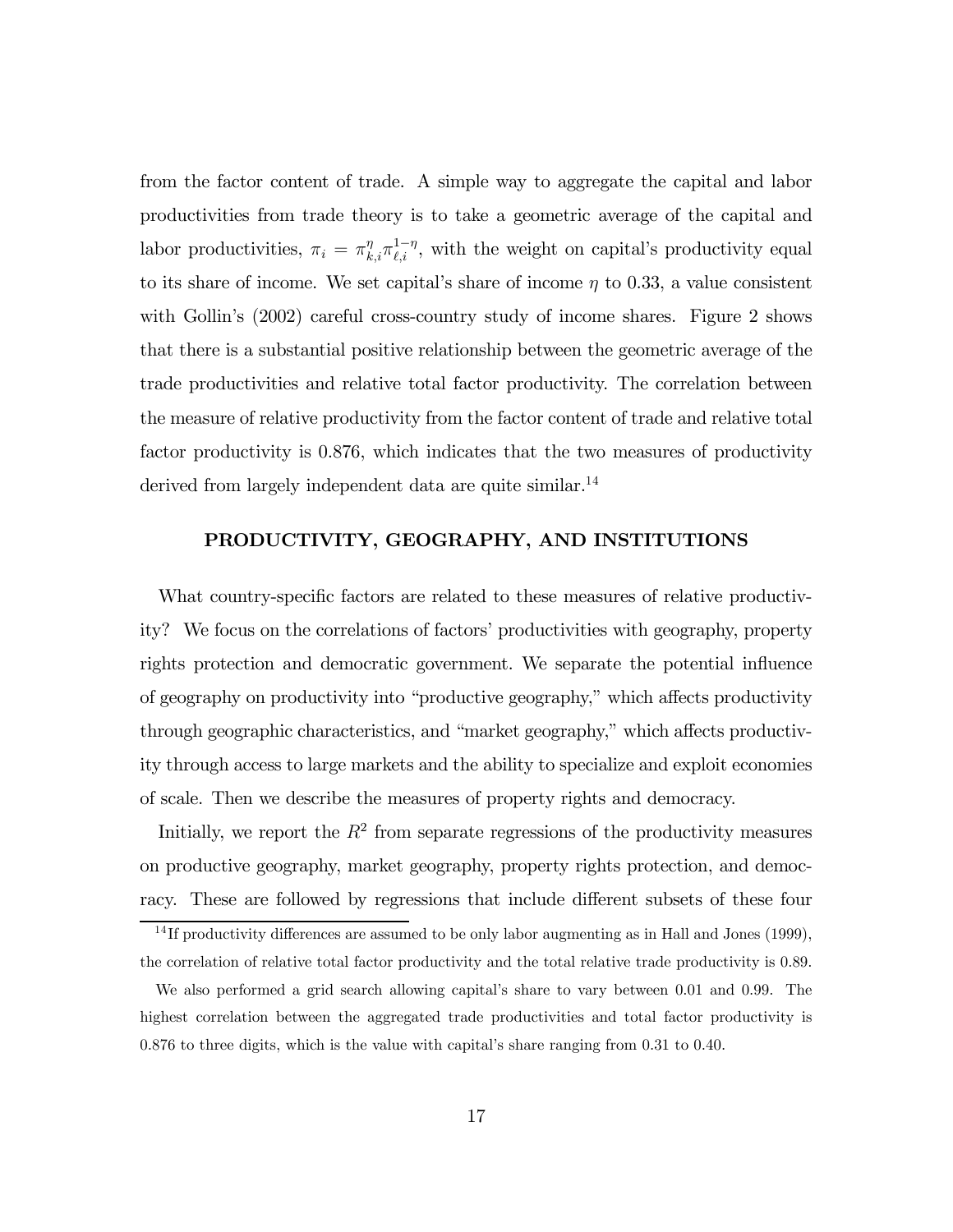from the factor content of trade. A simple way to aggregate the capital and labor productivities from trade theory is to take a geometric average of the capital and labor productivities, $\pi_i = \pi_{k,i}^{\eta}\pi_{\ell,i}^{1-\eta}$, with the weight on capital's productivity equal to its share of income. We set capital's share of income $\eta$ to 0.33, a value consistent with Gollin's (2002) careful cross-country study of income shares. Figure 2 shows that there is a substantial positive relationship between the geometric average of the trade productivities and relative total factor productivity. The correlation between the measure of relative productivity from the factor content of trade and relative total factor productivity is 0.876, which indicates that the two measures of productivity derived from largely independent data are quite similar.[14]

## PRODUCTIVITY, GEOGRAPHY, AND INSTITUTIONS

What country-specific factors are related to these measures of relative productivity? We focus on the correlations of factors' productivities with geography, property rights protection and democratic government. We separate the potential influence of geography on productivity into "productive geography," which affects productivity through geographic characteristics, and "market geography," which affects productivity through access to large markets and the ability to specialize and exploit economies of scale. Then we describe the measures of property rights and democracy.

Initially, we report the $R^2$ from separate regressions of the productivity measures on productive geography, market geography, property rights protection, and democracy. These are followed by regressions that include different subsets of these four

[14] If productivity differences are assumed to be only labor augmenting as in Hall and Jones (1999), the correlation of relative total factor productivity and the total relative trade productivity is 0.89.

We also performed a grid search allowing capital's share to vary between 0.01 and 0.99. The highest correlation between the aggregated trade productivities and total factor productivity is 0.876 to three digits, which is the value with capital's share ranging from 0.31 to 0.40.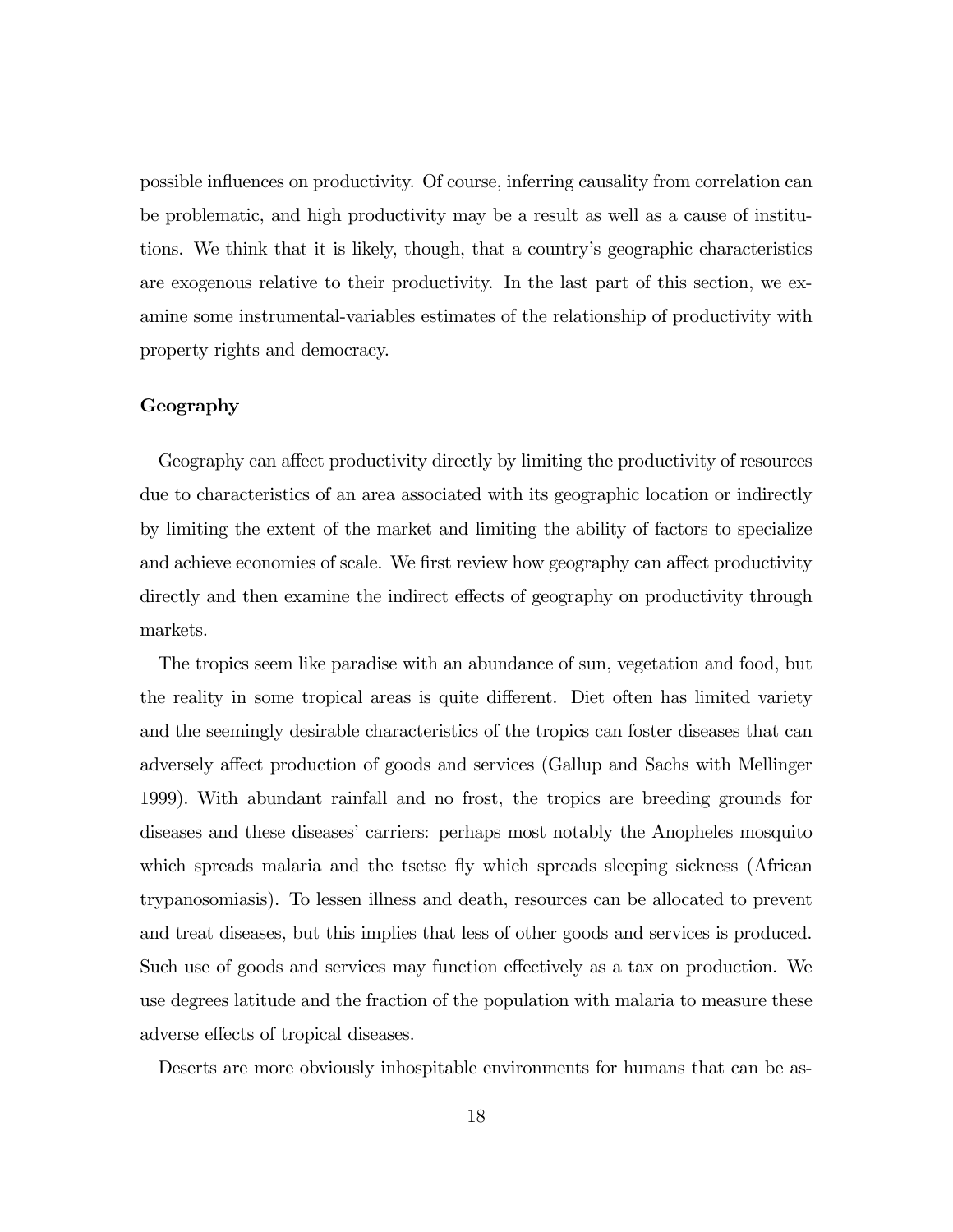possible influences on productivity. Of course, inferring causality from correlation can be problematic, and high productivity may be a result as well as a cause of institutions. We think that it is likely, though, that a country's geographic characteristics are exogenous relative to their productivity. In the last part of this section, we examine some instrumental-variables estimates of the relationship of productivity with property rights and democracy.

### Geography

Geography can affect productivity directly by limiting the productivity of resources due to characteristics of an area associated with its geographic location or indirectly by limiting the extent of the market and limiting the ability of factors to specialize and achieve economies of scale. We first review how geography can affect productivity directly and then examine the indirect effects of geography on productivity through markets.

The tropics seem like paradise with an abundance of sun, vegetation and food, but the reality in some tropical areas is quite different. Diet often has limited variety and the seemingly desirable characteristics of the tropics can foster diseases that can adversely affect production of goods and services (Gallup and Sachs with Mellinger 1999). With abundant rainfall and no frost, the tropics are breeding grounds for diseases and these diseases' carriers: perhaps most notably the Anopheles mosquito which spreads malaria and the tsetse fly which spreads sleeping sickness (African trypanosomiasis). To lessen illness and death, resources can be allocated to prevent and treat diseases, but this implies that less of other goods and services is produced. Such use of goods and services may function effectively as a tax on production. We use degrees latitude and the fraction of the population with malaria to measure these adverse effects of tropical diseases.

Deserts are more obviously inhospitable environments for humans that can be as-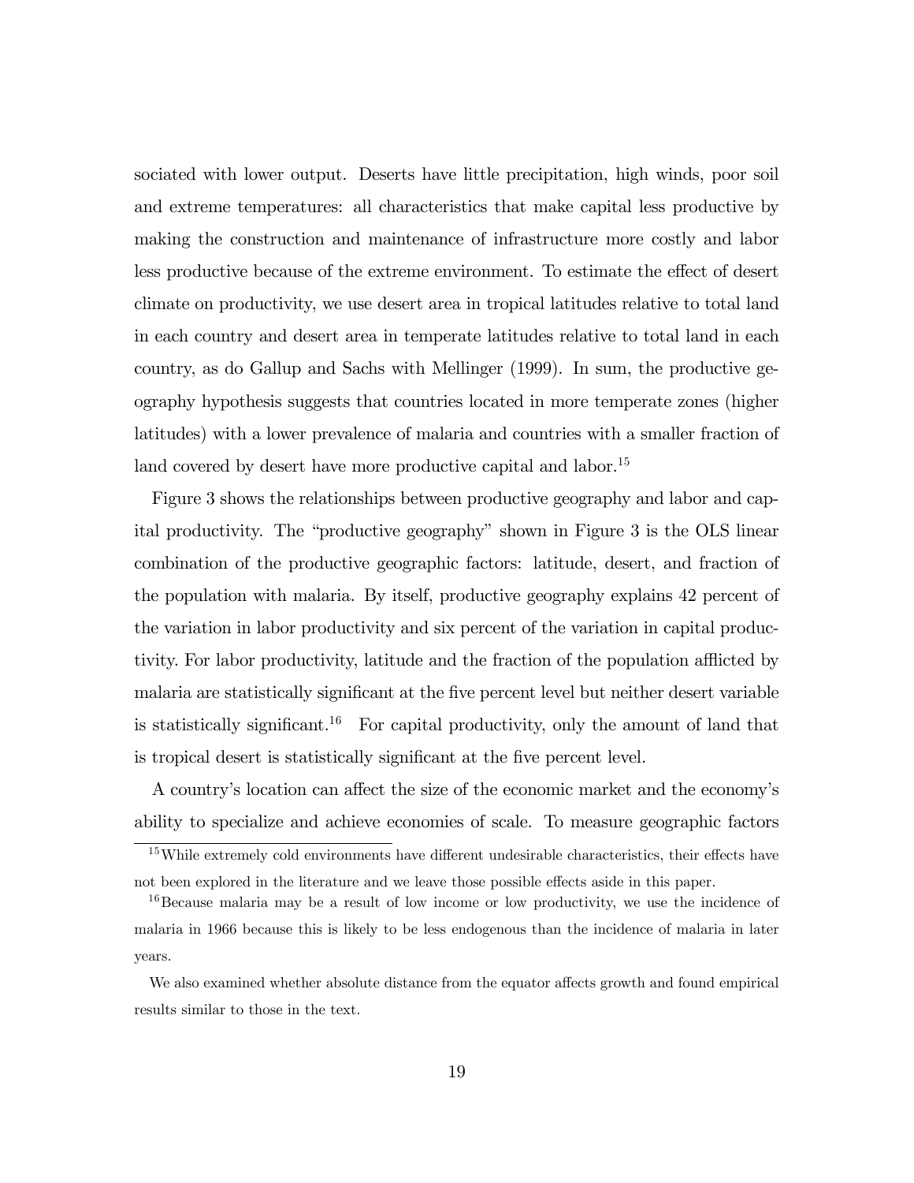sociated with lower output. Deserts have little precipitation, high winds, poor soil and extreme temperatures: all characteristics that make capital less productive by making the construction and maintenance of infrastructure more costly and labor less productive because of the extreme environment. To estimate the effect of desert climate on productivity, we use desert area in tropical latitudes relative to total land in each country and desert area in temperate latitudes relative to total land in each country, as do Gallup and Sachs with Mellinger (1999). In sum, the productive geography hypothesis suggests that countries located in more temperate zones (higher latitudes) with a lower prevalence of malaria and countries with a smaller fraction of land covered by desert have more productive capital and labor.[15]

Figure 3 shows the relationships between productive geography and labor and capital productivity. The "productive geography" shown in Figure 3 is the OLS linear combination of the productive geographic factors: latitude, desert, and fraction of the population with malaria. By itself, productive geography explains 42 percent of the variation in labor productivity and six percent of the variation in capital productivity. For labor productivity, latitude and the fraction of the population afflicted by malaria are statistically significant at the five percent level but neither desert variable is statistically significant.[16] For capital productivity, only the amount of land that is tropical desert is statistically significant at the five percent level.

A country's location can affect the size of the economic market and the economy's ability to specialize and achieve economies of scale. To measure geographic factors

[15] While extremely cold environments have different undesirable characteristics, their effects have not been explored in the literature and we leave those possible effects aside in this paper.

[16] Because malaria may be a result of low income or low productivity, we use the incidence of malaria in 1966 because this is likely to be less endogenous than the incidence of malaria in later years.

We also examined whether absolute distance from the equator affects growth and found empirical results similar to those in the text.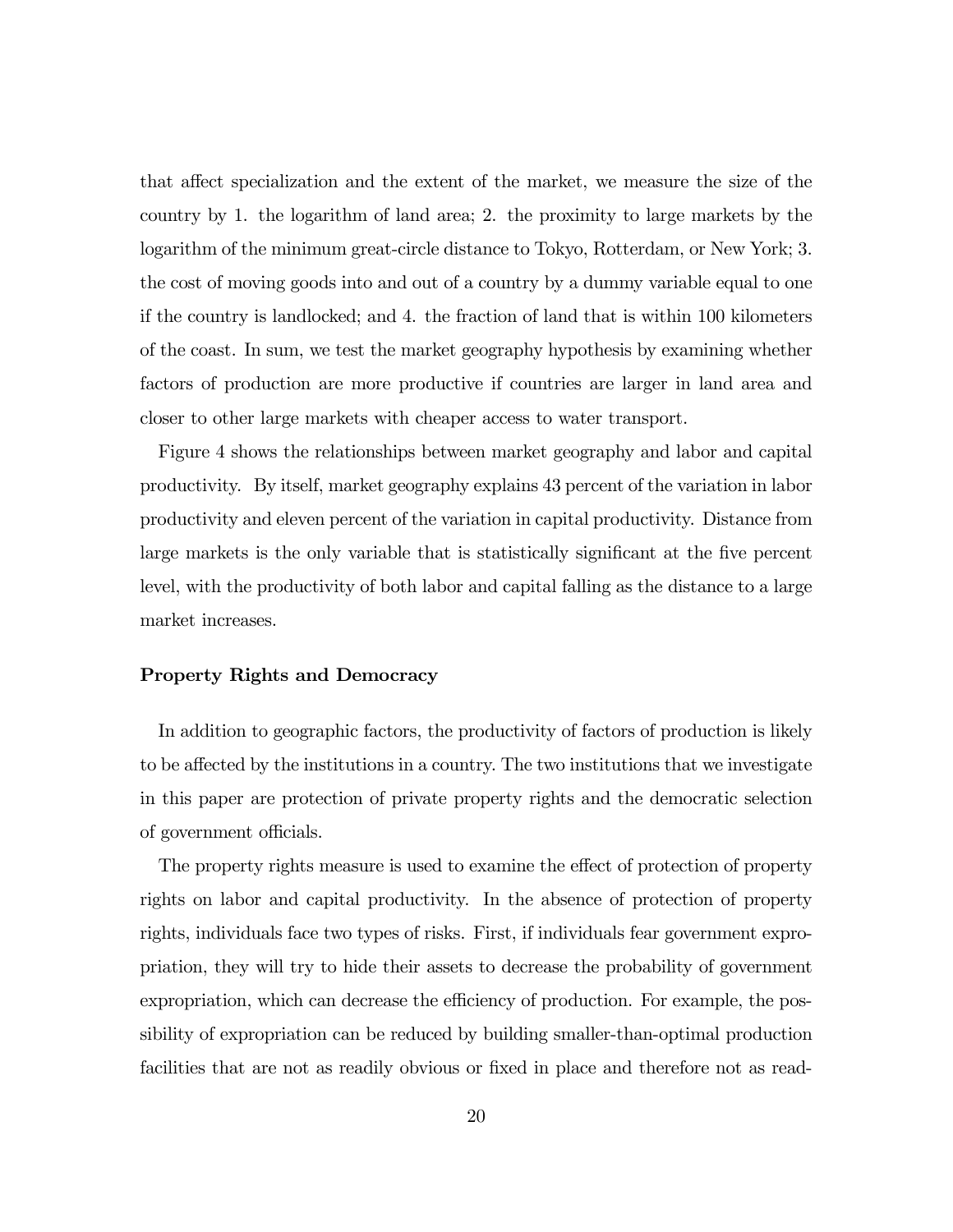that affect specialization and the extent of the market, we measure the size of the country by 1. the logarithm of land area; 2. the proximity to large markets by the logarithm of the minimum great-circle distance to Tokyo, Rotterdam, or New York; 3. the cost of moving goods into and out of a country by a dummy variable equal to one if the country is landlocked; and 4. the fraction of land that is within 100 kilometers of the coast. In sum, we test the market geography hypothesis by examining whether factors of production are more productive if countries are larger in land area and closer to other large markets with cheaper access to water transport.

Figure 4 shows the relationships between market geography and labor and capital productivity. By itself, market geography explains 43 percent of the variation in labor productivity and eleven percent of the variation in capital productivity. Distance from large markets is the only variable that is statistically significant at the five percent level, with the productivity of both labor and capital falling as the distance to a large market increases.

### Property Rights and Democracy

In addition to geographic factors, the productivity of factors of production is likely to be affected by the institutions in a country. The two institutions that we investigate in this paper are protection of private property rights and the democratic selection of government officials.

The property rights measure is used to examine the effect of protection of property rights on labor and capital productivity. In the absence of protection of property rights, individuals face two types of risks. First, if individuals fear government expropriation, they will try to hide their assets to decrease the probability of government expropriation, which can decrease the efficiency of production. For example, the possibility of expropriation can be reduced by building smaller-than-optimal production facilities that are not as readily obvious or fixed in place and therefore not as read-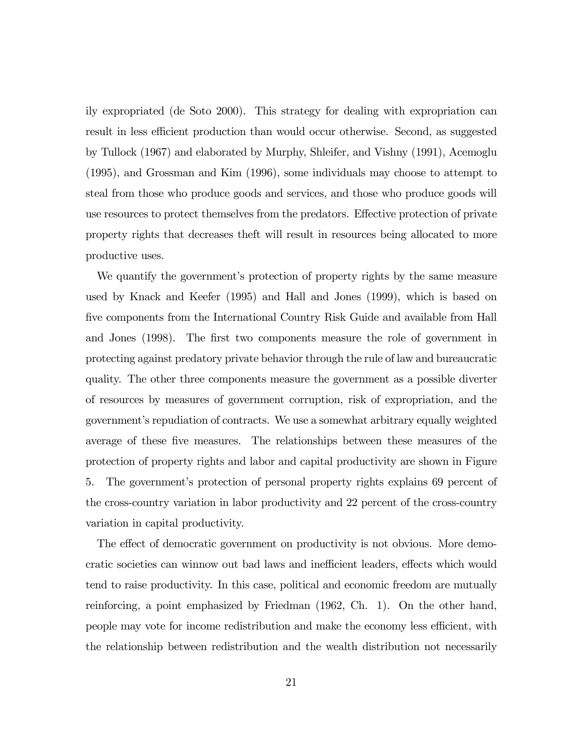ily expropriated (de Soto 2000). This strategy for dealing with expropriation can result in less efficient production than would occur otherwise. Second, as suggested by Tullock (1967) and elaborated by Murphy, Shleifer, and Vishny (1991), Acemoglu (1995), and Grossman and Kim (1996), some individuals may choose to attempt to steal from those who produce goods and services, and those who produce goods will use resources to protect themselves from the predators. Effective protection of private property rights that decreases theft will result in resources being allocated to more productive uses.

We quantify the government's protection of property rights by the same measure used by Knack and Keefer (1995) and Hall and Jones (1999), which is based on five components from the International Country Risk Guide and available from Hall and Jones (1998). The first two components measure the role of government in protecting against predatory private behavior through the rule of law and bureaucratic quality. The other three components measure the government as a possible diverter of resources by measures of government corruption, risk of expropriation, and the government's repudiation of contracts. We use a somewhat arbitrary equally weighted average of these five measures. The relationships between these measures of the protection of property rights and labor and capital productivity are shown in Figure 5. The government's protection of personal property rights explains 69 percent of the cross-country variation in labor productivity and 22 percent of the cross-country variation in capital productivity.

The effect of democratic government on productivity is not obvious. More democratic societies can winnow out bad laws and inefficient leaders, effects which would tend to raise productivity. In this case, political and economic freedom are mutually reinforcing, a point emphasized by Friedman (1962, Ch. 1). On the other hand, people may vote for income redistribution and make the economy less efficient, with the relationship between redistribution and the wealth distribution not necessarily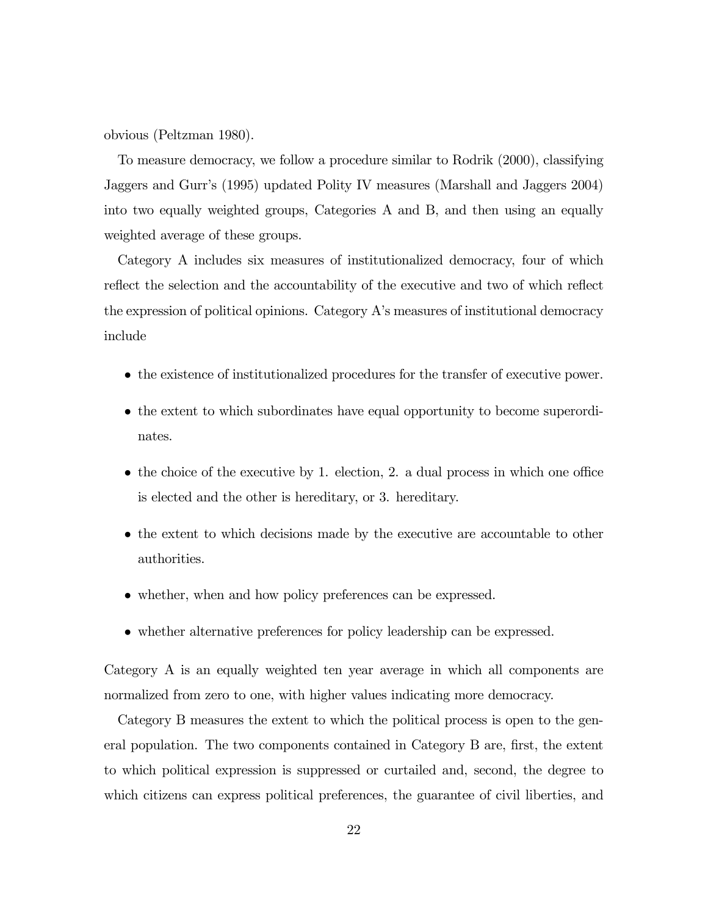obvious (Peltzman 1980).

To measure democracy, we follow a procedure similar to Rodrik (2000), classifying Jaggers and Gurr's (1995) updated Polity IV measures (Marshall and Jaggers 2004) into two equally weighted groups, Categories A and B, and then using an equally weighted average of these groups.

Category A includes six measures of institutionalized democracy, four of which reflect the selection and the accountability of the executive and two of which reflect the expression of political opinions. Category A's measures of institutional democracy include

- the existence of institutionalized procedures for the transfer of executive power.
- the extent to which subordinates have equal opportunity to become superordinates.
- the choice of the executive by 1. election, 2. a dual process in which one office is elected and the other is hereditary, or 3. hereditary.
- the extent to which decisions made by the executive are accountable to other authorities.
- whether, when and how policy preferences can be expressed.
- whether alternative preferences for policy leadership can be expressed.

Category A is an equally weighted ten year average in which all components are normalized from zero to one, with higher values indicating more democracy.

Category B measures the extent to which the political process is open to the general population. The two components contained in Category B are, first, the extent to which political expression is suppressed or curtailed and, second, the degree to which citizens can express political preferences, the guarantee of civil liberties, and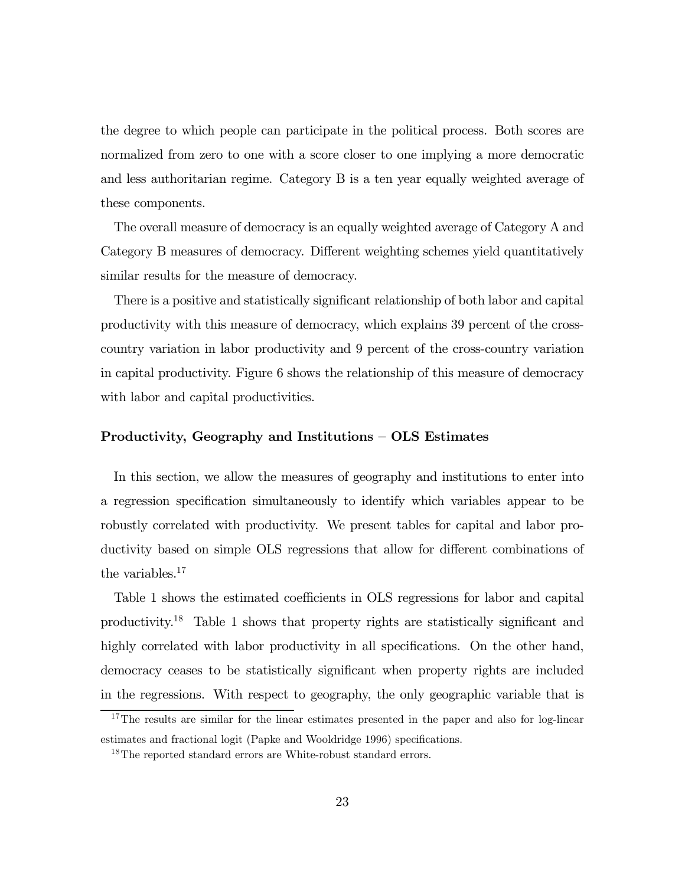the degree to which people can participate in the political process. Both scores are normalized from zero to one with a score closer to one implying a more democratic and less authoritarian regime. Category B is a ten year equally weighted average of these components.

The overall measure of democracy is an equally weighted average of Category A and Category B measures of democracy. Different weighting schemes yield quantitatively similar results for the measure of democracy.

There is a positive and statistically significant relationship of both labor and capital productivity with this measure of democracy, which explains 39 percent of the cross-country variation in labor productivity and 9 percent of the cross-country variation in capital productivity. Figure 6 shows the relationship of this measure of democracy with labor and capital productivities.

### Productivity, Geography and Institutions – OLS Estimates

In this section, we allow the measures of geography and institutions to enter into a regression specification simultaneously to identify which variables appear to be robustly correlated with productivity. We present tables for capital and labor productivity based on simple OLS regressions that allow for different combinations of the variables.[17]

Table 1 shows the estimated coefficients in OLS regressions for labor and capital productivity.[18] Table 1 shows that property rights are statistically significant and highly correlated with labor productivity in all specifications. On the other hand, democracy ceases to be statistically significant when property rights are included in the regressions. With respect to geography, the only geographic variable that is

[17] The results are similar for the linear estimates presented in the paper and also for log-linear estimates and fractional logit (Papke and Wooldridge 1996) specifications.

[18] The reported standard errors are White-robust standard errors.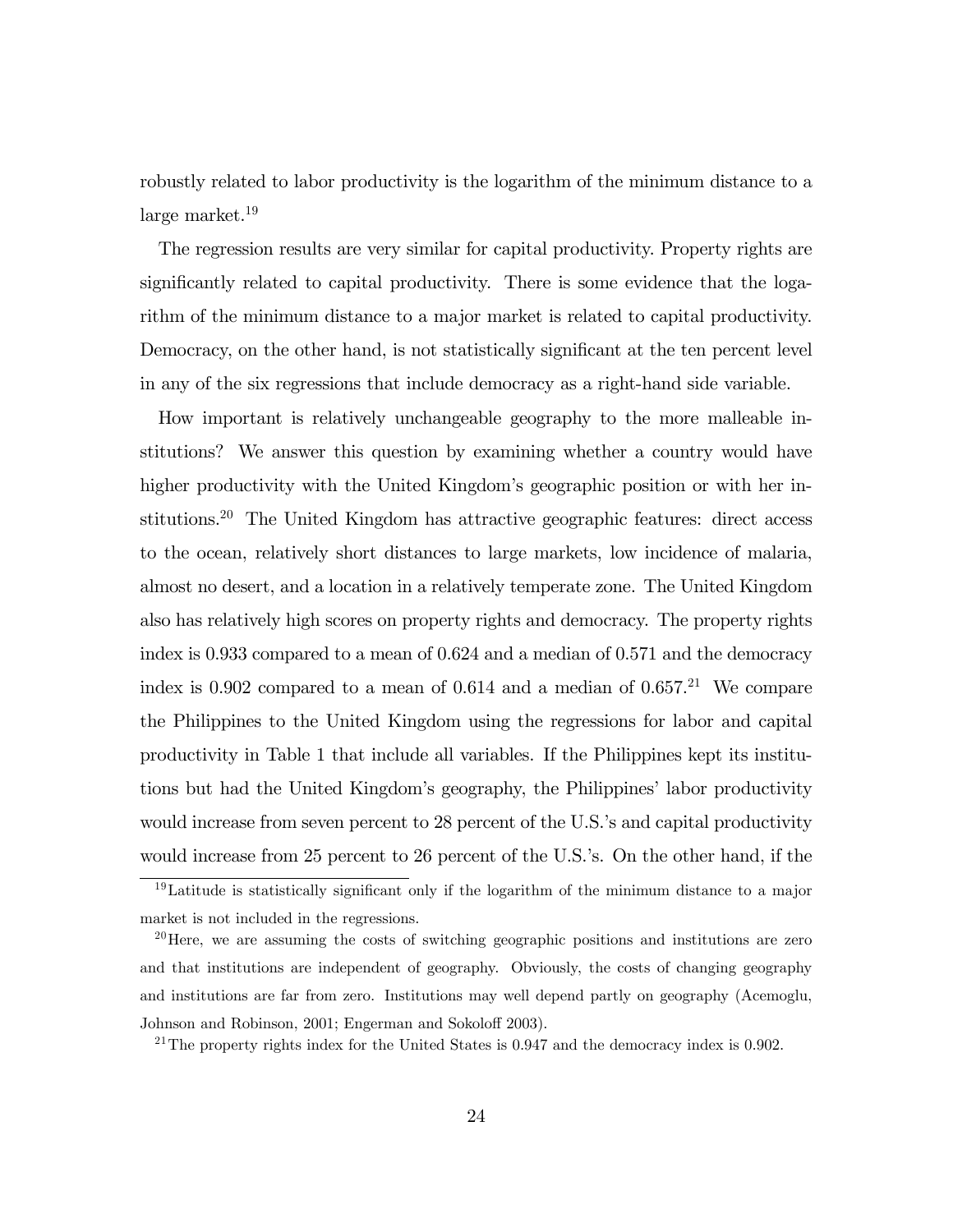robustly related to labor productivity is the logarithm of the minimum distance to a large market.[19]

The regression results are very similar for capital productivity. Property rights are significantly related to capital productivity. There is some evidence that the logarithm of the minimum distance to a major market is related to capital productivity. Democracy, on the other hand, is not statistically significant at the ten percent level in any of the six regressions that include democracy as a right-hand side variable.

How important is relatively unchangeable geography to the more malleable institutions? We answer this question by examining whether a country would have higher productivity with the United Kingdom's geographic position or with her institutions.[20] The United Kingdom has attractive geographic features: direct access to the ocean, relatively short distances to large markets, low incidence of malaria, almost no desert, and a location in a relatively temperate zone. The United Kingdom also has relatively high scores on property rights and democracy. The property rights index is 0.933 compared to a mean of 0.624 and a median of 0.571 and the democracy index is 0.902 compared to a mean of 0.614 and a median of 0.657.[21] We compare the Philippines to the United Kingdom using the regressions for labor and capital productivity in Table 1 that include all variables. If the Philippines kept its institutions but had the United Kingdom's geography, the Philippines' labor productivity would increase from seven percent to 28 percent of the U.S.'s and capital productivity would increase from 25 percent to 26 percent of the U.S.'s. On the other hand, if the

[19] Latitude is statistically significant only if the logarithm of the minimum distance to a major market is not included in the regressions.

[20] Here, we are assuming the costs of switching geographic positions and institutions are zero and that institutions are independent of geography. Obviously, the costs of changing geography and institutions are far from zero. Institutions may well depend partly on geography (Acemoglu, Johnson and Robinson, 2001; Engerman and Sokoloff 2003).

[21] The property rights index for the United States is 0.947 and the democracy index is 0.902.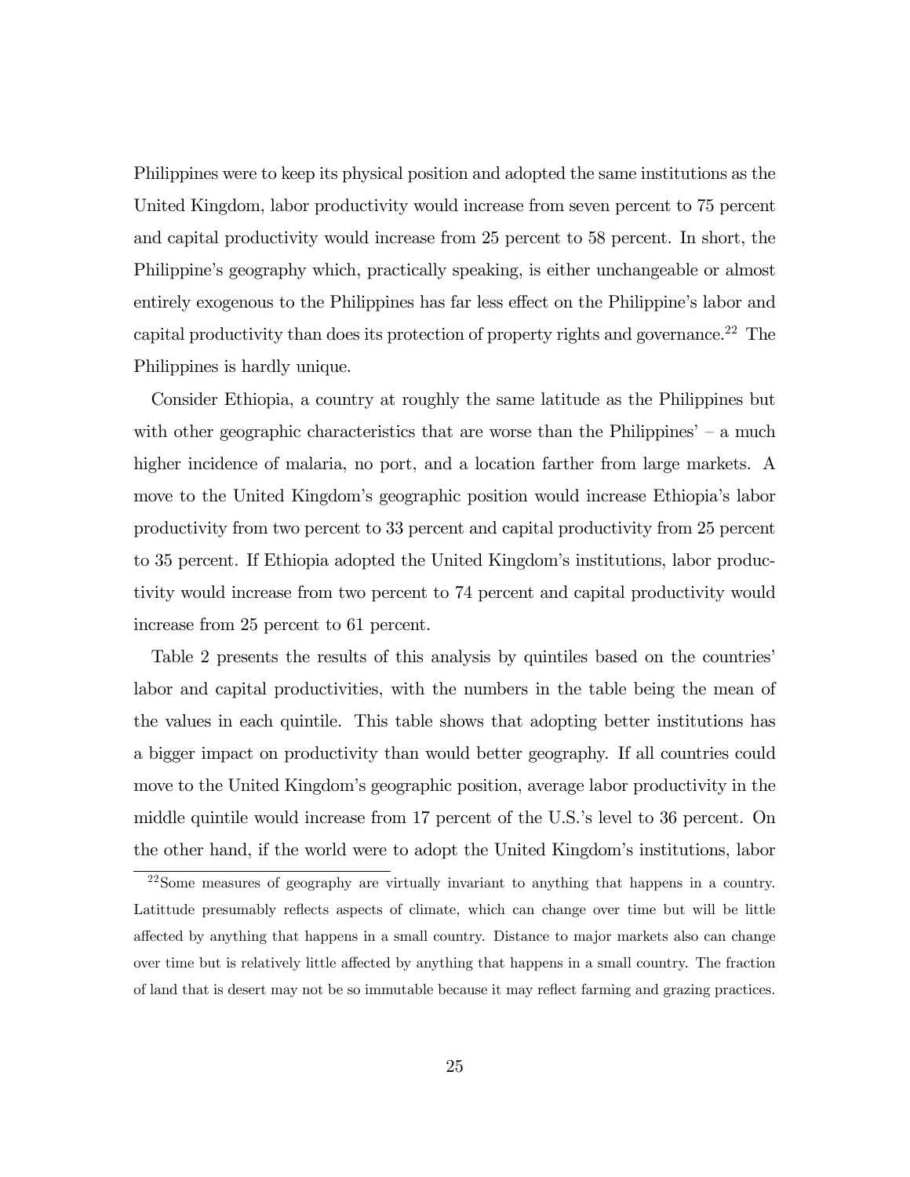Philippines were to keep its physical position and adopted the same institutions as the United Kingdom, labor productivity would increase from seven percent to 75 percent and capital productivity would increase from 25 percent to 58 percent. In short, the Philippine's geography which, practically speaking, is either unchangeable or almost entirely exogenous to the Philippines has far less effect on the Philippine's labor and capital productivity than does its protection of property rights and governance.[22] The Philippines is hardly unique.

Consider Ethiopia, a country at roughly the same latitude as the Philippines but with other geographic characteristics that are worse than the Philippines' – a much higher incidence of malaria, no port, and a location farther from large markets. A move to the United Kingdom's geographic position would increase Ethiopia's labor productivity from two percent to 33 percent and capital productivity from 25 percent to 35 percent. If Ethiopia adopted the United Kingdom's institutions, labor productivity would increase from two percent to 74 percent and capital productivity would increase from 25 percent to 61 percent.

Table 2 presents the results of this analysis by quintiles based on the countries' labor and capital productivities, with the numbers in the table being the mean of the values in each quintile. This table shows that adopting better institutions has a bigger impact on productivity than would better geography. If all countries could move to the United Kingdom's geographic position, average labor productivity in the middle quintile would increase from 17 percent of the U.S.'s level to 36 percent. On the other hand, if the world were to adopt the United Kingdom's institutions, labor

[22]Some measures of geography are virtually invariant to anything that happens in a country. Latittude presumably reflects aspects of climate, which can change over time but will be little affected by anything that happens in a small country. Distance to major markets also can change over time but is relatively little affected by anything that happens in a small country. The fraction of land that is desert may not be so immutable because it may reflect farming and grazing practices.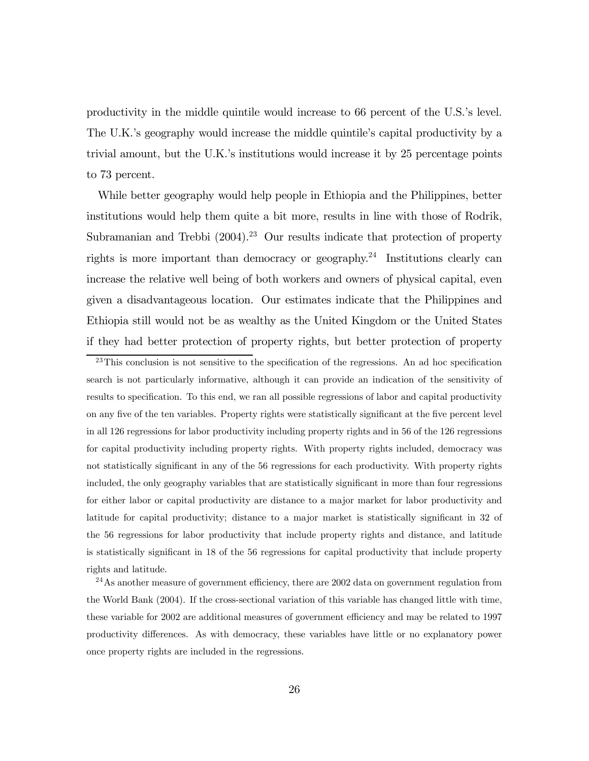productivity in the middle quintile would increase to 66 percent of the U.S.'s level. The U.K.'s geography would increase the middle quintile's capital productivity by a trivial amount, but the U.K.'s institutions would increase it by 25 percentage points to 73 percent.

While better geography would help people in Ethiopia and the Philippines, better institutions would help them quite a bit more, results in line with those of Rodrik, Subramanian and Trebbi (2004).[23] Our results indicate that protection of property rights is more important than democracy or geography.[24] Institutions clearly can increase the relative well being of both workers and owners of physical capital, even given a disadvantageous location. Our estimates indicate that the Philippines and Ethiopia still would not be as wealthy as the United Kingdom or the United States if they had better protection of property rights, but better protection of property

[23] This conclusion is not sensitive to the specification of the regressions. An ad hoc specification search is not particularly informative, although it can provide an indication of the sensitivity of results to specification. To this end, we ran all possible regressions of labor and capital productivity on any five of the ten variables. Property rights were statistically significant at the five percent level in all 126 regressions for labor productivity including property rights and in 56 of the 126 regressions for capital productivity including property rights. With property rights included, democracy was not statistically significant in any of the 56 regressions for each productivity. With property rights included, the only geography variables that are statistically significant in more than four regressions for either labor or capital productivity are distance to a major market for labor productivity and latitude for capital productivity; distance to a major market is statistically significant in 32 of the 56 regressions for labor productivity that include property rights and distance, and latitude is statistically significant in 18 of the 56 regressions for capital productivity that include property rights and latitude.

[24] As another measure of government efficiency, there are 2002 data on government regulation from the World Bank (2004). If the cross-sectional variation of this variable has changed little with time, these variable for 2002 are additional measures of government efficiency and may be related to 1997 productivity differences. As with democracy, these variables have little or no explanatory power once property rights are included in the regressions.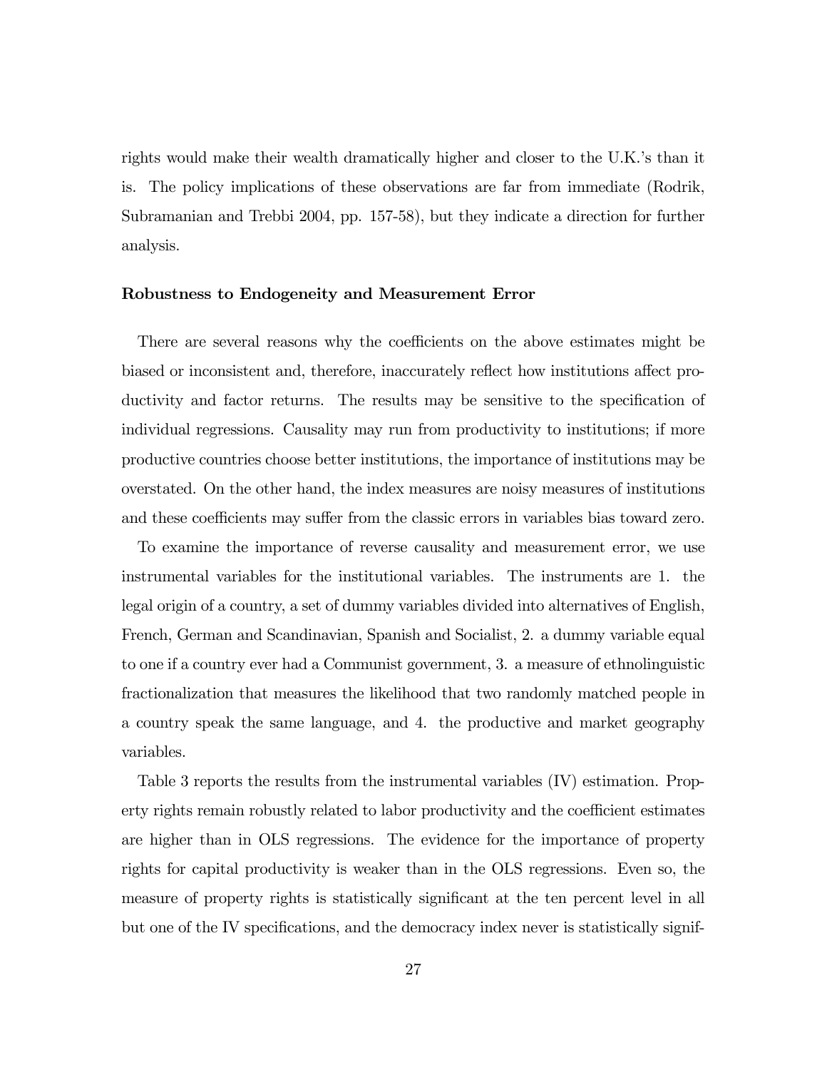rights would make their wealth dramatically higher and closer to the U.K.'s than it is. The policy implications of these observations are far from immediate (Rodrik, Subramanian and Trebbi 2004, pp. 157-58), but they indicate a direction for further analysis.

### Robustness to Endogeneity and Measurement Error

There are several reasons why the coefficients on the above estimates might be biased or inconsistent and, therefore, inaccurately reflect how institutions affect productivity and factor returns. The results may be sensitive to the specification of individual regressions. Causality may run from productivity to institutions; if more productive countries choose better institutions, the importance of institutions may be overstated. On the other hand, the index measures are noisy measures of institutions and these coefficients may suffer from the classic errors in variables bias toward zero.

To examine the importance of reverse causality and measurement error, we use instrumental variables for the institutional variables. The instruments are 1. the legal origin of a country, a set of dummy variables divided into alternatives of English, French, German and Scandinavian, Spanish and Socialist, 2. a dummy variable equal to one if a country ever had a Communist government, 3. a measure of ethnolinguistic fractionalization that measures the likelihood that two randomly matched people in a country speak the same language, and 4. the productive and market geography variables.

Table 3 reports the results from the instrumental variables (IV) estimation. Property rights remain robustly related to labor productivity and the coefficient estimates are higher than in OLS regressions. The evidence for the importance of property rights for capital productivity is weaker than in the OLS regressions. Even so, the measure of property rights is statistically significant at the ten percent level in all but one of the IV specifications, and the democracy index never is statistically signif-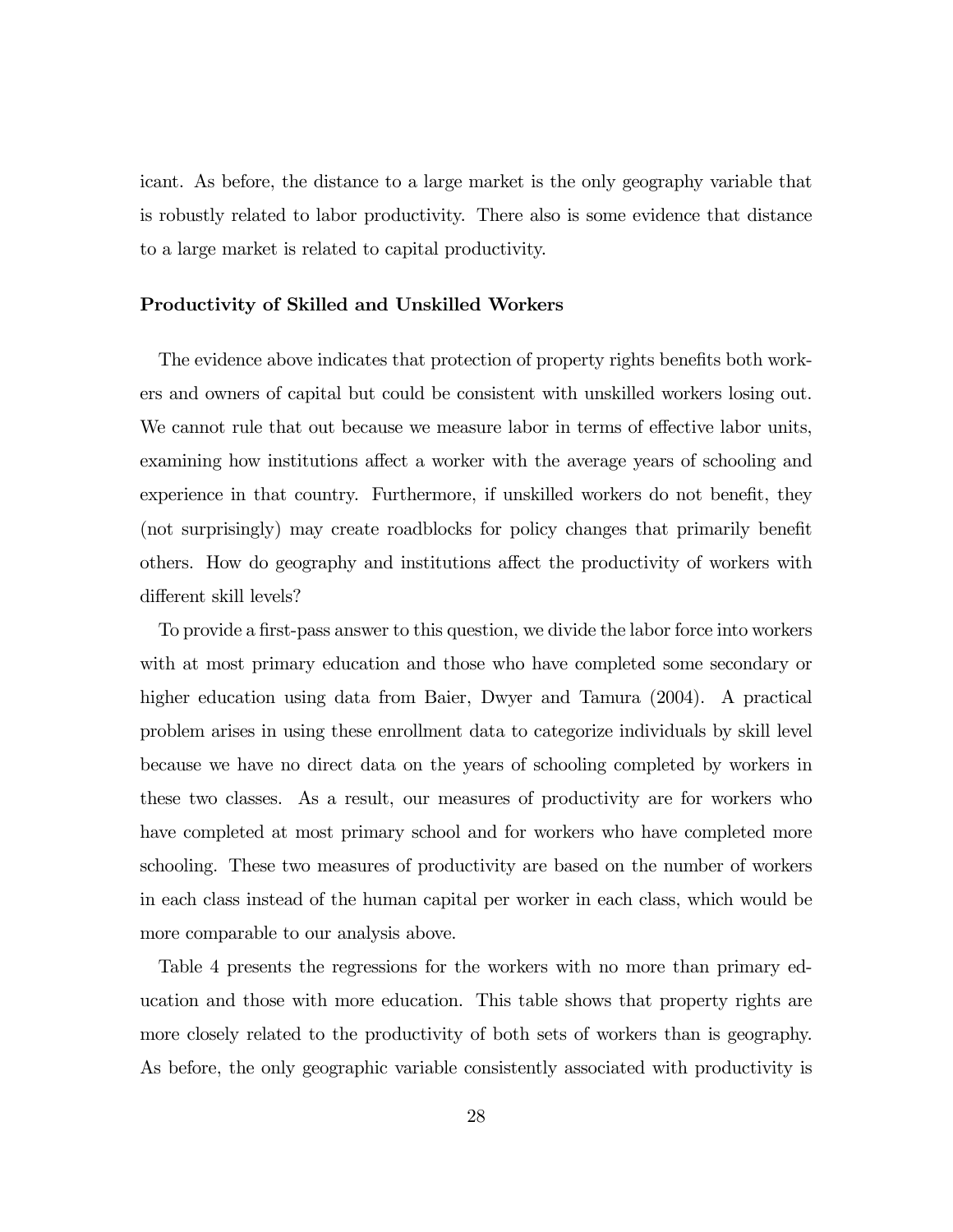icant. As before, the distance to a large market is the only geography variable that is robustly related to labor productivity. There also is some evidence that distance to a large market is related to capital productivity.

### Productivity of Skilled and Unskilled Workers

The evidence above indicates that protection of property rights benefits both workers and owners of capital but could be consistent with unskilled workers losing out. We cannot rule that out because we measure labor in terms of effective labor units, examining how institutions affect a worker with the average years of schooling and experience in that country. Furthermore, if unskilled workers do not benefit, they (not surprisingly) may create roadblocks for policy changes that primarily benefit others. How do geography and institutions affect the productivity of workers with different skill levels?

To provide a first-pass answer to this question, we divide the labor force into workers with at most primary education and those who have completed some secondary or higher education using data from Baier, Dwyer and Tamura (2004). A practical problem arises in using these enrollment data to categorize individuals by skill level because we have no direct data on the years of schooling completed by workers in these two classes. As a result, our measures of productivity are for workers who have completed at most primary school and for workers who have completed more schooling. These two measures of productivity are based on the number of workers in each class instead of the human capital per worker in each class, which would be more comparable to our analysis above.

Table 4 presents the regressions for the workers with no more than primary education and those with more education. This table shows that property rights are more closely related to the productivity of both sets of workers than is geography. As before, the only geographic variable consistently associated with productivity is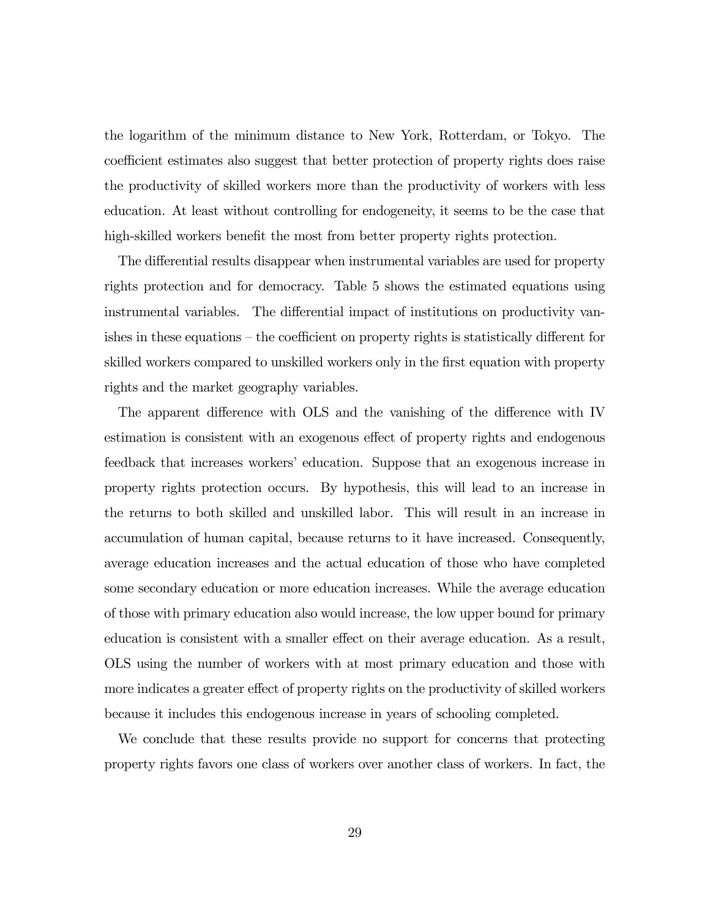the logarithm of the minimum distance to New York, Rotterdam, or Tokyo. The coefficient estimates also suggest that better protection of property rights does raise the productivity of skilled workers more than the productivity of workers with less education. At least without controlling for endogeneity, it seems to be the case that high-skilled workers benefit the most from better property rights protection.

The differential results disappear when instrumental variables are used for property rights protection and for democracy. Table 5 shows the estimated equations using instrumental variables. The differential impact of institutions on productivity vanishes in these equations – the coefficient on property rights is statistically different for skilled workers compared to unskilled workers only in the first equation with property rights and the market geography variables.

The apparent difference with OLS and the vanishing of the difference with IV estimation is consistent with an exogenous effect of property rights and endogenous feedback that increases workers' education. Suppose that an exogenous increase in property rights protection occurs. By hypothesis, this will lead to an increase in the returns to both skilled and unskilled labor. This will result in an increase in accumulation of human capital, because returns to it have increased. Consequently, average education increases and the actual education of those who have completed some secondary education or more education increases. While the average education of those with primary education also would increase, the low upper bound for primary education is consistent with a smaller effect on their average education. As a result, OLS using the number of workers with at most primary education and those with more indicates a greater effect of property rights on the productivity of skilled workers because it includes this endogenous increase in years of schooling completed.

We conclude that these results provide no support for concerns that protecting property rights favors one class of workers over another class of workers. In fact, the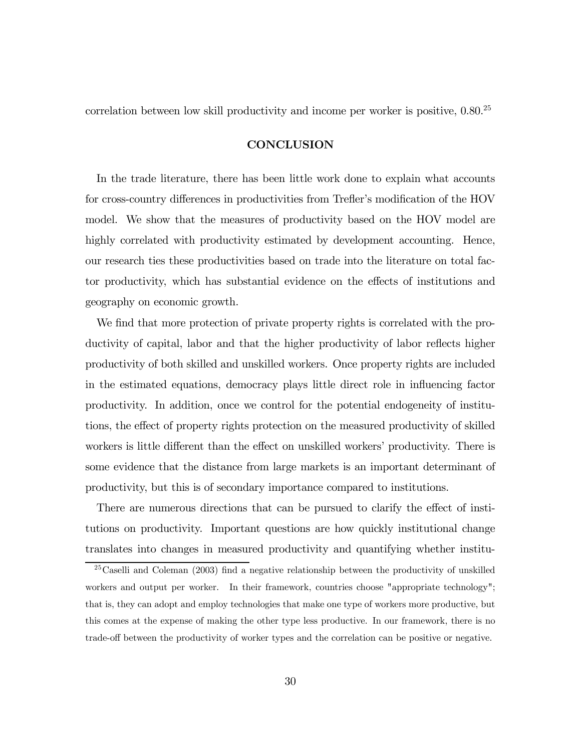correlation between low skill productivity and income per worker is positive, 0.80.[25]

## CONCLUSION

In the trade literature, there has been little work done to explain what accounts for cross-country differences in productivities from Trefler's modification of the HOV model. We show that the measures of productivity based on the HOV model are highly correlated with productivity estimated by development accounting. Hence, our research ties these productivities based on trade into the literature on total factor productivity, which has substantial evidence on the effects of institutions and geography on economic growth.

We find that more protection of private property rights is correlated with the productivity of capital, labor and that the higher productivity of labor reflects higher productivity of both skilled and unskilled workers. Once property rights are included in the estimated equations, democracy plays little direct role in influencing factor productivity. In addition, once we control for the potential endogeneity of institutions, the effect of property rights protection on the measured productivity of skilled workers is little different than the effect on unskilled workers' productivity. There is some evidence that the distance from large markets is an important determinant of productivity, but this is of secondary importance compared to institutions.

There are numerous directions that can be pursued to clarify the effect of institutions on productivity. Important questions are how quickly institutional change translates into changes in measured productivity and quantifying whether institu-

[25] Caselli and Coleman (2003) find a negative relationship between the productivity of unskilled workers and output per worker. In their framework, countries choose "appropriate technology"; that is, they can adopt and employ technologies that make one type of workers more productive, but this comes at the expense of making the other type less productive. In our framework, there is no trade-off between the productivity of worker types and the correlation can be positive or negative.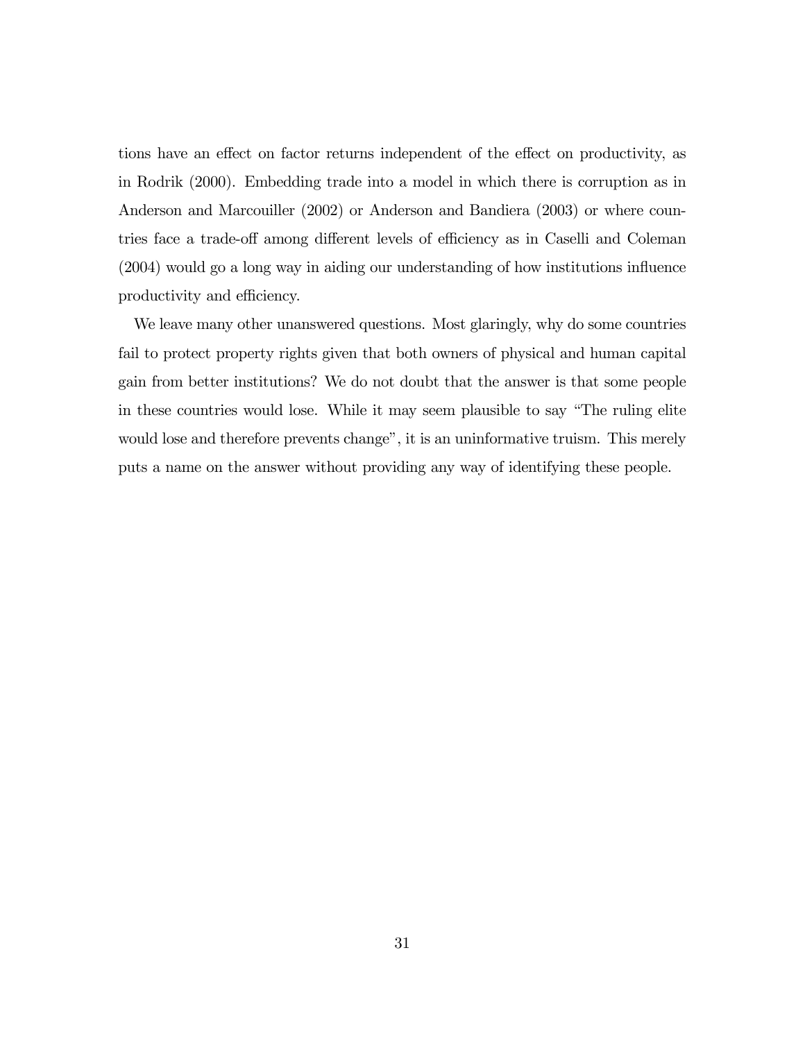tions have an effect on factor returns independent of the effect on productivity, as in Rodrik (2000). Embedding trade into a model in which there is corruption as in Anderson and Marcouiller (2002) or Anderson and Bandiera (2003) or where countries face a trade-off among different levels of efficiency as in Caselli and Coleman (2004) would go a long way in aiding our understanding of how institutions influence productivity and efficiency.

We leave many other unanswered questions. Most glaringly, why do some countries fail to protect property rights given that both owners of physical and human capital gain from better institutions? We do not doubt that the answer is that some people in these countries would lose. While it may seem plausible to say "The ruling elite would lose and therefore prevents change", it is an uninformative truism. This merely puts a name on the answer without providing any way of identifying these people.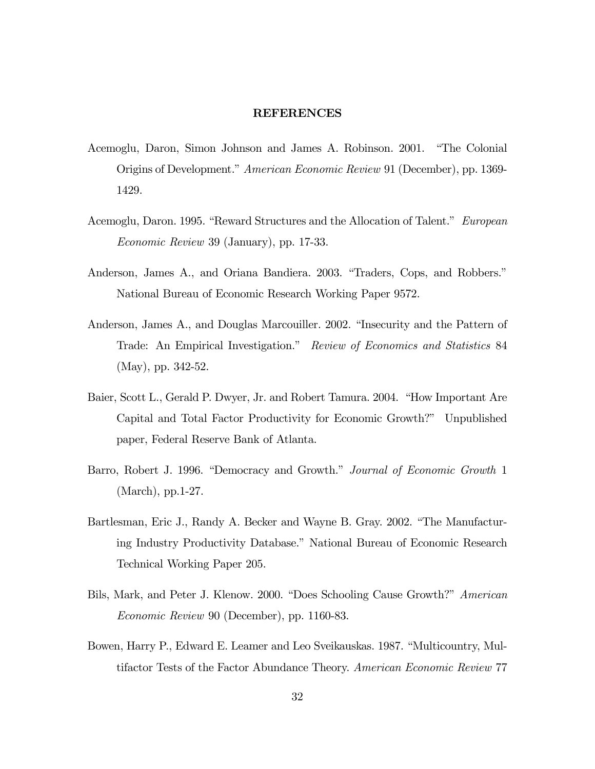# REFERENCES

Acemoglu, Daron, Simon Johnson and James A. Robinson. 2001. "The Colonial Origins of Development." *American Economic Review* 91 (December), pp. 1369-1429.

Acemoglu, Daron. 1995. "Reward Structures and the Allocation of Talent." *European Economic Review* 39 (January), pp. 17-33.

Anderson, James A., and Oriana Bandiera. 2003. "Traders, Cops, and Robbers." National Bureau of Economic Research Working Paper 9572.

Anderson, James A., and Douglas Marcouiller. 2002. "Insecurity and the Pattern of Trade: An Empirical Investigation." *Review of Economics and Statistics* 84 (May), pp. 342-52.

Baier, Scott L., Gerald P. Dwyer, Jr. and Robert Tamura. 2004. "How Important Are Capital and Total Factor Productivity for Economic Growth?" Unpublished paper, Federal Reserve Bank of Atlanta.

Barro, Robert J. 1996. "Democracy and Growth." *Journal of Economic Growth* 1 (March), pp.1-27.

Bartlesman, Eric J., Randy A. Becker and Wayne B. Gray. 2002. "The Manufacturing Industry Productivity Database." National Bureau of Economic Research Technical Working Paper 205.

Bils, Mark, and Peter J. Klenow. 2000. "Does Schooling Cause Growth?" *American Economic Review* 90 (December), pp. 1160-83.

Bowen, Harry P., Edward E. Leamer and Leo Sveikauskas. 1987. "Multicountry, Multifactor Tests of the Factor Abundance Theory. *American Economic Review* 77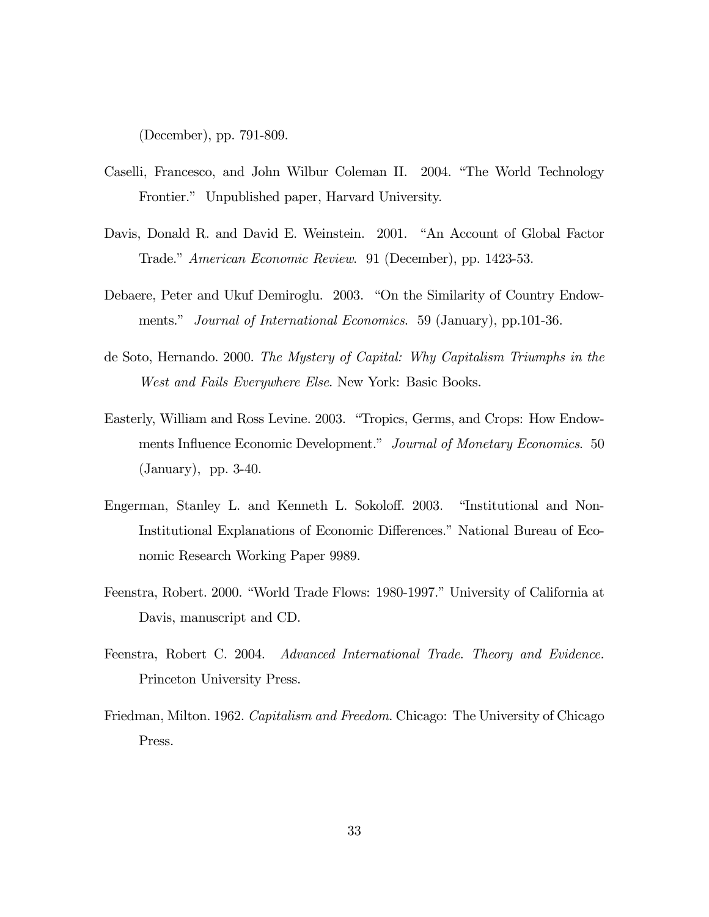(December), pp. 791-809.

Caselli, Francesco, and John Wilbur Coleman II. 2004. "The World Technology Frontier." Unpublished paper, Harvard University.

Davis, Donald R. and David E. Weinstein. 2001. "An Account of Global Factor Trade." *American Economic Review*. 91 (December), pp. 1423-53.

Debaere, Peter and Ukuf Demiroglu. 2003. "On the Similarity of Country Endowments." *Journal of International Economics*. 59 (January), pp.101-36.

de Soto, Hernando. 2000. *The Mystery of Capital: Why Capitalism Triumphs in the West and Fails Everywhere Else*. New York: Basic Books.

Easterly, William and Ross Levine. 2003. "Tropics, Germs, and Crops: How Endowments Influence Economic Development." *Journal of Monetary Economics*. 50 (January), pp. 3-40.

Engerman, Stanley L. and Kenneth L. Sokoloff. 2003. "Institutional and Non-Institutional Explanations of Economic Differences." National Bureau of Economic Research Working Paper 9989.

Feenstra, Robert. 2000. "World Trade Flows: 1980-1997." University of California at Davis, manuscript and CD.

Feenstra, Robert C. 2004. *Advanced International Trade. Theory and Evidence.* Princeton University Press.

Friedman, Milton. 1962. *Capitalism and Freedom.* Chicago: The University of Chicago Press.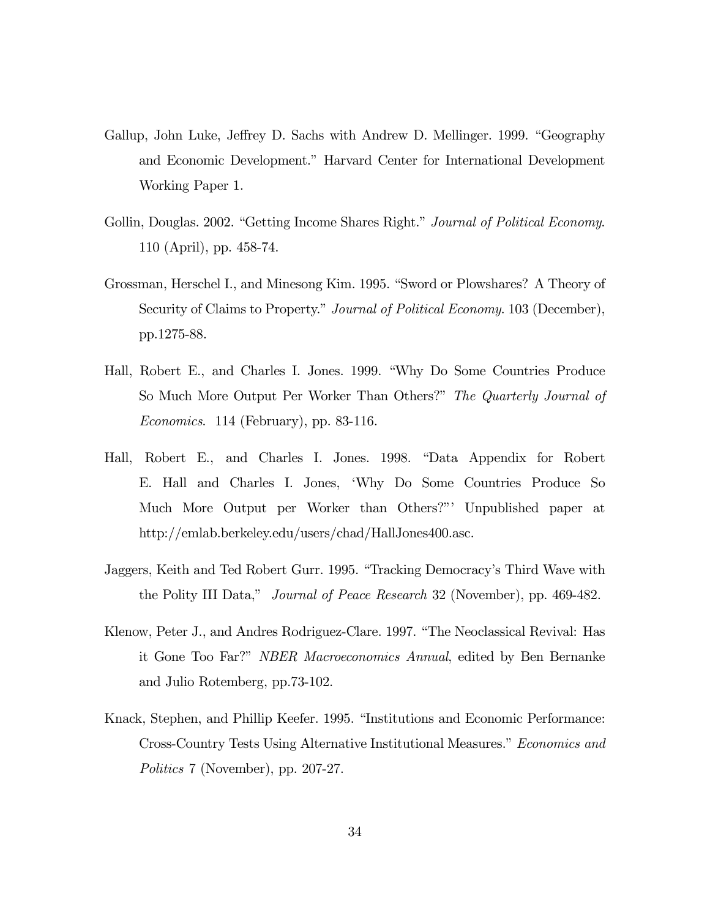Gallup, John Luke, Jeffrey D. Sachs with Andrew D. Mellinger. 1999. "Geography and Economic Development." Harvard Center for International Development Working Paper 1.

Gollin, Douglas. 2002. "Getting Income Shares Right." *Journal of Political Economy*. 110 (April), pp. 458-74.

Grossman, Herschel I., and Minesong Kim. 1995. "Sword or Plowshares? A Theory of Security of Claims to Property." *Journal of Political Economy*. 103 (December), pp.1275-88.

Hall, Robert E., and Charles I. Jones. 1999. "Why Do Some Countries Produce So Much More Output Per Worker Than Others?" *The Quarterly Journal of Economics*. 114 (February), pp. 83-116.

Hall, Robert E., and Charles I. Jones. 1998. "Data Appendix for Robert E. Hall and Charles I. Jones, 'Why Do Some Countries Produce So Much More Output per Worker than Others?"' Unpublished paper at http://emlab.berkeley.edu/users/chad/HallJones400.asc.

Jaggers, Keith and Ted Robert Gurr. 1995. "Tracking Democracy's Third Wave with the Polity III Data," *Journal of Peace Research* 32 (November), pp. 469-482.

Klenow, Peter J., and Andres Rodriguez-Clare. 1997. "The Neoclassical Revival: Has it Gone Too Far?" *NBER Macroeconomics Annual*, edited by Ben Bernanke and Julio Rotemberg, pp.73-102.

Knack, Stephen, and Phillip Keefer. 1995. "Institutions and Economic Performance: Cross-Country Tests Using Alternative Institutional Measures." *Economics and Politics* 7 (November), pp. 207-27.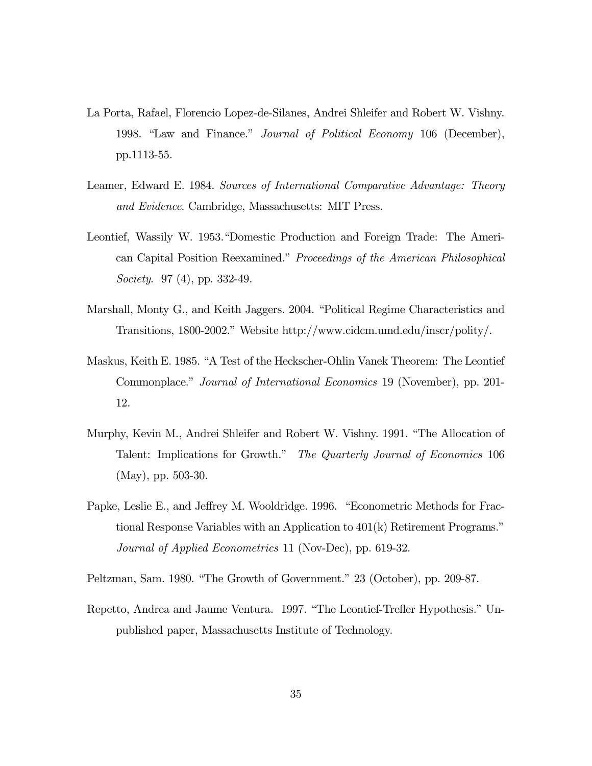La Porta, Rafael, Florencio Lopez-de-Silanes, Andrei Shleifer and Robert W. Vishny. 1998. "Law and Finance." *Journal of Political Economy* 106 (December), pp.1113-55.

Leamer, Edward E. 1984. *Sources of International Comparative Advantage: Theory and Evidence*. Cambridge, Massachusetts: MIT Press.

Leontief, Wassily W. 1953."Domestic Production and Foreign Trade: The American Capital Position Reexamined." *Proceedings of the American Philosophical Society*. 97 (4), pp. 332-49.

Marshall, Monty G., and Keith Jaggers. 2004. "Political Regime Characteristics and Transitions, 1800-2002." Website http://www.cidcm.umd.edu/inscr/polity/.

Maskus, Keith E. 1985. "A Test of the Heckscher-Ohlin Vanek Theorem: The Leontief Commonplace." *Journal of International Economics* 19 (November), pp. 201-12.

Murphy, Kevin M., Andrei Shleifer and Robert W. Vishny. 1991. "The Allocation of Talent: Implications for Growth." *The Quarterly Journal of Economics* 106 (May), pp. 503-30.

Papke, Leslie E., and Jeffrey M. Wooldridge. 1996. "Econometric Methods for Fractional Response Variables with an Application to 401(k) Retirement Programs." *Journal of Applied Econometrics* 11 (Nov-Dec), pp. 619-32.

Peltzman, Sam. 1980. "The Growth of Government." 23 (October), pp. 209-87.

Repetto, Andrea and Jaume Ventura. 1997. "The Leontief-Trefler Hypothesis." Unpublished paper, Massachusetts Institute of Technology.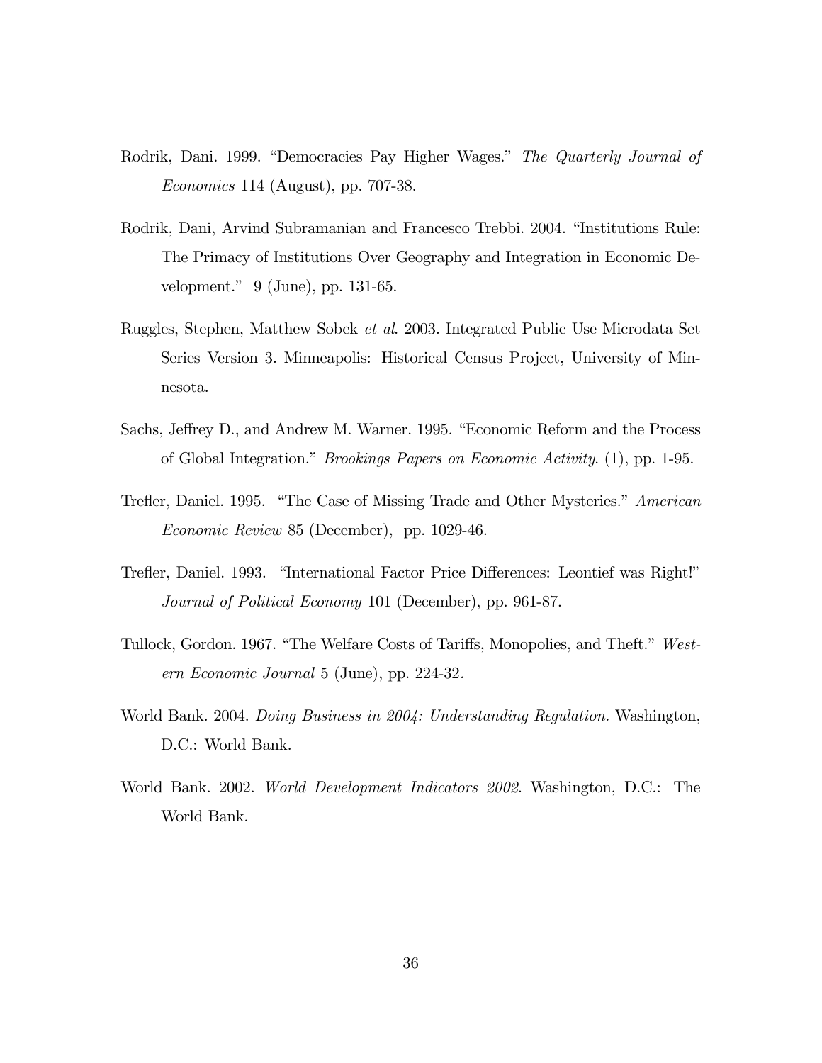Rodrik, Dani. 1999. "Democracies Pay Higher Wages." *The Quarterly Journal of Economics* 114 (August), pp. 707-38.

Rodrik, Dani, Arvind Subramanian and Francesco Trebbi. 2004. "Institutions Rule: The Primacy of Institutions Over Geography and Integration in Economic Development." 9 (June), pp. 131-65.

Ruggles, Stephen, Matthew Sobek *et al*. 2003. Integrated Public Use Microdata Set Series Version 3. Minneapolis: Historical Census Project, University of Minnesota.

Sachs, Jeffrey D., and Andrew M. Warner. 1995. "Economic Reform and the Process of Global Integration." *Brookings Papers on Economic Activity*. (1), pp. 1-95.

Trefler, Daniel. 1995. "The Case of Missing Trade and Other Mysteries." *American Economic Review* 85 (December), pp. 1029-46.

Trefler, Daniel. 1993. "International Factor Price Differences: Leontief was Right!" *Journal of Political Economy* 101 (December), pp. 961-87.

Tullock, Gordon. 1967. "The Welfare Costs of Tariffs, Monopolies, and Theft." *Western Economic Journal* 5 (June), pp. 224-32.

World Bank. 2004. *Doing Business in 2004: Understanding Regulation.* Washington, D.C.: World Bank.

World Bank. 2002. *World Development Indicators 2002*. Washington, D.C.: The World Bank.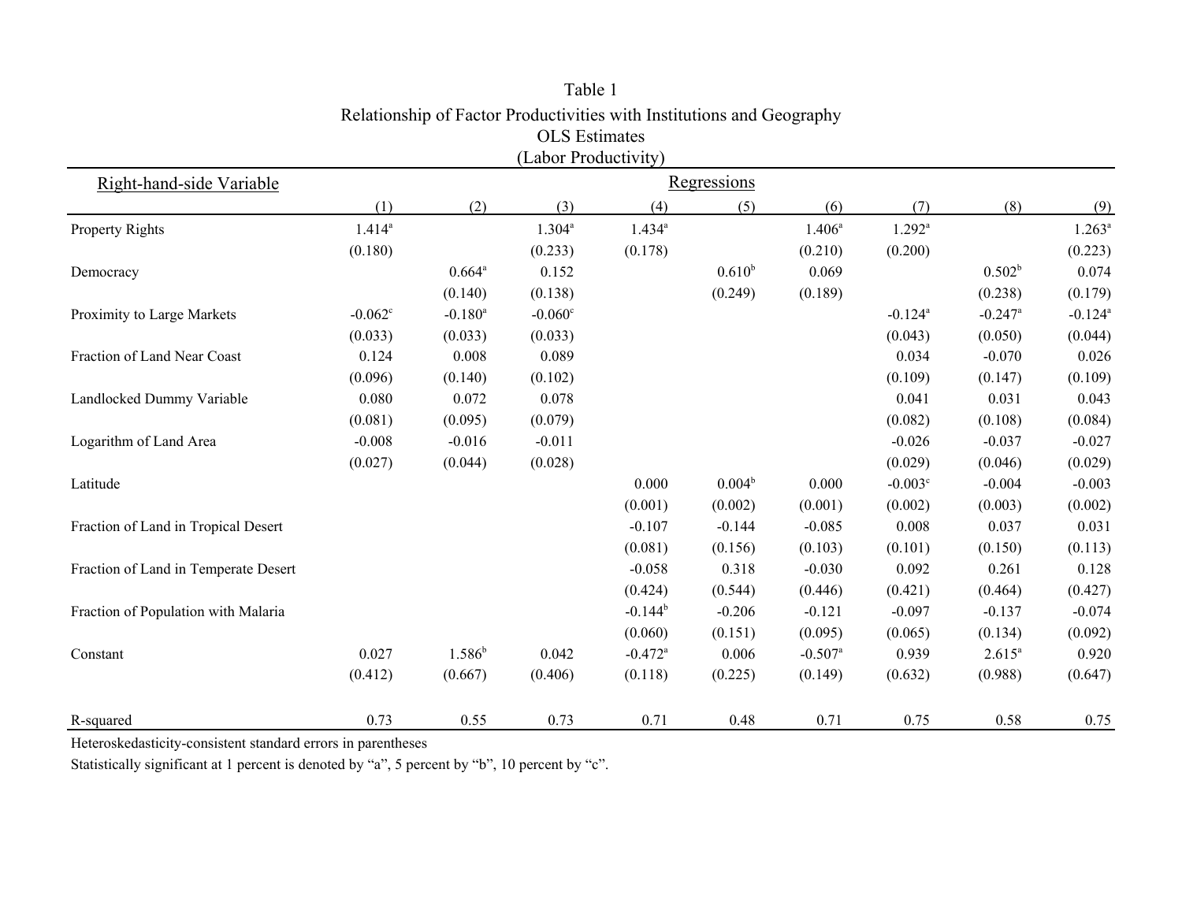Table 1

Relationship of Factor Productivities with Institutions and Geography

OLS Estimates

(Labor Productivity)

| Right-hand-side Variable | (1) | (2) | (3) | (4) | (5) | (6) | (7) | (8) | (9) |
|---|---|---|---|---|---|---|---|---|---|
| Property Rights | 1.414[a] | | 1.304[a] | 1.434[a] | | 1.406[a] | 1.292[a] | | 1.263[a] |
| | (0.180) | | (0.233) | (0.178) | | (0.210) | (0.200) | | (0.223) |
| Democracy | | 0.664[a] | 0.152 | | 0.610[b] | 0.069 | | 0.502[b] | 0.074 |
| | | (0.140) | (0.138) | | (0.249) | (0.189) | | (0.238) | (0.179) |
| Proximity to Large Markets | -0.062[c] | -0.180[a] | -0.060[c] | | | | -0.124[a] | -0.247[a] | -0.124[a] |
| | (0.033) | (0.033) | (0.033) | | | | (0.043) | (0.050) | (0.044) |
| Fraction of Land Near Coast | 0.124 | 0.008 | 0.089 | | | | 0.034 | -0.070 | 0.026 |
| | (0.096) | (0.140) | (0.102) | | | | (0.109) | (0.147) | (0.109) |
| Landlocked Dummy Variable | 0.080 | 0.072 | 0.078 | | | | 0.041 | 0.031 | 0.043 |
| | (0.081) | (0.095) | (0.079) | | | | (0.082) | (0.108) | (0.084) |
| Logarithm of Land Area | -0.008 | -0.016 | -0.011 | | | | -0.026 | -0.037 | -0.027 |
| | (0.027) | (0.044) | (0.028) | | | | (0.029) | (0.046) | (0.029) |
| Latitude | | | | 0.000 | 0.004[b] | 0.000 | -0.003[c] | -0.004 | -0.003 |
| | | | | (0.001) | (0.002) | (0.001) | (0.002) | (0.003) | (0.002) |
| Fraction of Land in Tropical Desert | | | | -0.107 | -0.144 | -0.085 | 0.008 | 0.037 | 0.031 |
| | | | | (0.081) | (0.156) | (0.103) | (0.101) | (0.150) | (0.113) |
| Fraction of Land in Temperate Desert | | | | -0.058 | 0.318 | -0.030 | 0.092 | 0.261 | 0.128 |
| | | | | (0.424) | (0.544) | (0.446) | (0.421) | (0.464) | (0.427) |
| Fraction of Population with Malaria | | | | -0.144[b] | -0.206 | -0.121 | -0.097 | -0.137 | -0.074 |
| | | | | (0.060) | (0.151) | (0.095) | (0.065) | (0.134) | (0.092) |
| Constant | 0.027 | 1.586[b] | 0.042 | -0.472[a] | 0.006 | -0.507[a] | 0.939 | 2.615[a] | 0.920 |
| | (0.412) | (0.667) | (0.406) | (0.118) | (0.225) | (0.149) | (0.632) | (0.988) | (0.647) |
| R-squared | 0.73 | 0.55 | 0.73 | 0.71 | 0.48 | 0.71 | 0.75 | 0.58 | 0.75 |

Heteroskedasticity-consistent standard errors in parentheses

Statistically significant at 1 percent is denoted by "a", 5 percent by "b", 10 percent by "c".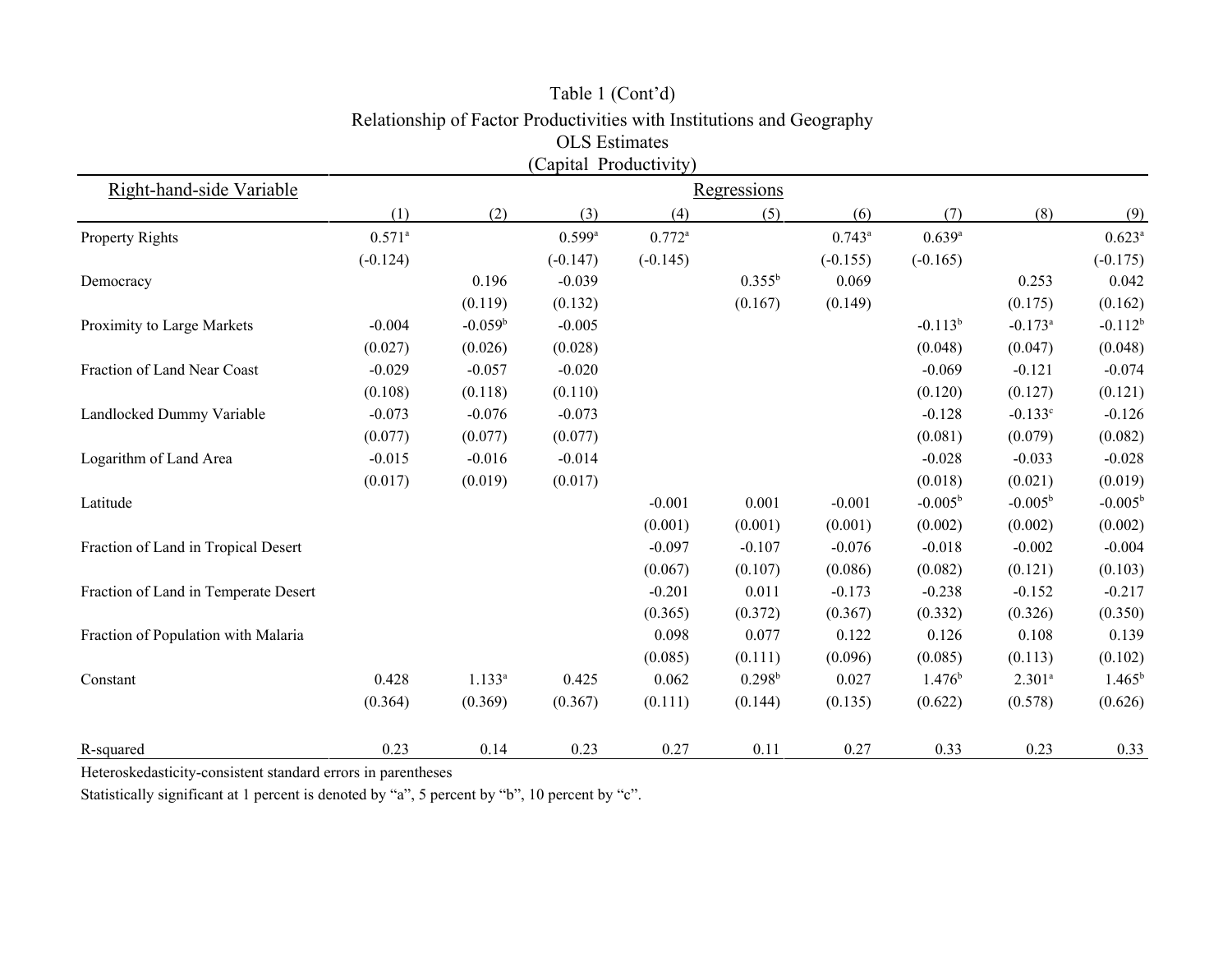Table 1 (Cont'd)

Relationship of Factor Productivities with Institutions and Geography

OLS Estimates

(Capital Productivity)

| Right-hand-side Variable | (1) | (2) | (3) | (4) | (5) | (6) | (7) | (8) | (9) |
|---|---|---|---|---|---|---|---|---|---|
| Property Rights | 0.571[a] | | 0.599[a] | 0.772[a] | | 0.743[a] | 0.639[a] | | 0.623[a] |
| | (-0.124) | | (-0.147) | (-0.145) | | (-0.155) | (-0.165) | | (-0.175) |
| Democracy | | 0.196 | -0.039 | | 0.355[b] | 0.069 | | 0.253 | 0.042 |
| | | (0.119) | (0.132) | | (0.167) | (0.149) | | (0.175) | (0.162) |
| Proximity to Large Markets | -0.004 | -0.059[b] | -0.005 | | | | -0.113[b] | -0.173[a] | -0.112[b] |
| | (0.027) | (0.026) | (0.028) | | | | (0.048) | (0.047) | (0.048) |
| Fraction of Land Near Coast | -0.029 | -0.057 | -0.020 | | | | -0.069 | -0.121 | -0.074 |
| | (0.108) | (0.118) | (0.110) | | | | (0.120) | (0.127) | (0.121) |
| Landlocked Dummy Variable | -0.073 | -0.076 | -0.073 | | | | -0.128 | -0.133[c] | -0.126 |
| | (0.077) | (0.077) | (0.077) | | | | (0.081) | (0.079) | (0.082) |
| Logarithm of Land Area | -0.015 | -0.016 | -0.014 | | | | -0.028 | -0.033 | -0.028 |
| | (0.017) | (0.019) | (0.017) | | | | (0.018) | (0.021) | (0.019) |
| Latitude | | | | -0.001 | 0.001 | -0.001 | -0.005[b] | -0.005[b] | -0.005[b] |
| | | | | (0.001) | (0.001) | (0.001) | (0.002) | (0.002) | (0.002) |
| Fraction of Land in Tropical Desert | | | | -0.097 | -0.107 | -0.076 | -0.018 | -0.002 | -0.004 |
| | | | | (0.067) | (0.107) | (0.086) | (0.082) | (0.121) | (0.103) |
| Fraction of Land in Temperate Desert | | | | -0.201 | 0.011 | -0.173 | -0.238 | -0.152 | -0.217 |
| | | | | (0.365) | (0.372) | (0.367) | (0.332) | (0.326) | (0.350) |
| Fraction of Population with Malaria | | | | 0.098 | 0.077 | 0.122 | 0.126 | 0.108 | 0.139 |
| | | | | (0.085) | (0.111) | (0.096) | (0.085) | (0.113) | (0.102) |
| Constant | 0.428 | 1.133[a] | 0.425 | 0.062 | 0.298[b] | 0.027 | 1.476[b] | 2.301[a] | 1.465[b] |
| | (0.364) | (0.369) | (0.367) | (0.111) | (0.144) | (0.135) | (0.622) | (0.578) | (0.626) |
| R-squared | 0.23 | 0.14 | 0.23 | 0.27 | 0.11 | 0.27 | 0.33 | 0.23 | 0.33 |

Heteroskedasticity-consistent standard errors in parentheses

Statistically significant at 1 percent is denoted by "a", 5 percent by "b", 10 percent by "c".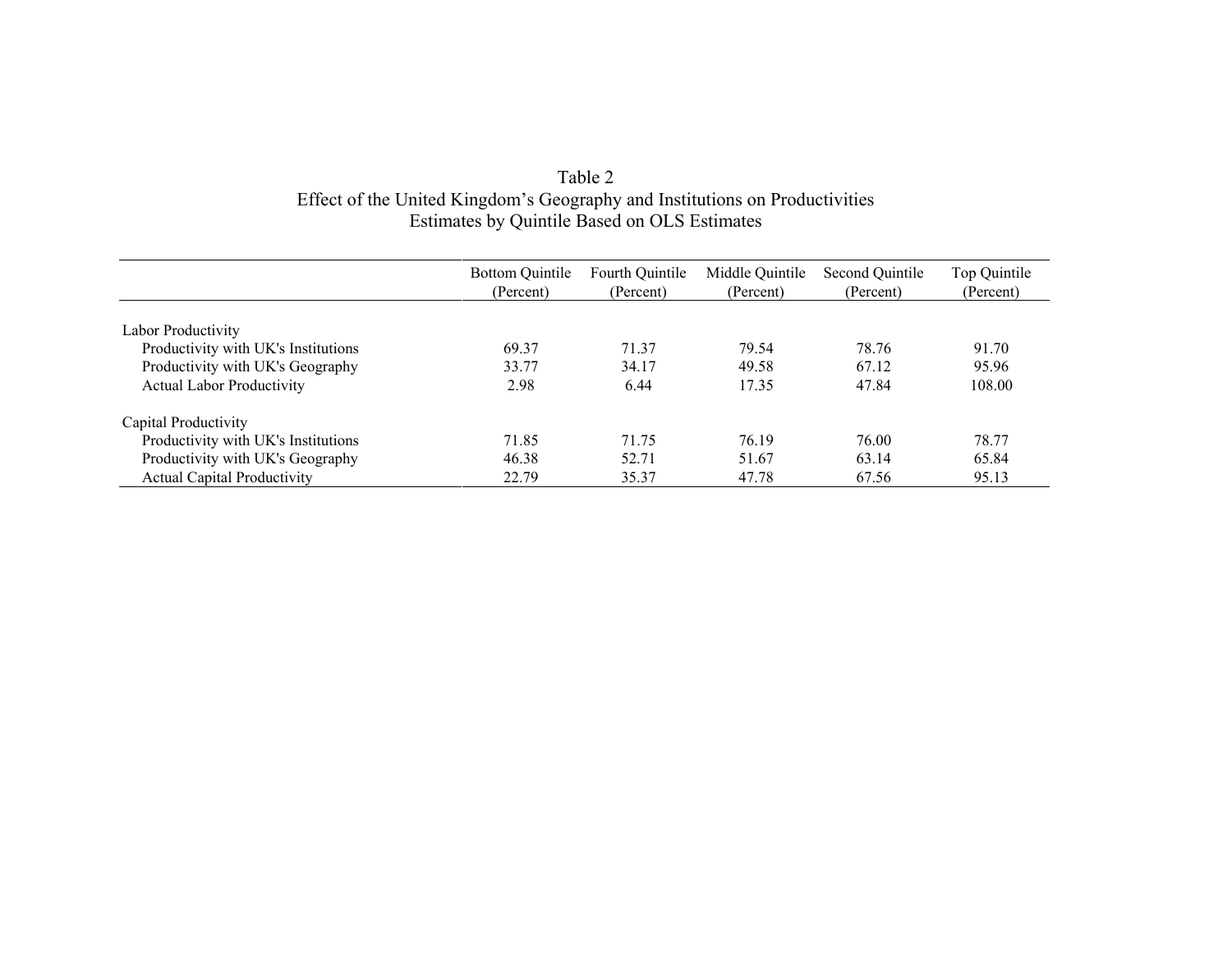Table 2
Effect of the United Kingdom's Geography and Institutions on Productivities
Estimates by Quintile Based on OLS Estimates

| | Bottom Quintile (Percent) | Fourth Quintile (Percent) | Middle Quintile (Percent) | Second Quintile (Percent) | Top Quintile (Percent) |
|---|---|---|---|---|---|
| Labor Productivity | | | | | |
| Productivity with UK's Institutions | 69.37 | 71.37 | 79.54 | 78.76 | 91.70 |
| Productivity with UK's Geography | 33.77 | 34.17 | 49.58 | 67.12 | 95.96 |
| Actual Labor Productivity | 2.98 | 6.44 | 17.35 | 47.84 | 108.00 |
| Capital Productivity | | | | | |
| Productivity with UK's Institutions | 71.85 | 71.75 | 76.19 | 76.00 | 78.77 |
| Productivity with UK's Geography | 46.38 | 52.71 | 51.67 | 63.14 | 65.84 |
| Actual Capital Productivity | 22.79 | 35.37 | 47.78 | 67.56 | 95.13 |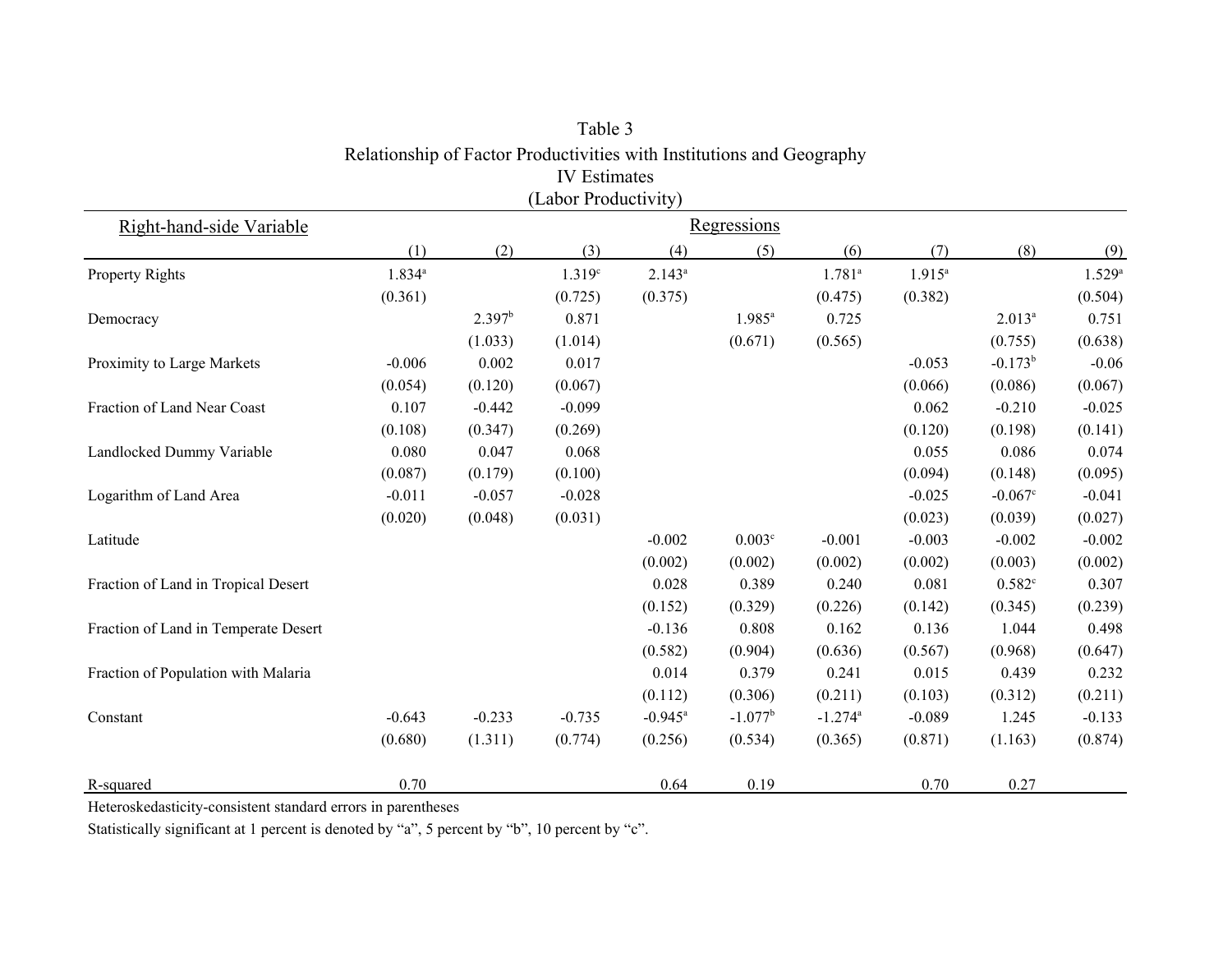Table 3

Relationship of Factor Productivities with Institutions and Geography

IV Estimates

(Labor Productivity)

| Right-hand-side Variable | (1) | (2) | (3) | (4) | (5) | (6) | (7) | (8) | (9) |
|---|---|---|---|---|---|---|---|---|---|
| Property Rights | 1.834[a] | | 1.319[c] | 2.143[a] | | 1.781[a] | 1.915[a] | | 1.529[a] |
| | (0.361) | | (0.725) | (0.375) | | (0.475) | (0.382) | | (0.504) |
| Democracy | | 2.397[b] | 0.871 | | 1.985[a] | 0.725 | | 2.013[a] | 0.751 |
| | | (1.033) | (1.014) | | (0.671) | (0.565) | | (0.755) | (0.638) |
| Proximity to Large Markets | -0.006 | 0.002 | 0.017 | | | | -0.053 | -0.173[b] | -0.06 |
| | (0.054) | (0.120) | (0.067) | | | | (0.066) | (0.086) | (0.067) |
| Fraction of Land Near Coast | 0.107 | -0.442 | -0.099 | | | | 0.062 | -0.210 | -0.025 |
| | (0.108) | (0.347) | (0.269) | | | | (0.120) | (0.198) | (0.141) |
| Landlocked Dummy Variable | 0.080 | 0.047 | 0.068 | | | | 0.055 | 0.086 | 0.074 |
| | (0.087) | (0.179) | (0.100) | | | | (0.094) | (0.148) | (0.095) |
| Logarithm of Land Area | -0.011 | -0.057 | -0.028 | | | | -0.025 | -0.067[c] | -0.041 |
| | (0.020) | (0.048) | (0.031) | | | | (0.023) | (0.039) | (0.027) |
| Latitude | | | | -0.002 | 0.003[c] | -0.001 | -0.003 | -0.002 | -0.002 |
| | | | | (0.002) | (0.002) | (0.002) | (0.002) | (0.003) | (0.002) |
| Fraction of Land in Tropical Desert | | | | 0.028 | 0.389 | 0.240 | 0.081 | 0.582[c] | 0.307 |
| | | | | (0.152) | (0.329) | (0.226) | (0.142) | (0.345) | (0.239) |
| Fraction of Land in Temperate Desert | | | | -0.136 | 0.808 | 0.162 | 0.136 | 1.044 | 0.498 |
| | | | | (0.582) | (0.904) | (0.636) | (0.567) | (0.968) | (0.647) |
| Fraction of Population with Malaria | | | | 0.014 | 0.379 | 0.241 | 0.015 | 0.439 | 0.232 |
| | | | | (0.112) | (0.306) | (0.211) | (0.103) | (0.312) | (0.211) |
| Constant | -0.643 | -0.233 | -0.735 | -0.945[a] | -1.077[b] | -1.274[a] | -0.089 | 1.245 | -0.133 |
| | (0.680) | (1.311) | (0.774) | (0.256) | (0.534) | (0.365) | (0.871) | (1.163) | (0.874) |
| R-squared | 0.70 | | | 0.64 | 0.19 | | 0.70 | 0.27 | |

Heteroskedasticity-consistent standard errors in parentheses

Statistically significant at 1 percent is denoted by "a", 5 percent by "b", 10 percent by "c".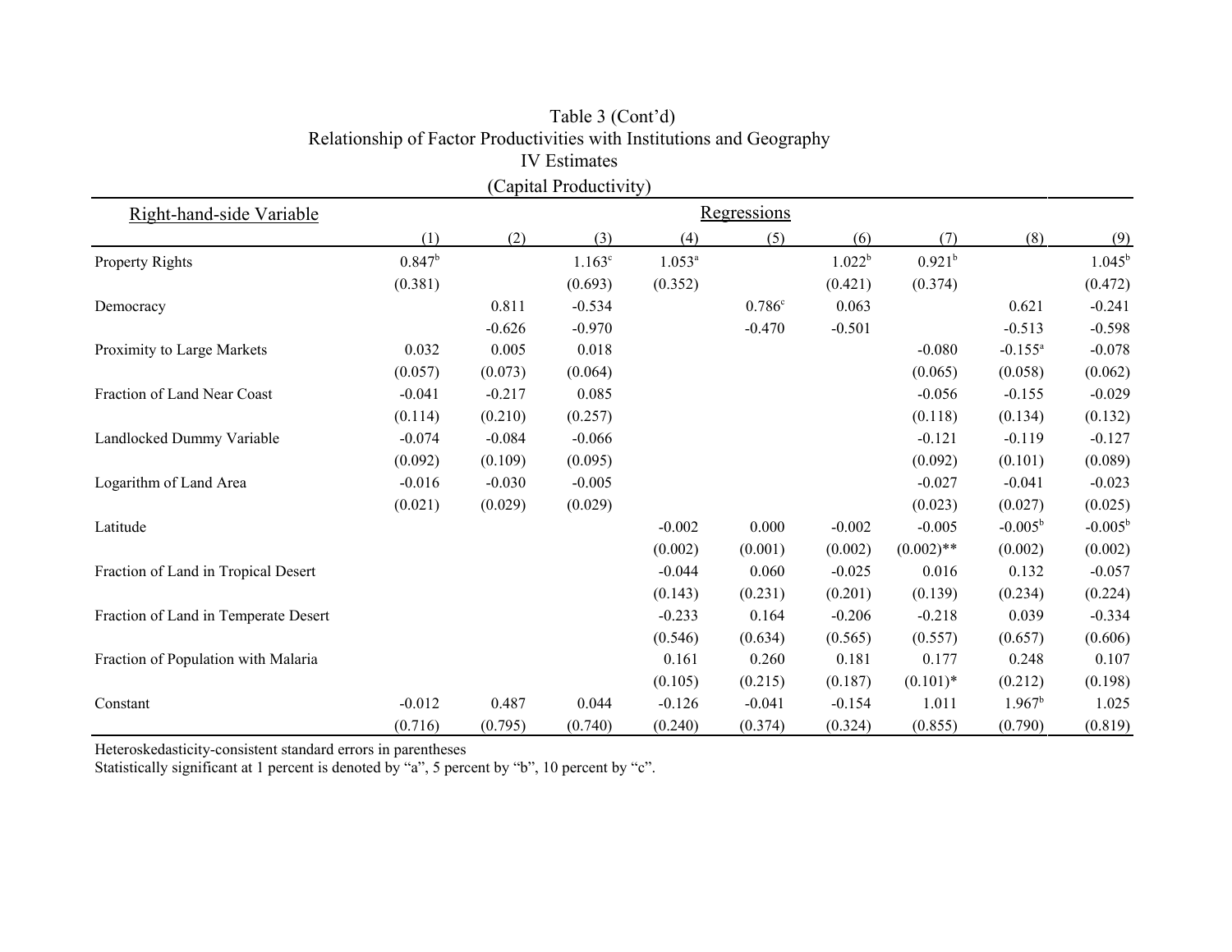Table 3 (Cont'd)
Relationship of Factor Productivities with Institutions and Geography
IV Estimates
(Capital Productivity)

| Right-hand-side Variable | Regressions | | | | | | | | |
|---|---|---|---|---|---|---|---|---|---|
| | (1) | (2) | (3) | (4) | (5) | (6) | (7) | (8) | (9) |
| Property Rights | 0.847[b] | | 1.163[c] | 1.053[a] | | 1.022[b] | 0.921[b] | | 1.045[b] |
| | (0.381) | | (0.693) | (0.352) | | (0.421) | (0.374) | | (0.472) |
| Democracy | | 0.811 | -0.534 | | 0.786[c] | 0.063 | | 0.621 | -0.241 |
| | | -0.626 | -0.970 | | -0.470 | -0.501 | | -0.513 | -0.598 |
| Proximity to Large Markets | 0.032 | 0.005 | 0.018 | | | | -0.080 | -0.155[a] | -0.078 |
| | (0.057) | (0.073) | (0.064) | | | | (0.065) | (0.058) | (0.062) |
| Fraction of Land Near Coast | -0.041 | -0.217 | 0.085 | | | | -0.056 | -0.155 | -0.029 |
| | (0.114) | (0.210) | (0.257) | | | | (0.118) | (0.134) | (0.132) |
| Landlocked Dummy Variable | -0.074 | -0.084 | -0.066 | | | | -0.121 | -0.119 | -0.127 |
| | (0.092) | (0.109) | (0.095) | | | | (0.092) | (0.101) | (0.089) |
| Logarithm of Land Area | -0.016 | -0.030 | -0.005 | | | | -0.027 | -0.041 | -0.023 |
| | (0.021) | (0.029) | (0.029) | | | | (0.023) | (0.027) | (0.025) |
| Latitude | | | | -0.002 | 0.000 | -0.002 | -0.005 | -0.005[b] | -0.005[b] |
| | | | | (0.002) | (0.001) | (0.002) | (0.002)** | (0.002) | (0.002) |
| Fraction of Land in Tropical Desert | | | | -0.044 | 0.060 | -0.025 | 0.016 | 0.132 | -0.057 |
| | | | | (0.143) | (0.231) | (0.201) | (0.139) | (0.234) | (0.224) |
| Fraction of Land in Temperate Desert | | | | -0.233 | 0.164 | -0.206 | -0.218 | 0.039 | -0.334 |
| | | | | (0.546) | (0.634) | (0.565) | (0.557) | (0.657) | (0.606) |
| Fraction of Population with Malaria | | | | 0.161 | 0.260 | 0.181 | 0.177 | 0.248 | 0.107 |
| | | | | (0.105) | (0.215) | (0.187) | (0.101)* | (0.212) | (0.198) |
| Constant | -0.012 | 0.487 | 0.044 | -0.126 | -0.041 | -0.154 | 1.011 | 1.967[b] | 1.025 |
| | (0.716) | (0.795) | (0.740) | (0.240) | (0.374) | (0.324) | (0.855) | (0.790) | (0.819) |

Heteroskedasticity-consistent standard errors in parentheses
Statistically significant at 1 percent is denoted by "a", 5 percent by "b", 10 percent by "c".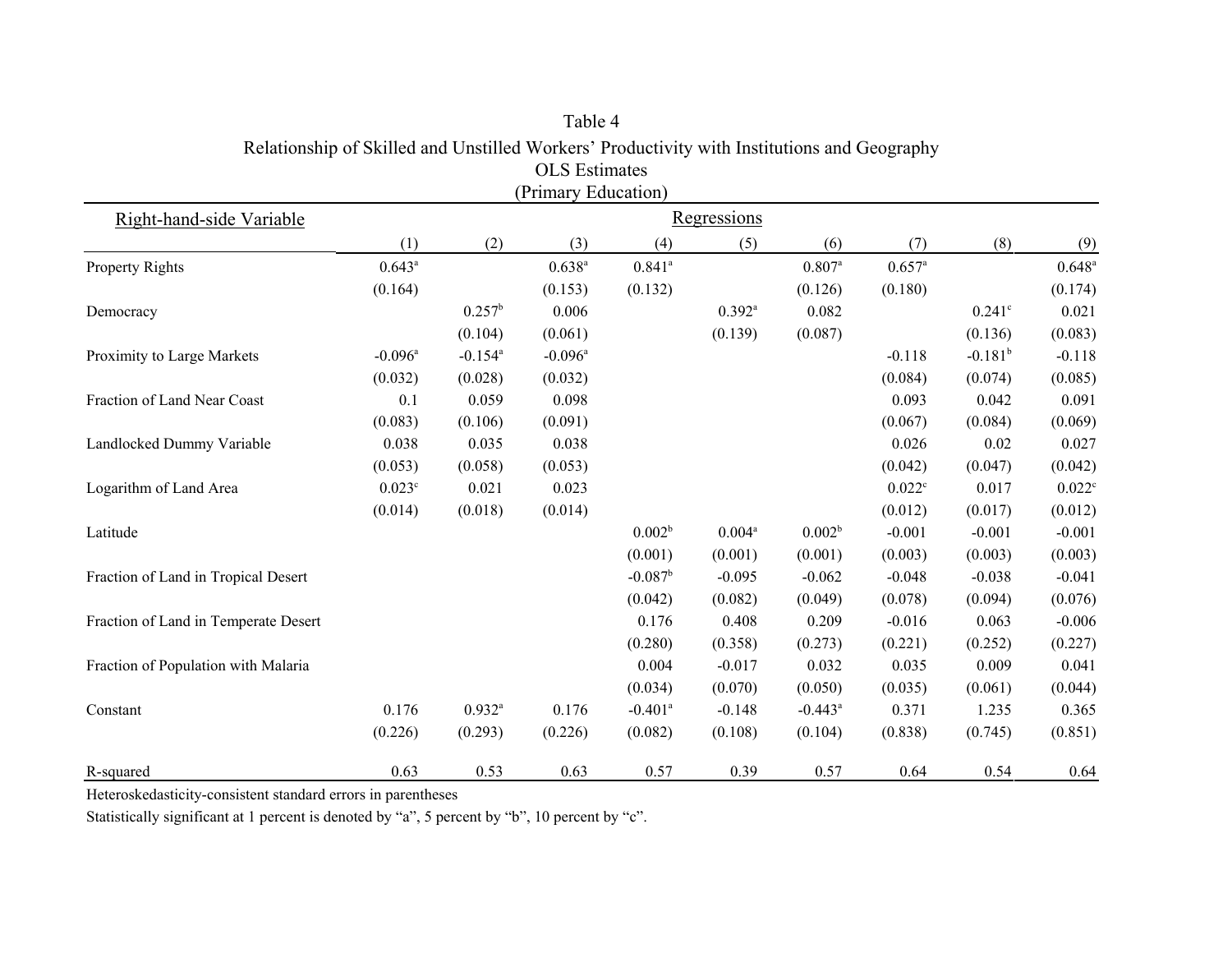Table 4

Relationship of Skilled and Unstilled Workers' Productivity with Institutions and Geography

OLS Estimates

(Primary Education)

| Right-hand-side Variable | Regressions | | | | | | | | |
|---|---|---|---|---|---|---|---|---|---|
| | (1) | (2) | (3) | (4) | (5) | (6) | (7) | (8) | (9) |
| Property Rights | 0.643[a] | | 0.638[a] | 0.841[a] | | 0.807[a] | 0.657[a] | | 0.648[a] |
| | (0.164) | | (0.153) | (0.132) | | (0.126) | (0.180) | | (0.174) |
| Democracy | | 0.257[b] | 0.006 | | 0.392[a] | 0.082 | | 0.241[c] | 0.021 |
| | | (0.104) | (0.061) | | (0.139) | (0.087) | | (0.136) | (0.083) |
| Proximity to Large Markets | -0.096[a] | -0.154[a] | -0.096[a] | | | | -0.118 | -0.181[b] | -0.118 |
| | (0.032) | (0.028) | (0.032) | | | | (0.084) | (0.074) | (0.085) |
| Fraction of Land Near Coast | 0.1 | 0.059 | 0.098 | | | | 0.093 | 0.042 | 0.091 |
| | (0.083) | (0.106) | (0.091) | | | | (0.067) | (0.084) | (0.069) |
| Landlocked Dummy Variable | 0.038 | 0.035 | 0.038 | | | | 0.026 | 0.02 | 0.027 |
| | (0.053) | (0.058) | (0.053) | | | | (0.042) | (0.047) | (0.042) |
| Logarithm of Land Area | 0.023[c] | 0.021 | 0.023 | | | | 0.022[c] | 0.017 | 0.022[c] |
| | (0.014) | (0.018) | (0.014) | | | | (0.012) | (0.017) | (0.012) |
| Latitude | | | | 0.002[b] | 0.004[a] | 0.002[b] | -0.001 | -0.001 | -0.001 |
| | | | | (0.001) | (0.001) | (0.001) | (0.003) | (0.003) | (0.003) |
| Fraction of Land in Tropical Desert | | | | -0.087[b] | -0.095 | -0.062 | -0.048 | -0.038 | -0.041 |
| | | | | (0.042) | (0.082) | (0.049) | (0.078) | (0.094) | (0.076) |
| Fraction of Land in Temperate Desert | | | | 0.176 | 0.408 | 0.209 | -0.016 | 0.063 | -0.006 |
| | | | | (0.280) | (0.358) | (0.273) | (0.221) | (0.252) | (0.227) |
| Fraction of Population with Malaria | | | | 0.004 | -0.017 | 0.032 | 0.035 | 0.009 | 0.041 |
| | | | | (0.034) | (0.070) | (0.050) | (0.035) | (0.061) | (0.044) |
| Constant | 0.176 | 0.932[a] | 0.176 | -0.401[a] | -0.148 | -0.443[a] | 0.371 | 1.235 | 0.365 |
| | (0.226) | (0.293) | (0.226) | (0.082) | (0.108) | (0.104) | (0.838) | (0.745) | (0.851) |
| R-squared | 0.63 | 0.53 | 0.63 | 0.57 | 0.39 | 0.57 | 0.64 | 0.54 | 0.64 |

Heteroskedasticity-consistent standard errors in parentheses

Statistically significant at 1 percent is denoted by "a", 5 percent by "b", 10 percent by "c".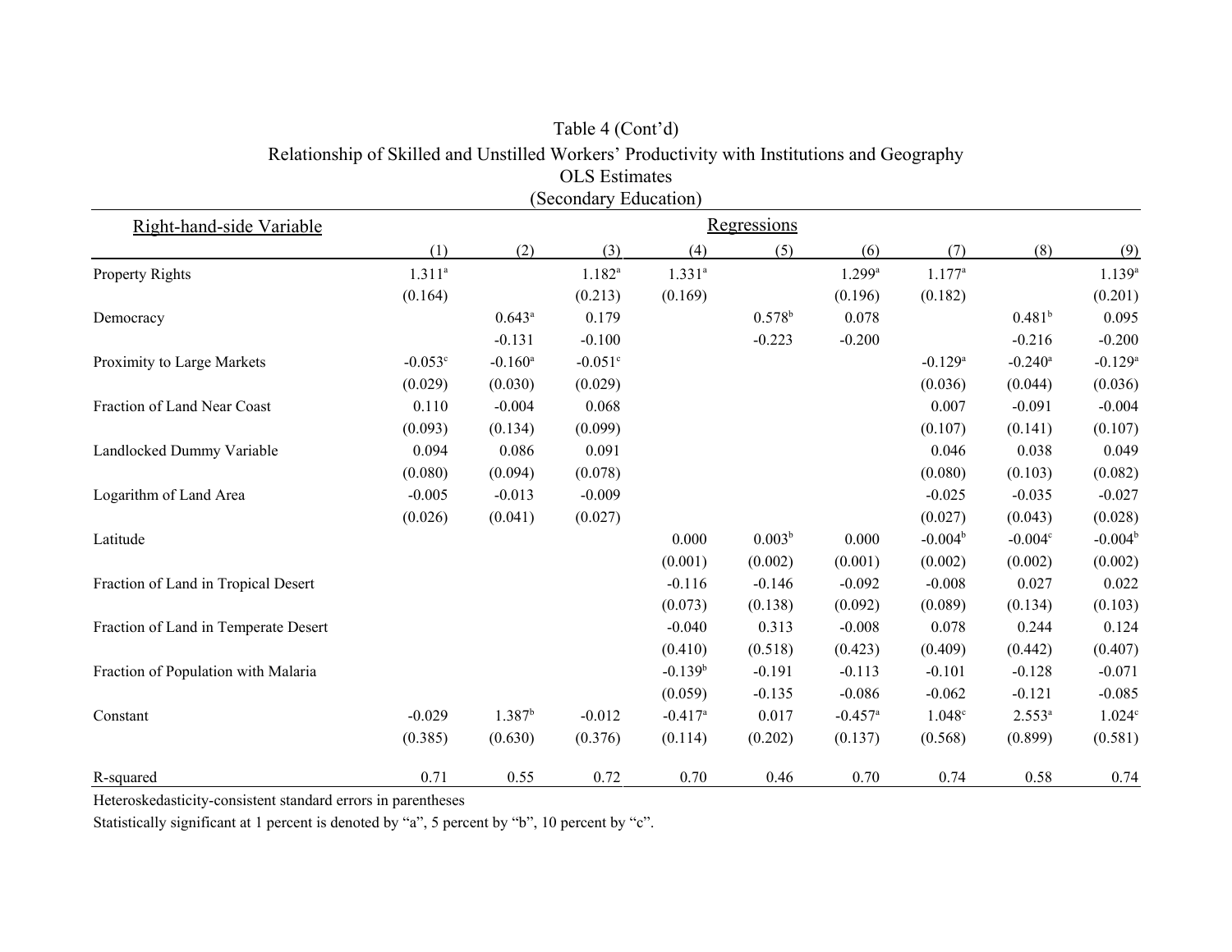Table 4 (Cont'd)

Relationship of Skilled and Unstilled Workers' Productivity with Institutions and Geography

OLS Estimates

(Secondary Education)

| Right-hand-side Variable | Regressions | | | | | | | | |
|---|---|---|---|---|---|---|---|---|---|
| | (1) | (2) | (3) | (4) | (5) | (6) | (7) | (8) | (9) |
| Property Rights | 1.311[a] | | 1.182[a] | 1.331[a] | | 1.299[a] | 1.177[a] | | 1.139[a] |
| | (0.164) | | (0.213) | (0.169) | | (0.196) | (0.182) | | (0.201) |
| Democracy | | 0.643[a] | 0.179 | | 0.578[b] | 0.078 | | 0.481[b] | 0.095 |
| | | -0.131 | -0.100 | | -0.223 | -0.200 | | -0.216 | -0.200 |
| Proximity to Large Markets | -0.053[c] | -0.160[a] | -0.051[c] | | | | -0.129[a] | -0.240[a] | -0.129[a] |
| | (0.029) | (0.030) | (0.029) | | | | (0.036) | (0.044) | (0.036) |
| Fraction of Land Near Coast | 0.110 | -0.004 | 0.068 | | | | 0.007 | -0.091 | -0.004 |
| | (0.093) | (0.134) | (0.099) | | | | (0.107) | (0.141) | (0.107) |
| Landlocked Dummy Variable | 0.094 | 0.086 | 0.091 | | | | 0.046 | 0.038 | 0.049 |
| | (0.080) | (0.094) | (0.078) | | | | (0.080) | (0.103) | (0.082) |
| Logarithm of Land Area | -0.005 | -0.013 | -0.009 | | | | -0.025 | -0.035 | -0.027 |
| | (0.026) | (0.041) | (0.027) | | | | (0.027) | (0.043) | (0.028) |
| Latitude | | | | 0.000 | 0.003[b] | 0.000 | -0.004[b] | -0.004[c] | -0.004[b] |
| | | | | (0.001) | (0.002) | (0.001) | (0.002) | (0.002) | (0.002) |
| Fraction of Land in Tropical Desert | | | | -0.116 | -0.146 | -0.092 | -0.008 | 0.027 | 0.022 |
| | | | | (0.073) | (0.138) | (0.092) | (0.089) | (0.134) | (0.103) |
| Fraction of Land in Temperate Desert | | | | -0.040 | 0.313 | -0.008 | 0.078 | 0.244 | 0.124 |
| | | | | (0.410) | (0.518) | (0.423) | (0.409) | (0.442) | (0.407) |
| Fraction of Population with Malaria | | | | -0.139[b] | -0.191 | -0.113 | -0.101 | -0.128 | -0.071 |
| | | | | (0.059) | -0.135 | -0.086 | -0.062 | -0.121 | -0.085 |
| Constant | -0.029 | 1.387[b] | -0.012 | -0.417[a] | 0.017 | -0.457[a] | 1.048[c] | 2.553[a] | 1.024[c] |
| | (0.385) | (0.630) | (0.376) | (0.114) | (0.202) | (0.137) | (0.568) | (0.899) | (0.581) |
| R-squared | 0.71 | 0.55 | 0.72 | 0.70 | 0.46 | 0.70 | 0.74 | 0.58 | 0.74 |

Heteroskedasticity-consistent standard errors in parentheses

Statistically significant at 1 percent is denoted by "a", 5 percent by "b", 10 percent by "c".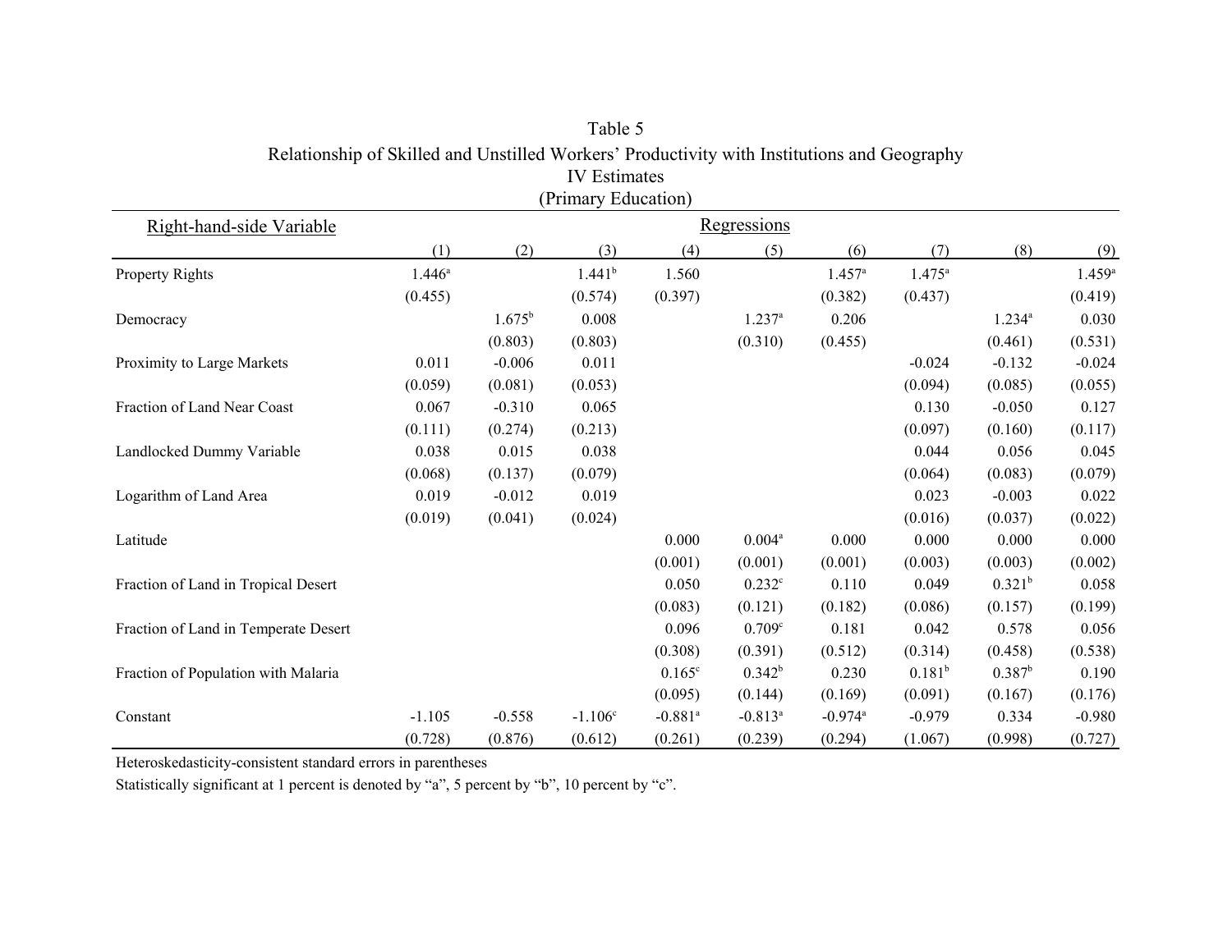Table 5

Relationship of Skilled and Unstilled Workers' Productivity with Institutions and Geography

IV Estimates

(Primary Education)

| Right-hand-side Variable | Regressions | | | | | | | | |
|---|---|---|---|---|---|---|---|---|---|
| | (1) | (2) | (3) | (4) | (5) | (6) | (7) | (8) | (9) |
| Property Rights | 1.446[a] | | 1.441[b] | 1.560 | | 1.457[a] | 1.475[a] | | 1.459[a] |
| | (0.455) | | (0.574) | (0.397) | | (0.382) | (0.437) | | (0.419) |
| Democracy | | 1.675[b] | 0.008 | | 1.237[a] | 0.206 | | 1.234[a] | 0.030 |
| | | (0.803) | (0.803) | | (0.310) | (0.455) | | (0.461) | (0.531) |
| Proximity to Large Markets | 0.011 | -0.006 | 0.011 | | | | -0.024 | -0.132 | -0.024 |
| | (0.059) | (0.081) | (0.053) | | | | (0.094) | (0.085) | (0.055) |
| Fraction of Land Near Coast | 0.067 | -0.310 | 0.065 | | | | 0.130 | -0.050 | 0.127 |
| | (0.111) | (0.274) | (0.213) | | | | (0.097) | (0.160) | (0.117) |
| Landlocked Dummy Variable | 0.038 | 0.015 | 0.038 | | | | 0.044 | 0.056 | 0.045 |
| | (0.068) | (0.137) | (0.079) | | | | (0.064) | (0.083) | (0.079) |
| Logarithm of Land Area | 0.019 | -0.012 | 0.019 | | | | 0.023 | -0.003 | 0.022 |
| | (0.019) | (0.041) | (0.024) | | | | (0.016) | (0.037) | (0.022) |
| Latitude | | | | 0.000 | 0.004[a] | 0.000 | 0.000 | 0.000 | 0.000 |
| | | | | (0.001) | (0.001) | (0.001) | (0.003) | (0.003) | (0.002) |
| Fraction of Land in Tropical Desert | | | | 0.050 | 0.232[c] | 0.110 | 0.049 | 0.321[b] | 0.058 |
| | | | | (0.083) | (0.121) | (0.182) | (0.086) | (0.157) | (0.199) |
| Fraction of Land in Temperate Desert | | | | 0.096 | 0.709[c] | 0.181 | 0.042 | 0.578 | 0.056 |
| | | | | (0.308) | (0.391) | (0.512) | (0.314) | (0.458) | (0.538) |
| Fraction of Population with Malaria | | | | 0.165[c] | 0.342[b] | 0.230 | 0.181[b] | 0.387[b] | 0.190 |
| | | | | (0.095) | (0.144) | (0.169) | (0.091) | (0.167) | (0.176) |
| Constant | -1.105 | -0.558 | -1.106[c] | -0.881[a] | -0.813[a] | -0.974[a] | -0.979 | 0.334 | -0.980 |
| | (0.728) | (0.876) | (0.612) | (0.261) | (0.239) | (0.294) | (1.067) | (0.998) | (0.727) |

Heteroskedasticity-consistent standard errors in parentheses

Statistically significant at 1 percent is denoted by "a", 5 percent by "b", 10 percent by "c".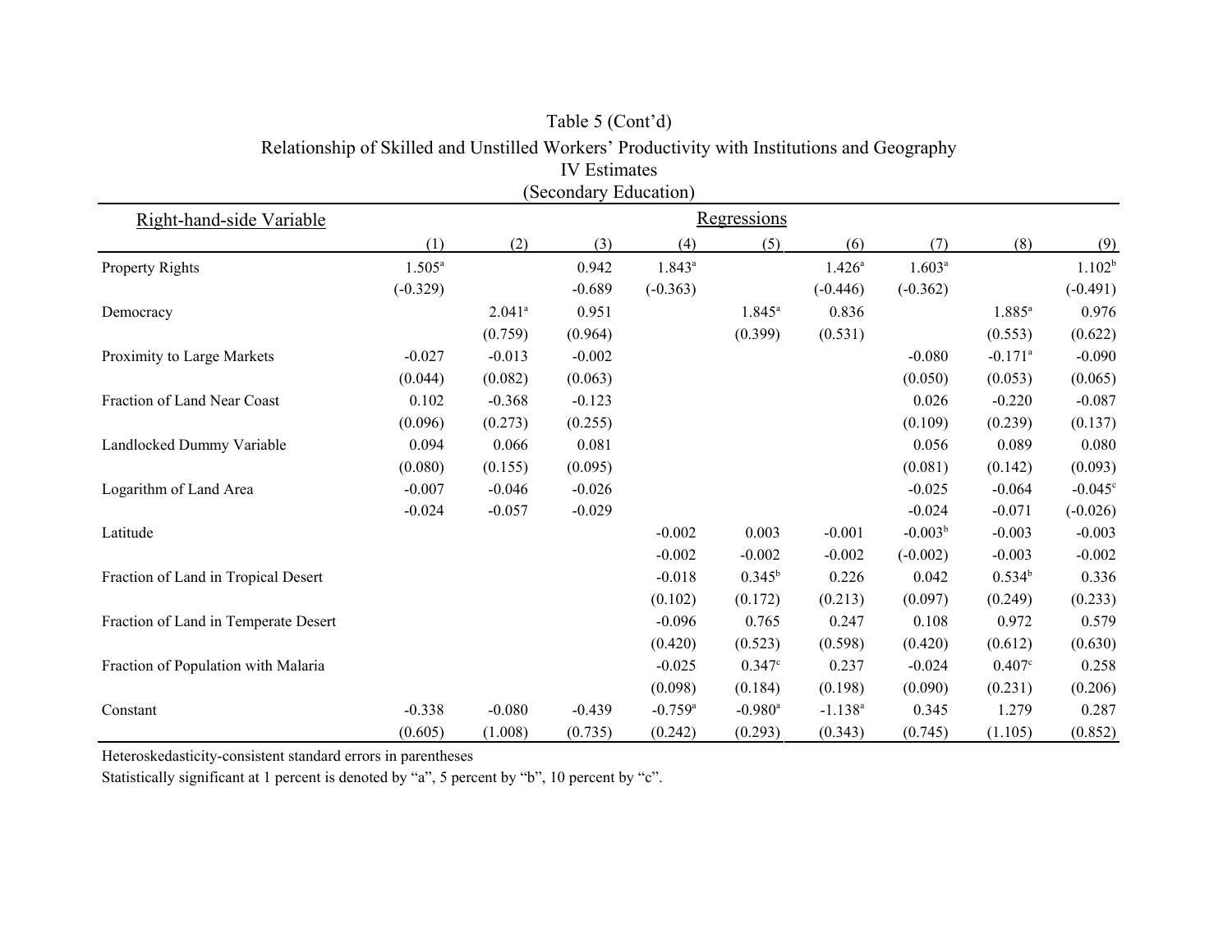Table 5 (Cont'd)

Relationship of Skilled and Unstilled Workers' Productivity with Institutions and Geography

IV Estimates

(Secondary Education)

| Right-hand-side Variable | (1) | (2) | (3) | (4) | (5) | (6) | (7) | (8) | (9) |
|---|---|---|---|---|---|---|---|---|---|
| Property Rights | 1.505[a] | | 0.942 | 1.843[a] | | 1.426[a] | 1.603[a] | | 1.102[b] |
| | (-0.329) | | -0.689 | (-0.363) | | (-0.446) | (-0.362) | | (-0.491) |
| Democracy | | 2.041[a] | 0.951 | | 1.845[a] | 0.836 | | 1.885[a] | 0.976 |
| | | (0.759) | (0.964) | | (0.399) | (0.531) | | (0.553) | (0.622) |
| Proximity to Large Markets | -0.027 | -0.013 | -0.002 | | | | -0.080 | -0.171[a] | -0.090 |
| | (0.044) | (0.082) | (0.063) | | | | (0.050) | (0.053) | (0.065) |
| Fraction of Land Near Coast | 0.102 | -0.368 | -0.123 | | | | 0.026 | -0.220 | -0.087 |
| | (0.096) | (0.273) | (0.255) | | | | (0.109) | (0.239) | (0.137) |
| Landlocked Dummy Variable | 0.094 | 0.066 | 0.081 | | | | 0.056 | 0.089 | 0.080 |
| | (0.080) | (0.155) | (0.095) | | | | (0.081) | (0.142) | (0.093) |
| Logarithm of Land Area | -0.007 | -0.046 | -0.026 | | | | -0.025 | -0.064 | -0.045[c] |
| | -0.024 | -0.057 | -0.029 | | | | -0.024 | -0.071 | (-0.026) |
| Latitude | | | | -0.002 | 0.003 | -0.001 | -0.003[b] | -0.003 | -0.003 |
| | | | | -0.002 | -0.002 | -0.002 | (-0.002) | -0.003 | -0.002 |
| Fraction of Land in Tropical Desert | | | | -0.018 | 0.345[b] | 0.226 | 0.042 | 0.534[b] | 0.336 |
| | | | | (0.102) | (0.172) | (0.213) | (0.097) | (0.249) | (0.233) |
| Fraction of Land in Temperate Desert | | | | -0.096 | 0.765 | 0.247 | 0.108 | 0.972 | 0.579 |
| | | | | (0.420) | (0.523) | (0.598) | (0.420) | (0.612) | (0.630) |
| Fraction of Population with Malaria | | | | -0.025 | 0.347[c] | 0.237 | -0.024 | 0.407[c] | 0.258 |
| | | | | (0.098) | (0.184) | (0.198) | (0.090) | (0.231) | (0.206) |
| Constant | -0.338 | -0.080 | -0.439 | -0.759[a] | -0.980[a] | -1.138[a] | 0.345 | 1.279 | 0.287 |
| | (0.605) | (1.008) | (0.735) | (0.242) | (0.293) | (0.343) | (0.745) | (1.105) | (0.852) |

Heteroskedasticity-consistent standard errors in parentheses

Statistically significant at 1 percent is denoted by "a", 5 percent by "b", 10 percent by "c".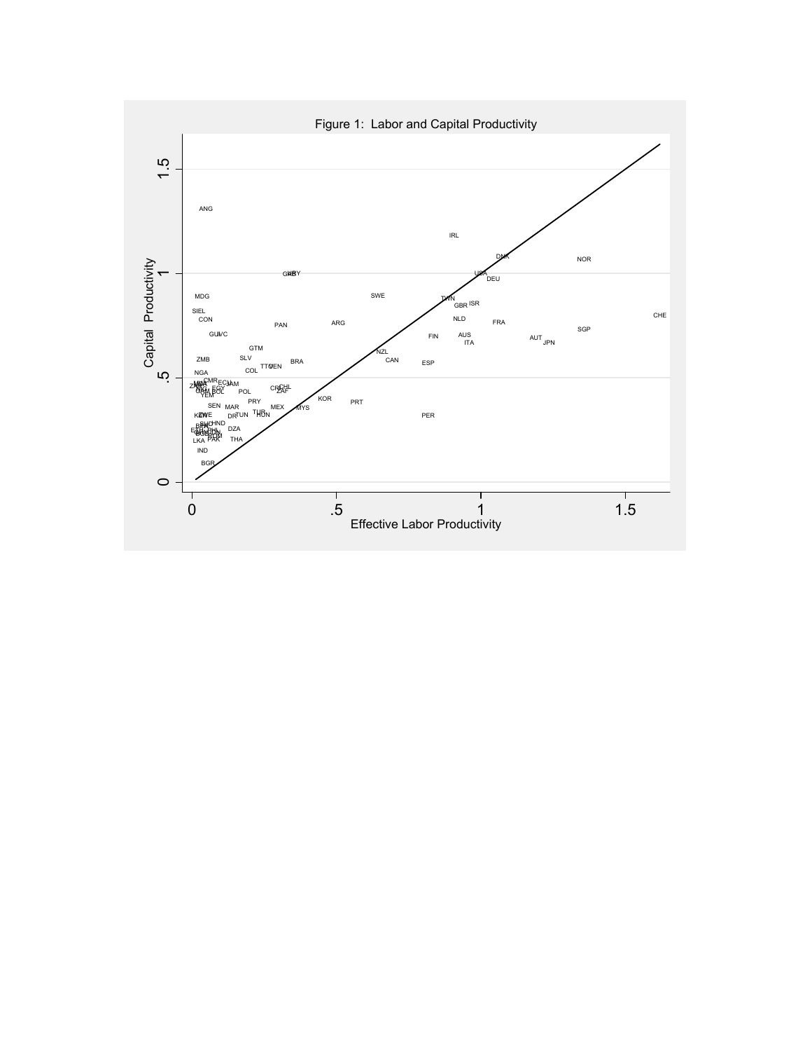Figure 1: Labor and Capital Productivity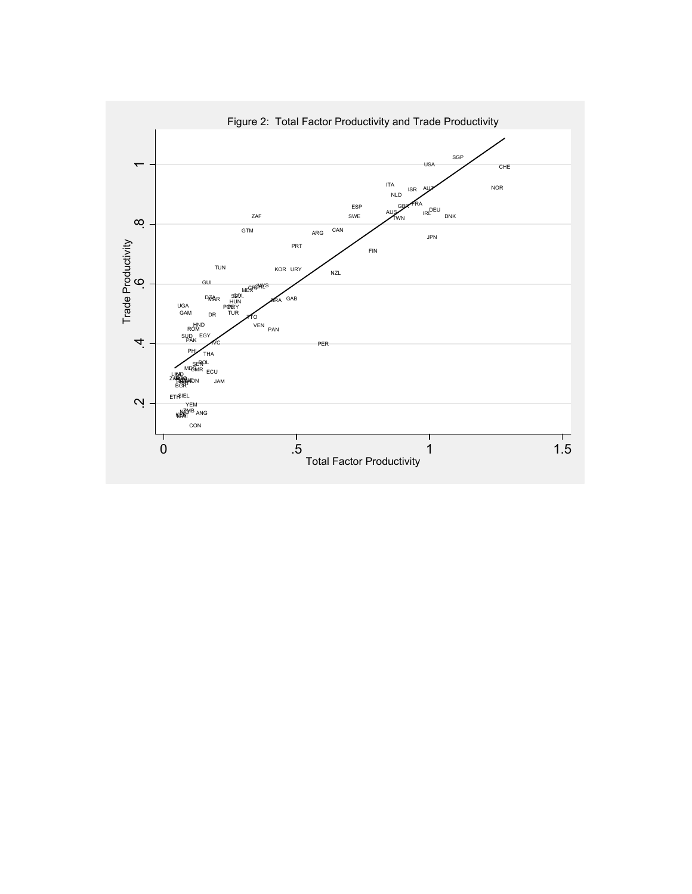Figure 2: Total Factor Productivity and Trade Productivity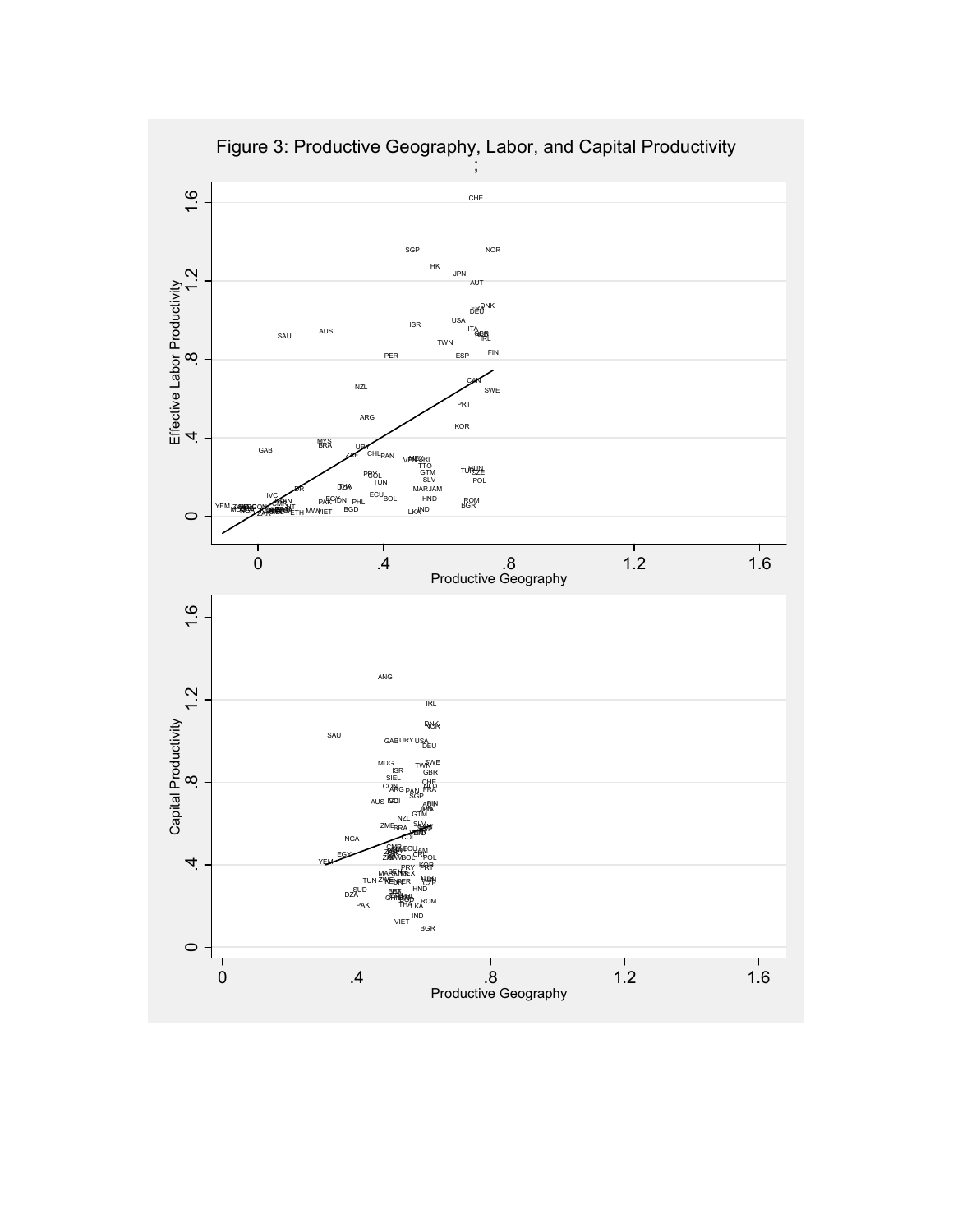Figure 3: Productive Geography, Labor, and Capital Productivity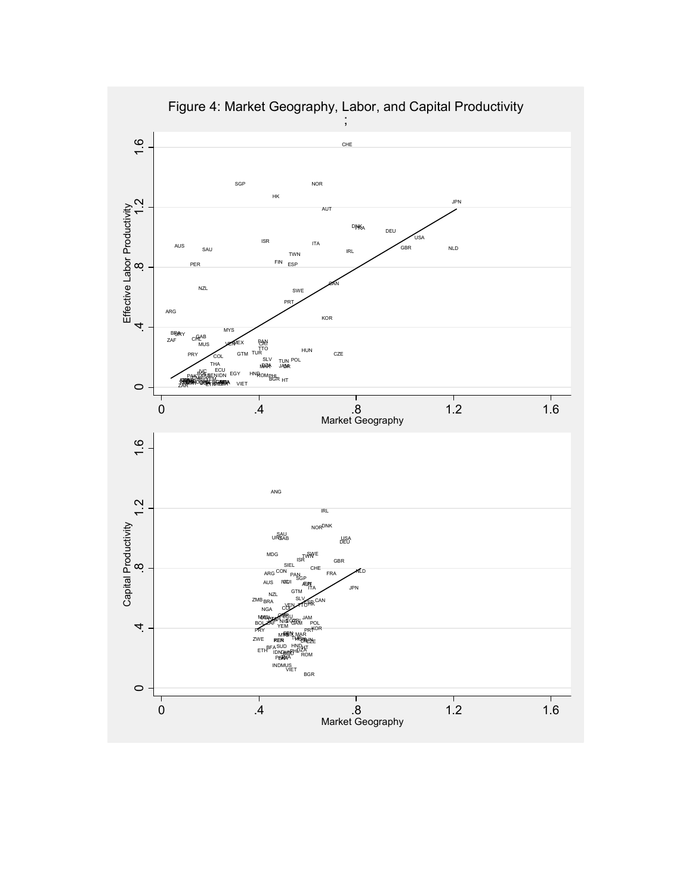Figure 4: Market Geography, Labor, and Capital Productivity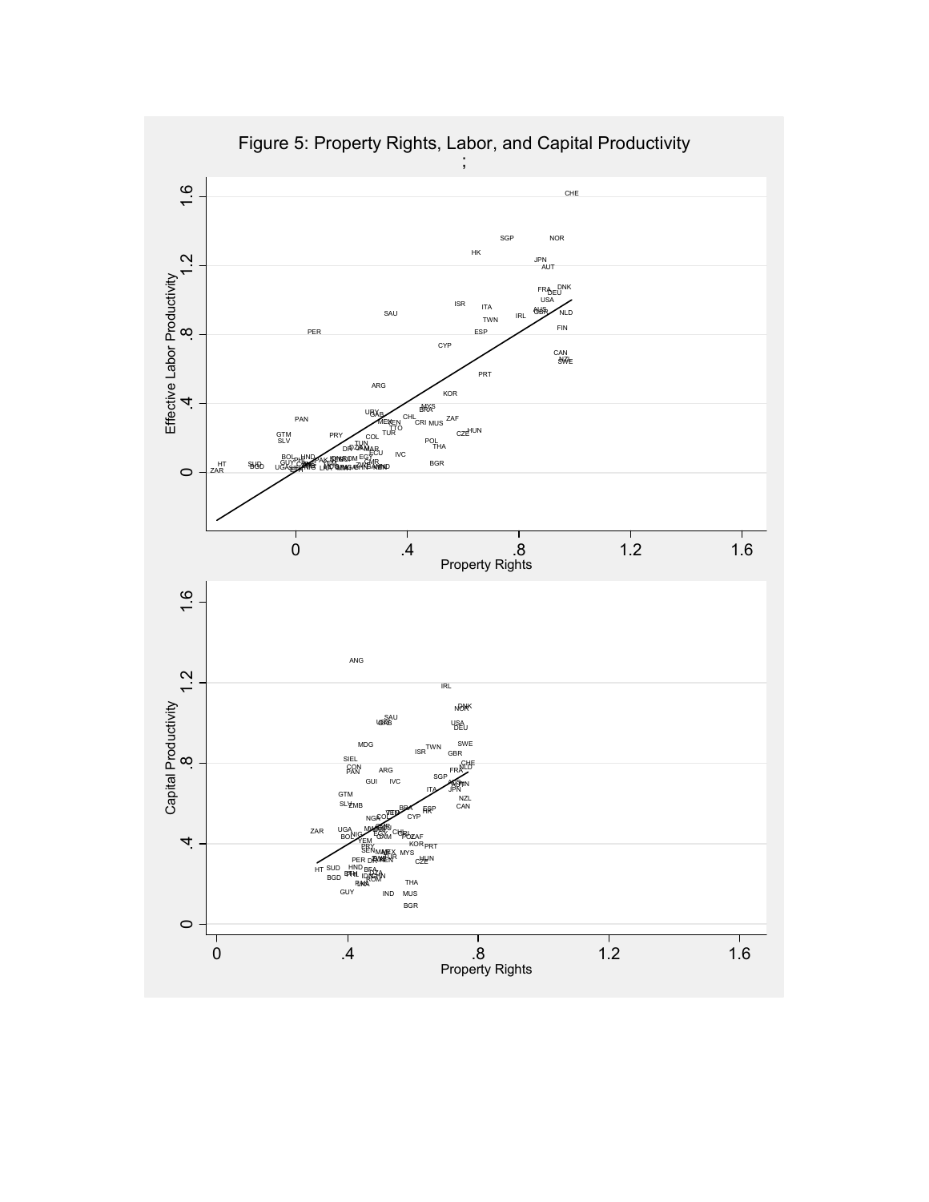Figure 5: Property Rights, Labor, and Capital Productivity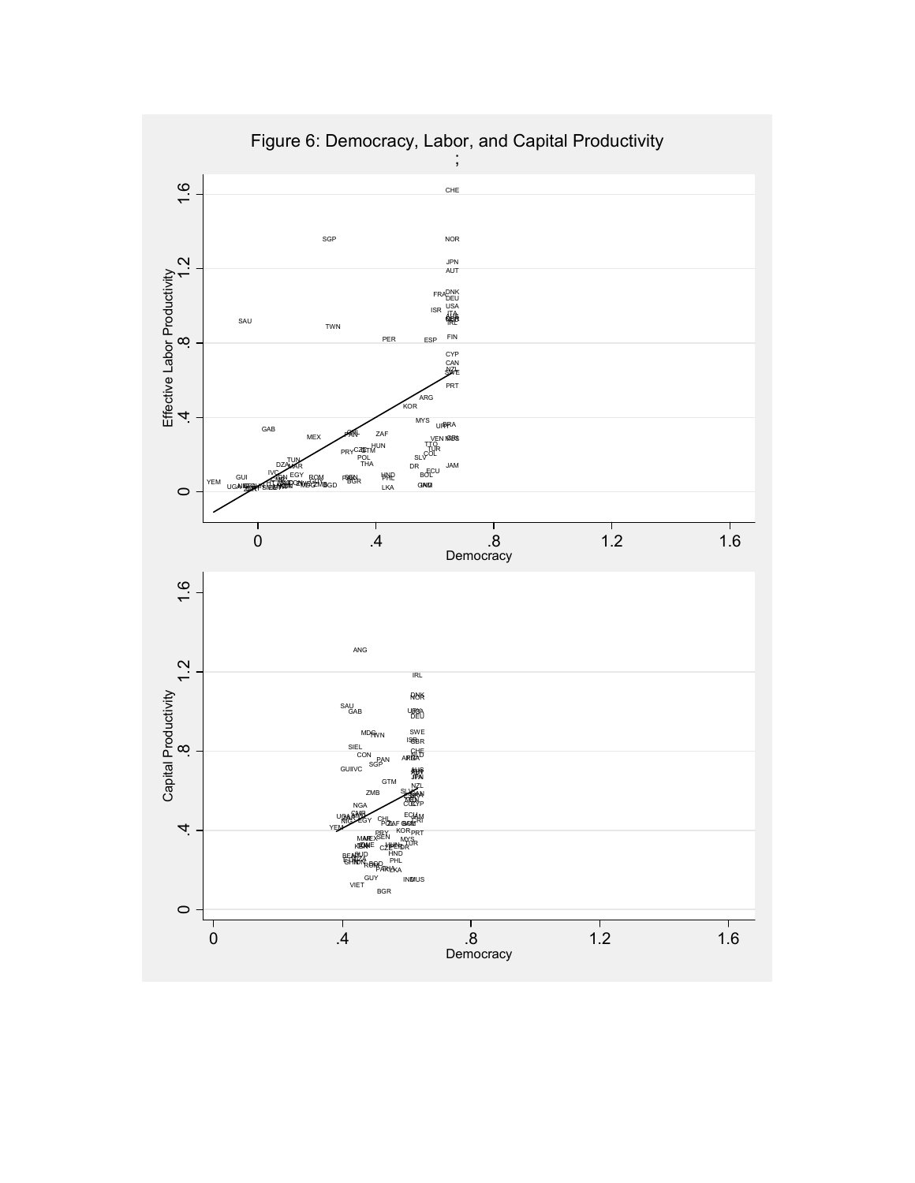Figure 6: Democracy, Labor, and Capital Productivity

;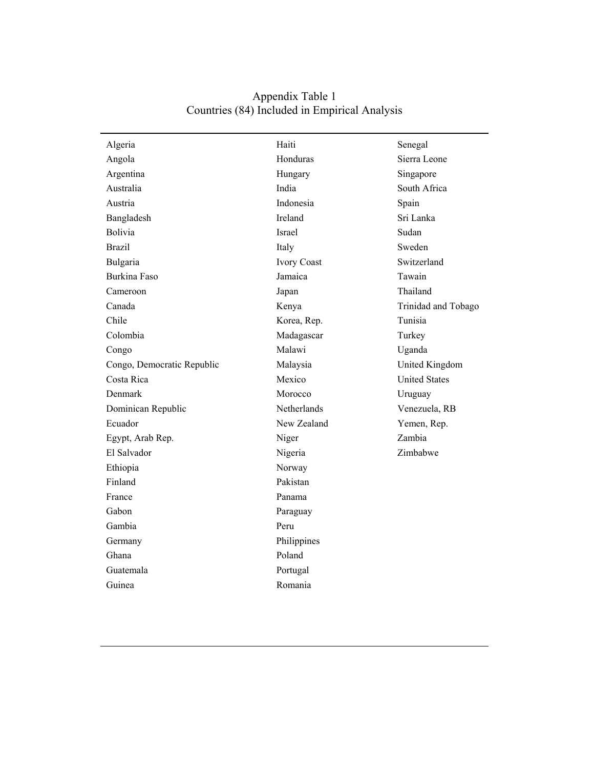# Appendix Table 1
## Countries (84) Included in Empirical Analysis

| | | |
|---|---|---|
| Algeria | Haiti | Senegal |
| Angola | Honduras | Sierra Leone |
| Argentina | Hungary | Singapore |
| Australia | India | South Africa |
| Austria | Indonesia | Spain |
| Bangladesh | Ireland | Sri Lanka |
| Bolivia | Israel | Sudan |
| Brazil | Italy | Sweden |
| Bulgaria | Ivory Coast | Switzerland |
| Burkina Faso | Jamaica | Tawain |
| Cameroon | Japan | Thailand |
| Canada | Kenya | Trinidad and Tobago |
| Chile | Korea, Rep. | Tunisia |
| Colombia | Madagascar | Turkey |
| Congo | Malawi | Uganda |
| Congo, Democratic Republic | Malaysia | United Kingdom |
| Costa Rica | Mexico | United States |
| Denmark | Morocco | Uruguay |
| Dominican Republic | Netherlands | Venezuela, RB |
| Ecuador | New Zealand | Yemen, Rep. |
| Egypt, Arab Rep. | Niger | Zambia |
| El Salvador | Nigeria | Zimbabwe |
| Ethiopia | Norway | |
| Finland | Pakistan | |
| France | Panama | |
| Gabon | Paraguay | |
| Gambia | Peru | |
| Germany | Philippines | |
| Ghana | Poland | |
| Guatemala | Portugal | |
| Guinea | Romania | |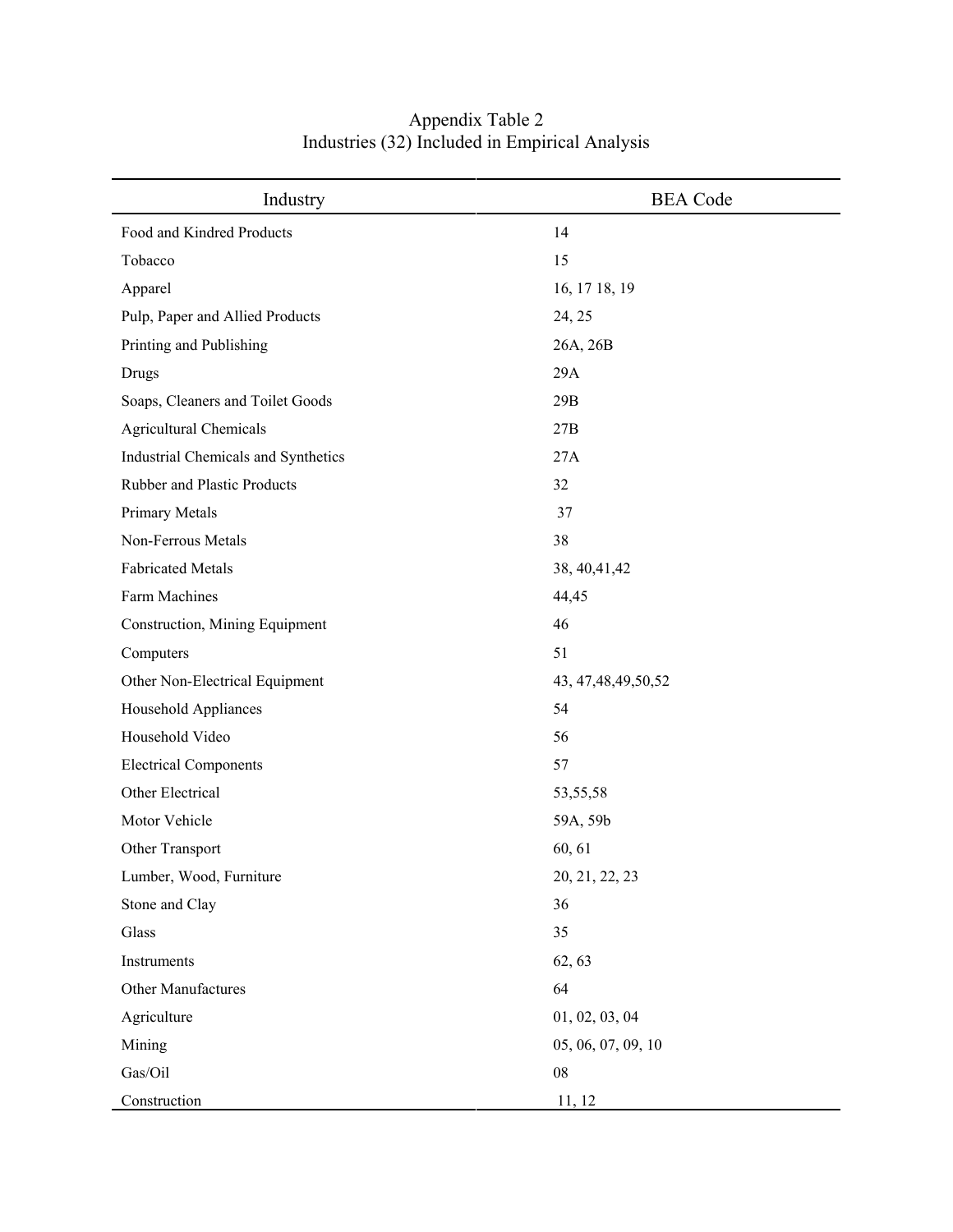Appendix Table 2
Industries (32) Included in Empirical Analysis

| Industry | BEA Code |
| --- | --- |
| Food and Kindred Products | 14 |
| Tobacco | 15 |
| Apparel | 16, 17 18, 19 |
| Pulp, Paper and Allied Products | 24, 25 |
| Printing and Publishing | 26A, 26B |
| Drugs | 29A |
| Soaps, Cleaners and Toilet Goods | 29B |
| Agricultural Chemicals | 27B |
| Industrial Chemicals and Synthetics | 27A |
| Rubber and Plastic Products | 32 |
| Primary Metals | 37 |
| Non-Ferrous Metals | 38 |
| Fabricated Metals | 38, 40,41,42 |
| Farm Machines | 44,45 |
| Construction, Mining Equipment | 46 |
| Computers | 51 |
| Other Non-Electrical Equipment | 43, 47,48,49,50,52 |
| Household Appliances | 54 |
| Household Video | 56 |
| Electrical Components | 57 |
| Other Electrical | 53,55,58 |
| Motor Vehicle | 59A, 59b |
| Other Transport | 60, 61 |
| Lumber, Wood, Furniture | 20, 21, 22, 23 |
| Stone and Clay | 36 |
| Glass | 35 |
| Instruments | 62, 63 |
| Other Manufactures | 64 |
| Agriculture | 01, 02, 03, 04 |
| Mining | 05, 06, 07, 09, 10 |
| Gas/Oil | 08 |
| Construction | 11, 12 |